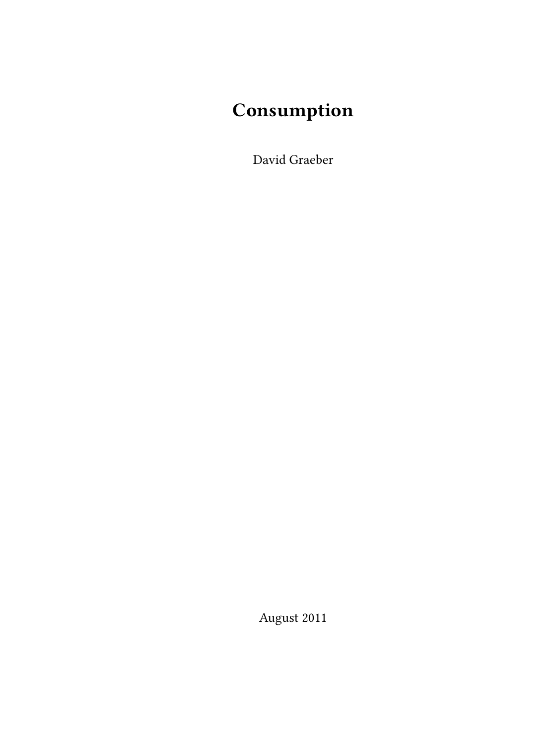# Consumption

David Graeber

August 2011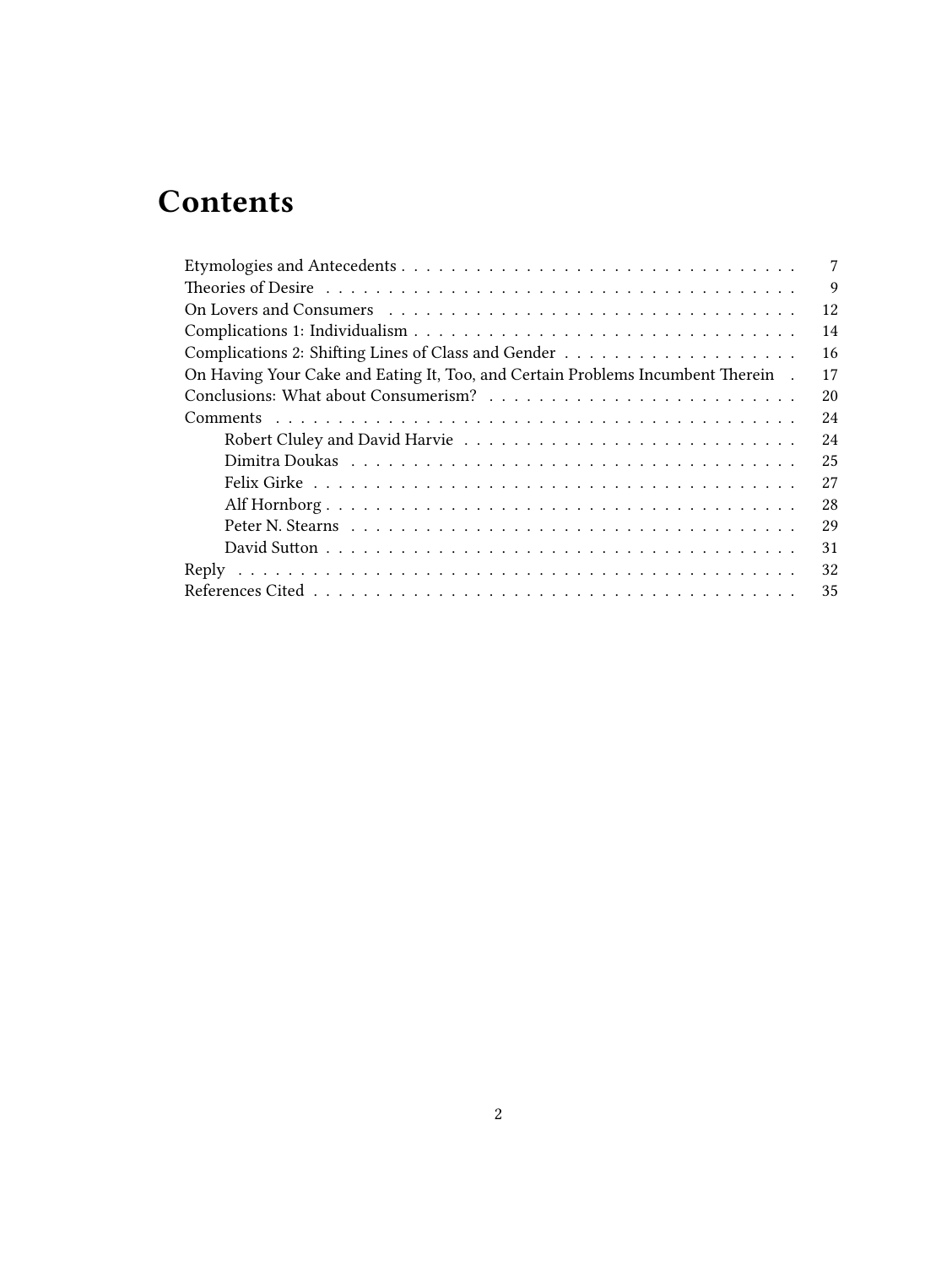# Contents

- Etymologies and Antecedents . . . 7
- Theories of Desire . . . 9
- On Lovers and Consumers . . . 12
- Complications 1: Individualism . . . 14
- Complications 2: Shifting Lines of Class and Gender . . . 16
- On Having Your Cake and Eating It, Too, and Certain Problems Incumbent Therein . . . 17
- Conclusions: What about Consumerism? . . . 20
- Comments . . . 24
  - Robert Cluley and David Harvie . . . 24
  - Dimitra Doukas . . . 25
  - Felix Girke . . . 27
  - Alf Hornborg . . . 28
  - Peter N. Stearns . . . 29
  - David Sutton . . . 31
- Reply . . . 32
- References Cited . . . 35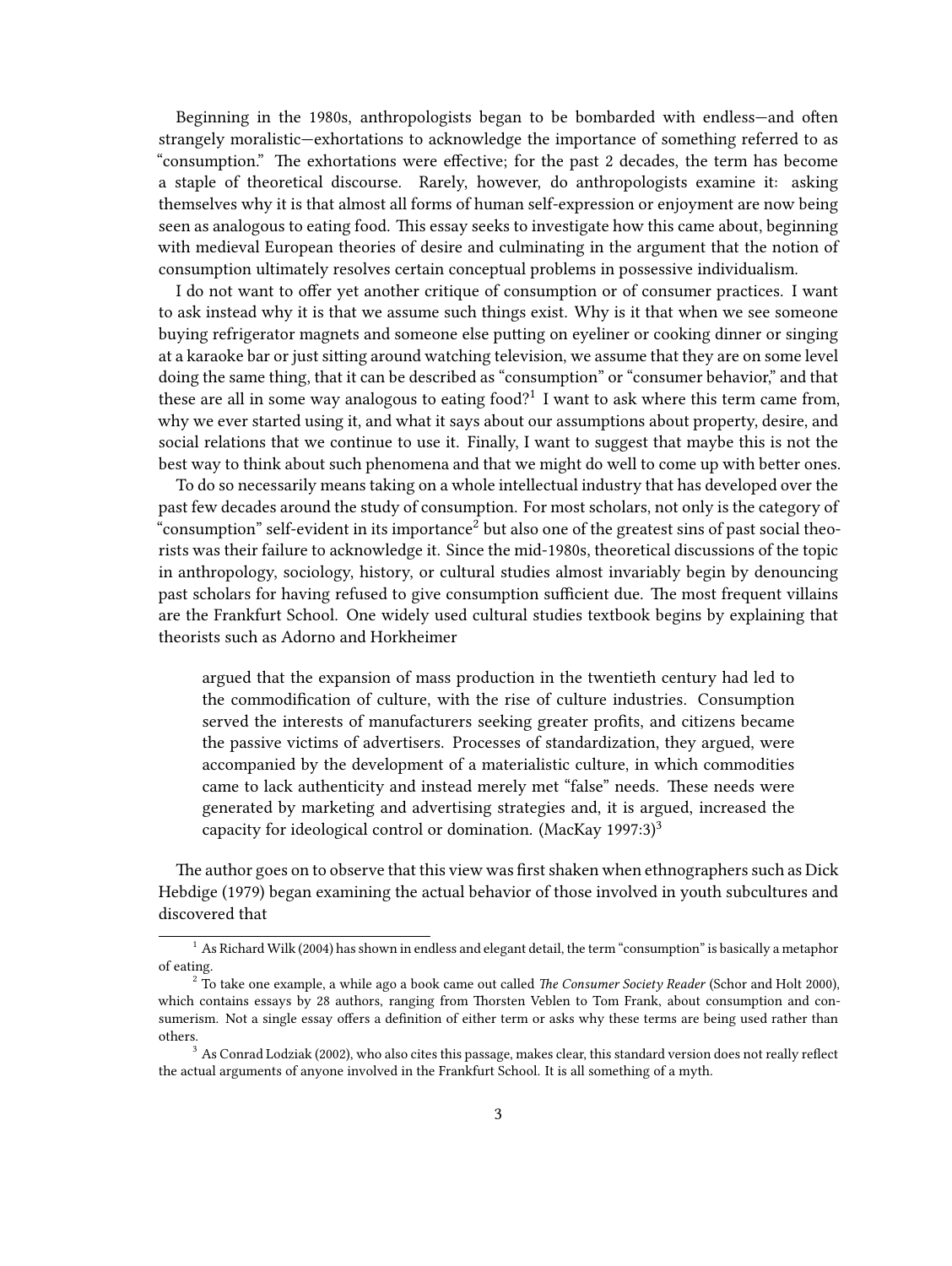Beginning in the 1980s, anthropologists began to be bombarded with endless—and often strangely moralistic—exhortations to acknowledge the importance of something referred to as "consumption." The exhortations were effective; for the past 2 decades, the term has become a staple of theoretical discourse. Rarely, however, do anthropologists examine it: asking themselves why it is that almost all forms of human self-expression or enjoyment are now being seen as analogous to eating food. This essay seeks to investigate how this came about, beginning with medieval European theories of desire and culminating in the argument that the notion of consumption ultimately resolves certain conceptual problems in possessive individualism.

I do not want to offer yet another critique of consumption or of consumer practices. I want to ask instead why it is that we assume such things exist. Why is it that when we see someone buying refrigerator magnets and someone else putting on eyeliner or cooking dinner or singing at a karaoke bar or just sitting around watching television, we assume that they are on some level doing the same thing, that it can be described as "consumption" or "consumer behavior," and that these are all in some way analogous to eating food?[1] I want to ask where this term came from, why we ever started using it, and what it says about our assumptions about property, desire, and social relations that we continue to use it. Finally, I want to suggest that maybe this is not the best way to think about such phenomena and that we might do well to come up with better ones.

To do so necessarily means taking on a whole intellectual industry that has developed over the past few decades around the study of consumption. For most scholars, not only is the category of "consumption" self-evident in its importance[2] but also one of the greatest sins of past social theorists was their failure to acknowledge it. Since the mid-1980s, theoretical discussions of the topic in anthropology, sociology, history, or cultural studies almost invariably begin by denouncing past scholars for having refused to give consumption sufficient due. The most frequent villains are the Frankfurt School. One widely used cultural studies textbook begins by explaining that theorists such as Adorno and Horkheimer

> argued that the expansion of mass production in the twentieth century had led to the commodification of culture, with the rise of culture industries. Consumption served the interests of manufacturers seeking greater profits, and citizens became the passive victims of advertisers. Processes of standardization, they argued, were accompanied by the development of a materialistic culture, in which commodities came to lack authenticity and instead merely met "false" needs. These needs were generated by marketing and advertising strategies and, it is argued, increased the capacity for ideological control or domination. (MacKay 1997:3)[3]

The author goes on to observe that this view was first shaken when ethnographers such as Dick Hebdige (1979) began examining the actual behavior of those involved in youth subcultures and discovered that

[1] As Richard Wilk (2004) has shown in endless and elegant detail, the term "consumption" is basically a metaphor of eating.

[2] To take one example, a while ago a book came out called *The Consumer Society Reader* (Schor and Holt 2000), which contains essays by 28 authors, ranging from Thorsten Veblen to Tom Frank, about consumption and consumerism. Not a single essay offers a definition of either term or asks why these terms are being used rather than others.

[3] As Conrad Lodziak (2002), who also cites this passage, makes clear, this standard version does not really reflect the actual arguments of anyone involved in the Frankfurt School. It is all something of a myth.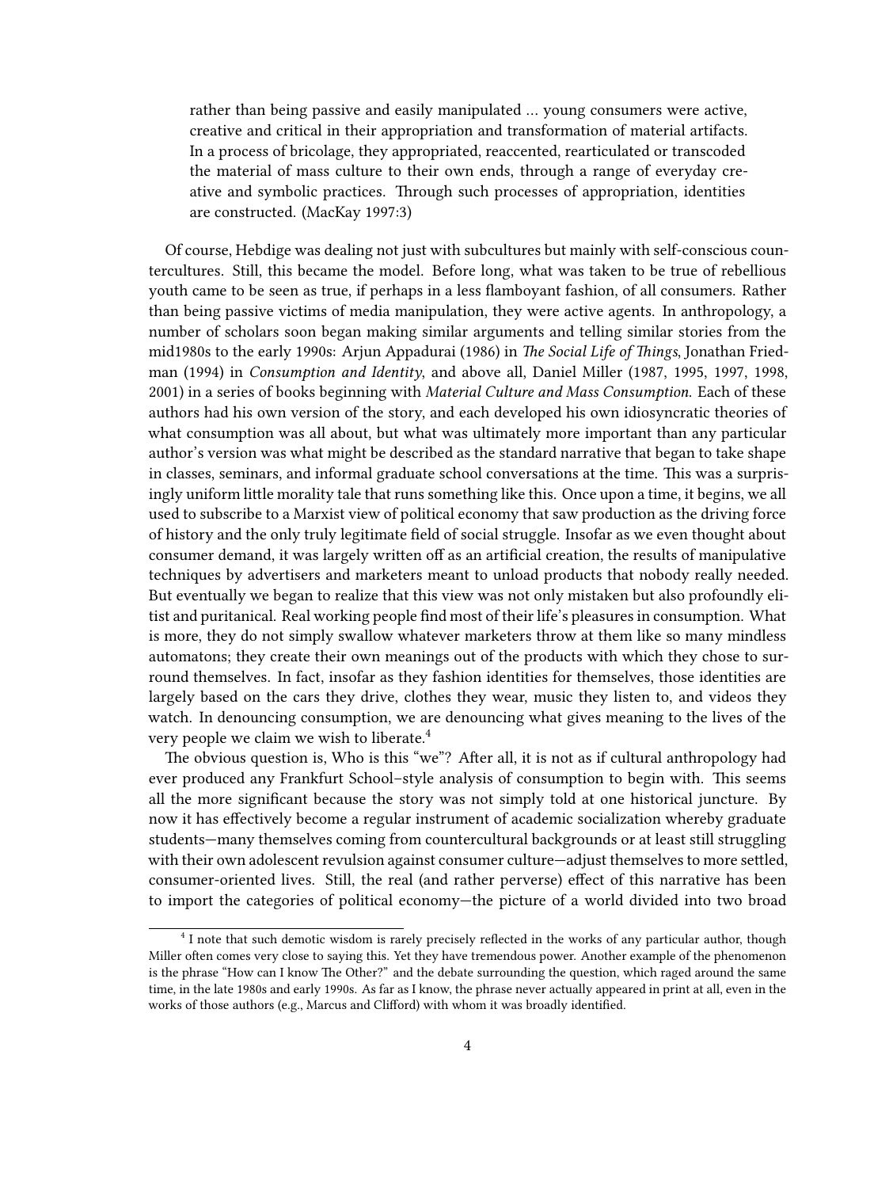> rather than being passive and easily manipulated ... young consumers were active, creative and critical in their appropriation and transformation of material artifacts. In a process of bricolage, they appropriated, reaccented, rearticulated or transcoded the material of mass culture to their own ends, through a range of everyday creative and symbolic practices. Through such processes of appropriation, identities are constructed. (MacKay 1997:3)

Of course, Hebdige was dealing not just with subcultures but mainly with self-conscious countercultures. Still, this became the model. Before long, what was taken to be true of rebellious youth came to be seen as true, if perhaps in a less flamboyant fashion, of all consumers. Rather than being passive victims of media manipulation, they were active agents. In anthropology, a number of scholars soon began making similar arguments and telling similar stories from the mid1980s to the early 1990s: Arjun Appadurai (1986) in *The Social Life of Things*, Jonathan Friedman (1994) in *Consumption and Identity*, and above all, Daniel Miller (1987, 1995, 1997, 1998, 2001) in a series of books beginning with *Material Culture and Mass Consumption*. Each of these authors had his own version of the story, and each developed his own idiosyncratic theories of what consumption was all about, but what was ultimately more important than any particular author's version was what might be described as the standard narrative that began to take shape in classes, seminars, and informal graduate school conversations at the time. This was a surprisingly uniform little morality tale that runs something like this. Once upon a time, it begins, we all used to subscribe to a Marxist view of political economy that saw production as the driving force of history and the only truly legitimate field of social struggle. Insofar as we even thought about consumer demand, it was largely written off as an artificial creation, the results of manipulative techniques by advertisers and marketers meant to unload products that nobody really needed. But eventually we began to realize that this view was not only mistaken but also profoundly elitist and puritanical. Real working people find most of their life's pleasures in consumption. What is more, they do not simply swallow whatever marketers throw at them like so many mindless automatons; they create their own meanings out of the products with which they chose to surround themselves. In fact, insofar as they fashion identities for themselves, those identities are largely based on the cars they drive, clothes they wear, music they listen to, and videos they watch. In denouncing consumption, we are denouncing what gives meaning to the lives of the very people we claim we wish to liberate.[4]

The obvious question is, Who is this "we"? After all, it is not as if cultural anthropology had ever produced any Frankfurt School–style analysis of consumption to begin with. This seems all the more significant because the story was not simply told at one historical juncture. By now it has effectively become a regular instrument of academic socialization whereby graduate students—many themselves coming from countercultural backgrounds or at least still struggling with their own adolescent revulsion against consumer culture—adjust themselves to more settled, consumer-oriented lives. Still, the real (and rather perverse) effect of this narrative has been to import the categories of political economy—the picture of a world divided into two broad

[4] I note that such demotic wisdom is rarely precisely reflected in the works of any particular author, though Miller often comes very close to saying this. Yet they have tremendous power. Another example of the phenomenon is the phrase "How can I know The Other?" and the debate surrounding the question, which raged around the same time, in the late 1980s and early 1990s. As far as I know, the phrase never actually appeared in print at all, even in the works of those authors (e.g., Marcus and Clifford) with whom it was broadly identified.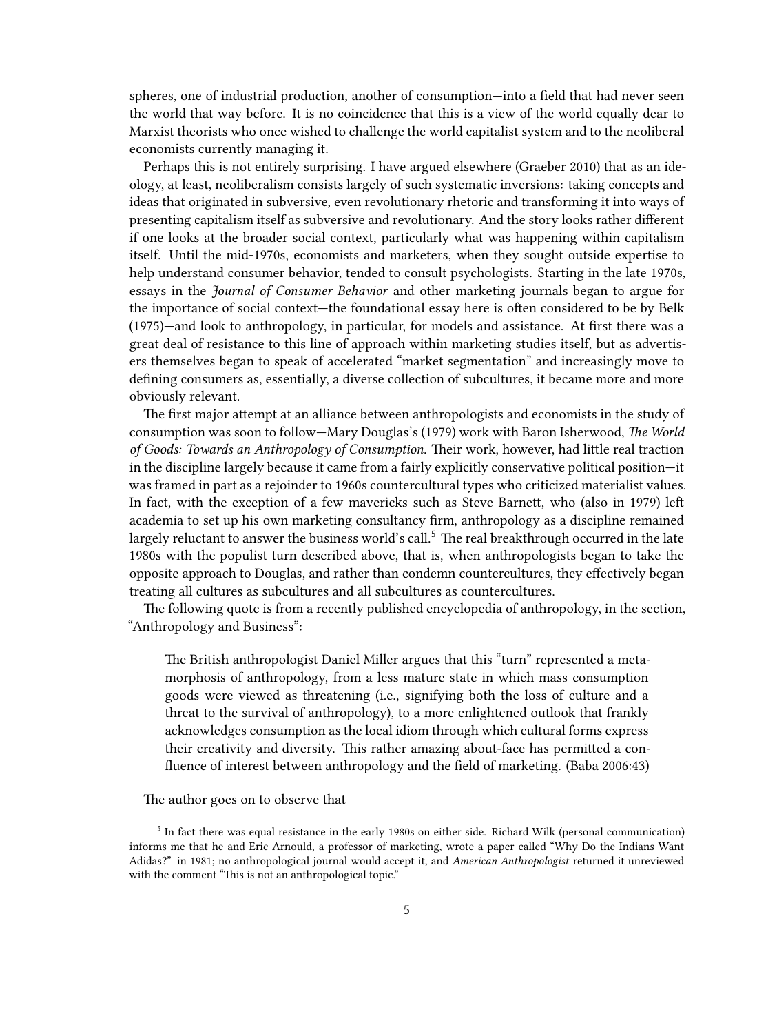spheres, one of industrial production, another of consumption—into a field that had never seen the world that way before. It is no coincidence that this is a view of the world equally dear to Marxist theorists who once wished to challenge the world capitalist system and to the neoliberal economists currently managing it.

Perhaps this is not entirely surprising. I have argued elsewhere (Graeber 2010) that as an ideology, at least, neoliberalism consists largely of such systematic inversions: taking concepts and ideas that originated in subversive, even revolutionary rhetoric and transforming it into ways of presenting capitalism itself as subversive and revolutionary. And the story looks rather different if one looks at the broader social context, particularly what was happening within capitalism itself. Until the mid-1970s, economists and marketers, when they sought outside expertise to help understand consumer behavior, tended to consult psychologists. Starting in the late 1970s, essays in the *Journal of Consumer Behavior* and other marketing journals began to argue for the importance of social context—the foundational essay here is often considered to be by Belk (1975)—and look to anthropology, in particular, for models and assistance. At first there was a great deal of resistance to this line of approach within marketing studies itself, but as advertisers themselves began to speak of accelerated "market segmentation" and increasingly move to defining consumers as, essentially, a diverse collection of subcultures, it became more and more obviously relevant.

The first major attempt at an alliance between anthropologists and economists in the study of consumption was soon to follow—Mary Douglas's (1979) work with Baron Isherwood, *The World of Goods: Towards an Anthropology of Consumption*. Their work, however, had little real traction in the discipline largely because it came from a fairly explicitly conservative political position—it was framed in part as a rejoinder to 1960s countercultural types who criticized materialist values. In fact, with the exception of a few mavericks such as Steve Barnett, who (also in 1979) left academia to set up his own marketing consultancy firm, anthropology as a discipline remained largely reluctant to answer the business world's call.[5] The real breakthrough occurred in the late 1980s with the populist turn described above, that is, when anthropologists began to take the opposite approach to Douglas, and rather than condemn countercultures, they effectively began treating all cultures as subcultures and all subcultures as countercultures.

The following quote is from a recently published encyclopedia of anthropology, in the section, "Anthropology and Business":

> The British anthropologist Daniel Miller argues that this "turn" represented a metamorphosis of anthropology, from a less mature state in which mass consumption goods were viewed as threatening (i.e., signifying both the loss of culture and a threat to the survival of anthropology), to a more enlightened outlook that frankly acknowledges consumption as the local idiom through which cultural forms express their creativity and diversity. This rather amazing about-face has permitted a confluence of interest between anthropology and the field of marketing. (Baba 2006:43)

The author goes on to observe that

[5] In fact there was equal resistance in the early 1980s on either side. Richard Wilk (personal communication) informs me that he and Eric Arnould, a professor of marketing, wrote a paper called "Why Do the Indians Want Adidas?" in 1981; no anthropological journal would accept it, and *American Anthropologist* returned it unreviewed with the comment "This is not an anthropological topic."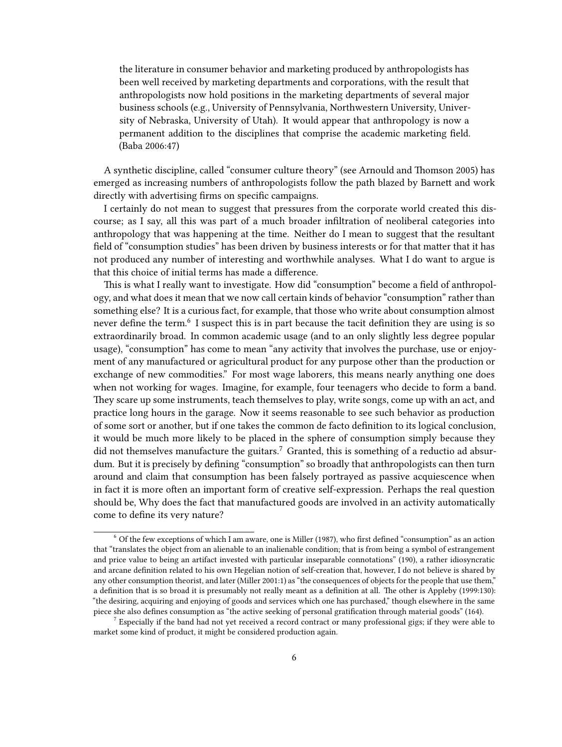> the literature in consumer behavior and marketing produced by anthropologists has been well received by marketing departments and corporations, with the result that anthropologists now hold positions in the marketing departments of several major business schools (e.g., University of Pennsylvania, Northwestern University, University of Nebraska, University of Utah). It would appear that anthropology is now a permanent addition to the disciplines that comprise the academic marketing field. (Baba 2006:47)

A synthetic discipline, called "consumer culture theory" (see Arnould and Thomson 2005) has emerged as increasing numbers of anthropologists follow the path blazed by Barnett and work directly with advertising firms on specific campaigns.

I certainly do not mean to suggest that pressures from the corporate world created this discourse; as I say, all this was part of a much broader infiltration of neoliberal categories into anthropology that was happening at the time. Neither do I mean to suggest that the resultant field of "consumption studies" has been driven by business interests or for that matter that it has not produced any number of interesting and worthwhile analyses. What I do want to argue is that this choice of initial terms has made a difference.

This is what I really want to investigate. How did "consumption" become a field of anthropology, and what does it mean that we now call certain kinds of behavior "consumption" rather than something else? It is a curious fact, for example, that those who write about consumption almost never define the term.[6] I suspect this is in part because the tacit definition they are using is so extraordinarily broad. In common academic usage (and to an only slightly less degree popular usage), "consumption" has come to mean "any activity that involves the purchase, use or enjoyment of any manufactured or agricultural product for any purpose other than the production or exchange of new commodities." For most wage laborers, this means nearly anything one does when not working for wages. Imagine, for example, four teenagers who decide to form a band. They scare up some instruments, teach themselves to play, write songs, come up with an act, and practice long hours in the garage. Now it seems reasonable to see such behavior as production of some sort or another, but if one takes the common de facto definition to its logical conclusion, it would be much more likely to be placed in the sphere of consumption simply because they did not themselves manufacture the guitars.[7] Granted, this is something of a reductio ad absurdum. But it is precisely by defining "consumption" so broadly that anthropologists can then turn around and claim that consumption has been falsely portrayed as passive acquiescence when in fact it is more often an important form of creative self-expression. Perhaps the real question should be, Why does the fact that manufactured goods are involved in an activity automatically come to define its very nature?

[6] Of the few exceptions of which I am aware, one is Miller (1987), who first defined "consumption" as an action that "translates the object from an alienable to an inalienable condition; that is from being a symbol of estrangement and price value to being an artifact invested with particular inseparable connotations" (190), a rather idiosyncratic and arcane definition related to his own Hegelian notion of self-creation that, however, I do not believe is shared by any other consumption theorist, and later (Miller 2001:1) as "the consequences of objects for the people that use them," a definition that is so broad it is presumably not really meant as a definition at all. The other is Appleby (1999:130): "the desiring, acquiring and enjoying of goods and services which one has purchased," though elsewhere in the same piece she also defines consumption as "the active seeking of personal gratification through material goods" (164).

[7] Especially if the band had not yet received a record contract or many professional gigs; if they were able to market some kind of product, it might be considered production again.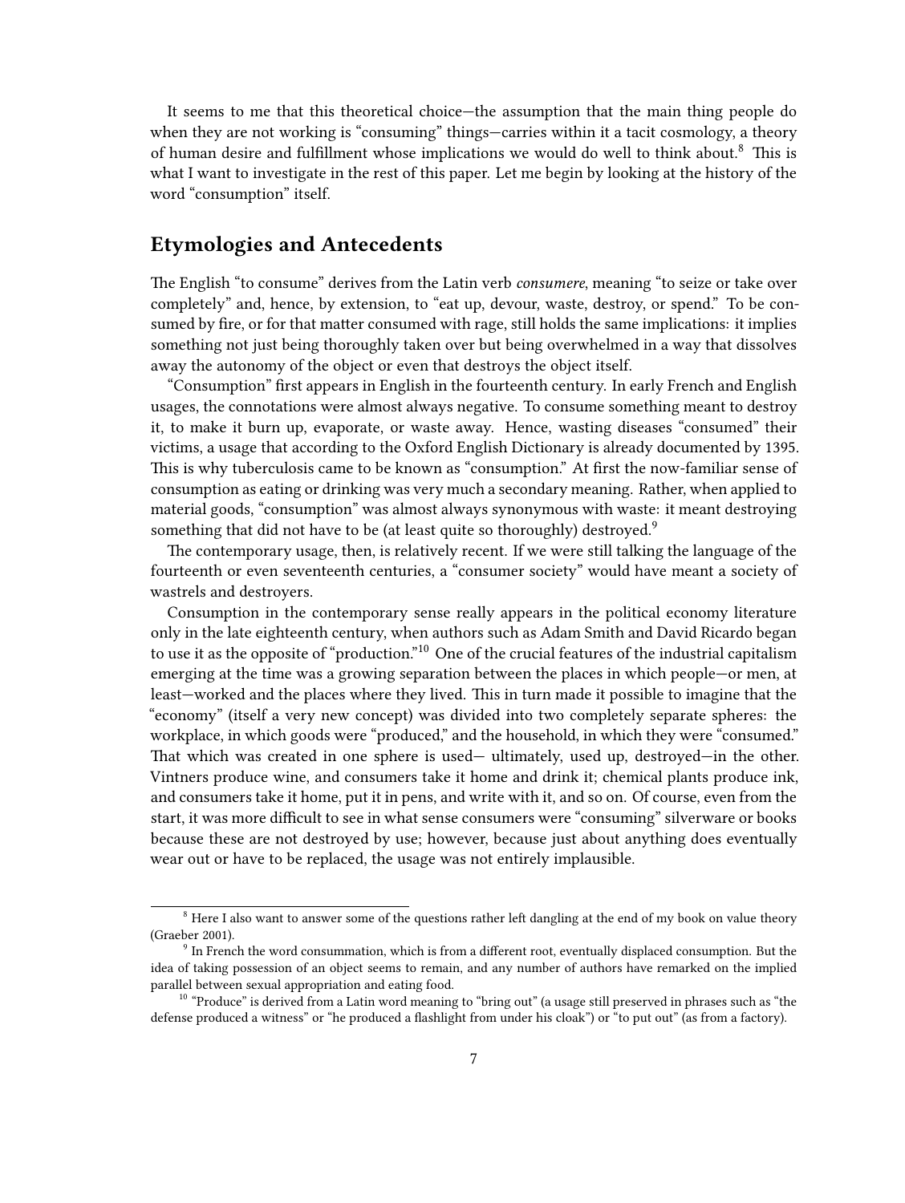It seems to me that this theoretical choice—the assumption that the main thing people do when they are not working is "consuming" things—carries within it a tacit cosmology, a theory of human desire and fulfillment whose implications we would do well to think about.[8] This is what I want to investigate in the rest of this paper. Let me begin by looking at the history of the word "consumption" itself.

## Etymologies and Antecedents

The English "to consume" derives from the Latin verb *consumere*, meaning "to seize or take over completely" and, hence, by extension, to "eat up, devour, waste, destroy, or spend." To be consumed by fire, or for that matter consumed with rage, still holds the same implications: it implies something not just being thoroughly taken over but being overwhelmed in a way that dissolves away the autonomy of the object or even that destroys the object itself.

"Consumption" first appears in English in the fourteenth century. In early French and English usages, the connotations were almost always negative. To consume something meant to destroy it, to make it burn up, evaporate, or waste away. Hence, wasting diseases "consumed" their victims, a usage that according to the Oxford English Dictionary is already documented by 1395. This is why tuberculosis came to be known as "consumption." At first the now-familiar sense of consumption as eating or drinking was very much a secondary meaning. Rather, when applied to material goods, "consumption" was almost always synonymous with waste: it meant destroying something that did not have to be (at least quite so thoroughly) destroyed.[9]

The contemporary usage, then, is relatively recent. If we were still talking the language of the fourteenth or even seventeenth centuries, a "consumer society" would have meant a society of wastrels and destroyers.

Consumption in the contemporary sense really appears in the political economy literature only in the late eighteenth century, when authors such as Adam Smith and David Ricardo began to use it as the opposite of "production."[10] One of the crucial features of the industrial capitalism emerging at the time was a growing separation between the places in which people—or men, at least—worked and the places where they lived. This in turn made it possible to imagine that the "economy" (itself a very new concept) was divided into two completely separate spheres: the workplace, in which goods were "produced," and the household, in which they were "consumed." That which was created in one sphere is used— ultimately, used up, destroyed—in the other. Vintners produce wine, and consumers take it home and drink it; chemical plants produce ink, and consumers take it home, put it in pens, and write with it, and so on. Of course, even from the start, it was more difficult to see in what sense consumers were "consuming" silverware or books because these are not destroyed by use; however, because just about anything does eventually wear out or have to be replaced, the usage was not entirely implausible.

---

[8] Here I also want to answer some of the questions rather left dangling at the end of my book on value theory (Graeber 2001).

[9] In French the word consummation, which is from a different root, eventually displaced consumption. But the idea of taking possession of an object seems to remain, and any number of authors have remarked on the implied parallel between sexual appropriation and eating food.

[10] "Produce" is derived from a Latin word meaning to "bring out" (a usage still preserved in phrases such as "the defense produced a witness" or "he produced a flashlight from under his cloak") or "to put out" (as from a factory).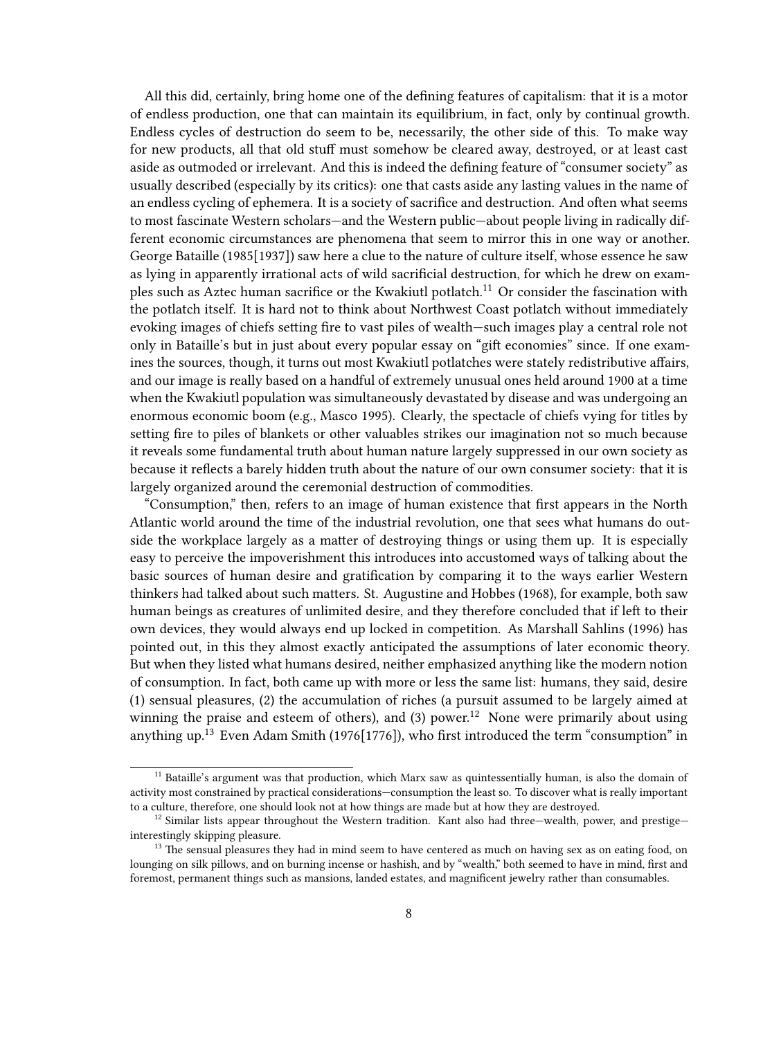All this did, certainly, bring home one of the defining features of capitalism: that it is a motor of endless production, one that can maintain its equilibrium, in fact, only by continual growth. Endless cycles of destruction do seem to be, necessarily, the other side of this. To make way for new products, all that old stuff must somehow be cleared away, destroyed, or at least cast aside as outmoded or irrelevant. And this is indeed the defining feature of "consumer society" as usually described (especially by its critics): one that casts aside any lasting values in the name of an endless cycling of ephemera. It is a society of sacrifice and destruction. And often what seems to most fascinate Western scholars—and the Western public—about people living in radically different economic circumstances are phenomena that seem to mirror this in one way or another. George Bataille (1985[1937]) saw here a clue to the nature of culture itself, whose essence he saw as lying in apparently irrational acts of wild sacrificial destruction, for which he drew on examples such as Aztec human sacrifice or the Kwakiutl potlatch.[11] Or consider the fascination with the potlatch itself. It is hard not to think about Northwest Coast potlatch without immediately evoking images of chiefs setting fire to vast piles of wealth—such images play a central role not only in Bataille's but in just about every popular essay on "gift economies" since. If one examines the sources, though, it turns out most Kwakiutl potlatches were stately redistributive affairs, and our image is really based on a handful of extremely unusual ones held around 1900 at a time when the Kwakiutl population was simultaneously devastated by disease and was undergoing an enormous economic boom (e.g., Masco 1995). Clearly, the spectacle of chiefs vying for titles by setting fire to piles of blankets or other valuables strikes our imagination not so much because it reveals some fundamental truth about human nature largely suppressed in our own society as because it reflects a barely hidden truth about the nature of our own consumer society: that it is largely organized around the ceremonial destruction of commodities.

"Consumption," then, refers to an image of human existence that first appears in the North Atlantic world around the time of the industrial revolution, one that sees what humans do outside the workplace largely as a matter of destroying things or using them up. It is especially easy to perceive the impoverishment this introduces into accustomed ways of talking about the basic sources of human desire and gratification by comparing it to the ways earlier Western thinkers had talked about such matters. St. Augustine and Hobbes (1968), for example, both saw human beings as creatures of unlimited desire, and they therefore concluded that if left to their own devices, they would always end up locked in competition. As Marshall Sahlins (1996) has pointed out, in this they almost exactly anticipated the assumptions of later economic theory. But when they listed what humans desired, neither emphasized anything like the modern notion of consumption. In fact, both came up with more or less the same list: humans, they said, desire (1) sensual pleasures, (2) the accumulation of riches (a pursuit assumed to be largely aimed at winning the praise and esteem of others), and (3) power.[12] None were primarily about using anything up.[13] Even Adam Smith (1976[1776]), who first introduced the term "consumption" in

[11] Bataille's argument was that production, which Marx saw as quintessentially human, is also the domain of activity most constrained by practical considerations—consumption the least so. To discover what is really important to a culture, therefore, one should look not at how things are made but at how they are destroyed.

[12] Similar lists appear throughout the Western tradition. Kant also had three—wealth, power, and prestige—interestingly skipping pleasure.

[13] The sensual pleasures they had in mind seem to have centered as much on having sex as on eating food, on lounging on silk pillows, and on burning incense or hashish, and by "wealth," both seemed to have in mind, first and foremost, permanent things such as mansions, landed estates, and magnificent jewelry rather than consumables.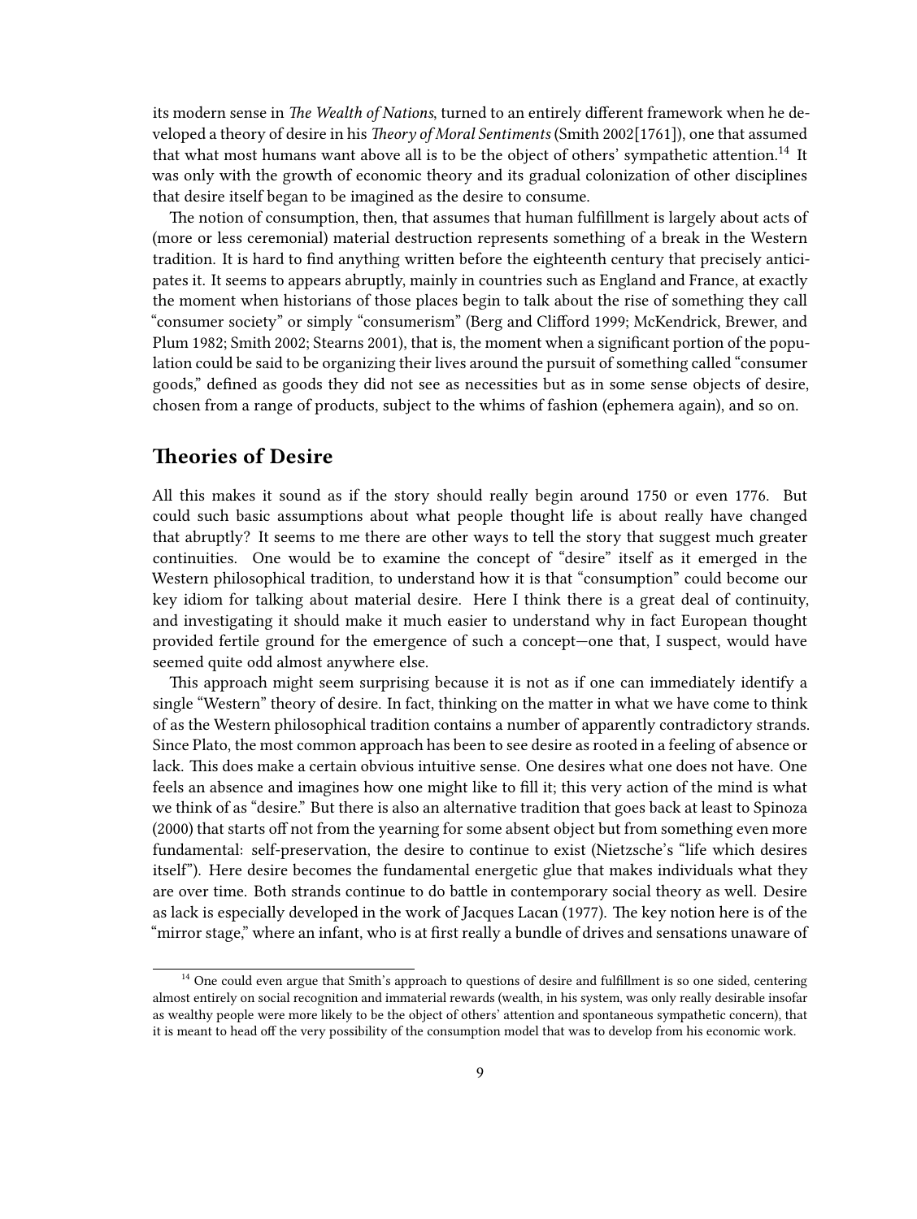its modern sense in *The Wealth of Nations*, turned to an entirely different framework when he developed a theory of desire in his *Theory of Moral Sentiments* (Smith 2002[1761]), one that assumed that what most humans want above all is to be the object of others' sympathetic attention.[14] It was only with the growth of economic theory and its gradual colonization of other disciplines that desire itself began to be imagined as the desire to consume.

The notion of consumption, then, that assumes that human fulfillment is largely about acts of (more or less ceremonial) material destruction represents something of a break in the Western tradition. It is hard to find anything written before the eighteenth century that precisely anticipates it. It seems to appears abruptly, mainly in countries such as England and France, at exactly the moment when historians of those places begin to talk about the rise of something they call "consumer society" or simply "consumerism" (Berg and Clifford 1999; McKendrick, Brewer, and Plum 1982; Smith 2002; Stearns 2001), that is, the moment when a significant portion of the population could be said to be organizing their lives around the pursuit of something called "consumer goods," defined as goods they did not see as necessities but as in some sense objects of desire, chosen from a range of products, subject to the whims of fashion (ephemera again), and so on.

## Theories of Desire

All this makes it sound as if the story should really begin around 1750 or even 1776. But could such basic assumptions about what people thought life is about really have changed that abruptly? It seems to me there are other ways to tell the story that suggest much greater continuities. One would be to examine the concept of "desire" itself as it emerged in the Western philosophical tradition, to understand how it is that "consumption" could become our key idiom for talking about material desire. Here I think there is a great deal of continuity, and investigating it should make it much easier to understand why in fact European thought provided fertile ground for the emergence of such a concept—one that, I suspect, would have seemed quite odd almost anywhere else.

This approach might seem surprising because it is not as if one can immediately identify a single "Western" theory of desire. In fact, thinking on the matter in what we have come to think of as the Western philosophical tradition contains a number of apparently contradictory strands. Since Plato, the most common approach has been to see desire as rooted in a feeling of absence or lack. This does make a certain obvious intuitive sense. One desires what one does not have. One feels an absence and imagines how one might like to fill it; this very action of the mind is what we think of as "desire." But there is also an alternative tradition that goes back at least to Spinoza (2000) that starts off not from the yearning for some absent object but from something even more fundamental: self-preservation, the desire to continue to exist (Nietzsche's "life which desires itself"). Here desire becomes the fundamental energetic glue that makes individuals what they are over time. Both strands continue to do battle in contemporary social theory as well. Desire as lack is especially developed in the work of Jacques Lacan (1977). The key notion here is of the "mirror stage," where an infant, who is at first really a bundle of drives and sensations unaware of

[14] One could even argue that Smith's approach to questions of desire and fulfillment is so one sided, centering almost entirely on social recognition and immaterial rewards (wealth, in his system, was only really desirable insofar as wealthy people were more likely to be the object of others' attention and spontaneous sympathetic concern), that it is meant to head off the very possibility of the consumption model that was to develop from his economic work.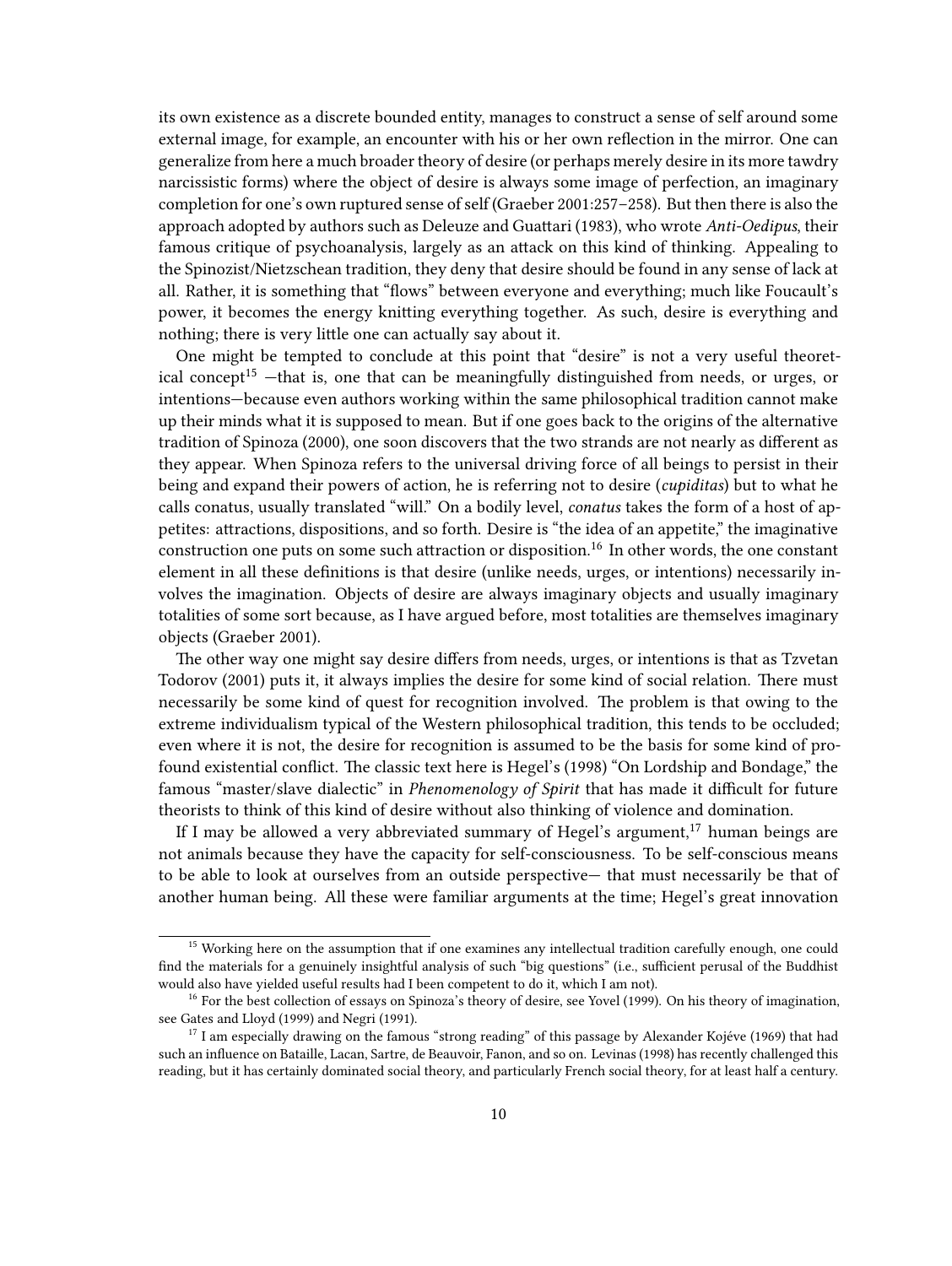its own existence as a discrete bounded entity, manages to construct a sense of self around some external image, for example, an encounter with his or her own reflection in the mirror. One can generalize from here a much broader theory of desire (or perhaps merely desire in its more tawdry narcissistic forms) where the object of desire is always some image of perfection, an imaginary completion for one's own ruptured sense of self (Graeber 2001:257–258). But then there is also the approach adopted by authors such as Deleuze and Guattari (1983), who wrote *Anti-Oedipus*, their famous critique of psychoanalysis, largely as an attack on this kind of thinking. Appealing to the Spinozist/Nietzschean tradition, they deny that desire should be found in any sense of lack at all. Rather, it is something that "flows" between everyone and everything; much like Foucault's power, it becomes the energy knitting everything together. As such, desire is everything and nothing; there is very little one can actually say about it.

One might be tempted to conclude at this point that "desire" is not a very useful theoretical concept[15] —that is, one that can be meaningfully distinguished from needs, or urges, or intentions—because even authors working within the same philosophical tradition cannot make up their minds what it is supposed to mean. But if one goes back to the origins of the alternative tradition of Spinoza (2000), one soon discovers that the two strands are not nearly as different as they appear. When Spinoza refers to the universal driving force of all beings to persist in their being and expand their powers of action, he is referring not to desire (*cupiditas*) but to what he calls conatus, usually translated "will." On a bodily level, *conatus* takes the form of a host of appetites: attractions, dispositions, and so forth. Desire is "the idea of an appetite," the imaginative construction one puts on some such attraction or disposition.[16] In other words, the one constant element in all these definitions is that desire (unlike needs, urges, or intentions) necessarily involves the imagination. Objects of desire are always imaginary objects and usually imaginary totalities of some sort because, as I have argued before, most totalities are themselves imaginary objects (Graeber 2001).

The other way one might say desire differs from needs, urges, or intentions is that as Tzvetan Todorov (2001) puts it, it always implies the desire for some kind of social relation. There must necessarily be some kind of quest for recognition involved. The problem is that owing to the extreme individualism typical of the Western philosophical tradition, this tends to be occluded; even where it is not, the desire for recognition is assumed to be the basis for some kind of profound existential conflict. The classic text here is Hegel's (1998) "On Lordship and Bondage," the famous "master/slave dialectic" in *Phenomenology of Spirit* that has made it difficult for future theorists to think of this kind of desire without also thinking of violence and domination.

If I may be allowed a very abbreviated summary of Hegel's argument,[17] human beings are not animals because they have the capacity for self-consciousness. To be self-conscious means to be able to look at ourselves from an outside perspective— that must necessarily be that of another human being. All these were familiar arguments at the time; Hegel's great innovation

[15] Working here on the assumption that if one examines any intellectual tradition carefully enough, one could find the materials for a genuinely insightful analysis of such "big questions" (i.e., sufficient perusal of the Buddhist would also have yielded useful results had I been competent to do it, which I am not).

[16] For the best collection of essays on Spinoza's theory of desire, see Yovel (1999). On his theory of imagination, see Gates and Lloyd (1999) and Negri (1991).

[17] I am especially drawing on the famous "strong reading" of this passage by Alexander Kojéve (1969) that had such an influence on Bataille, Lacan, Sartre, de Beauvoir, Fanon, and so on. Levinas (1998) has recently challenged this reading, but it has certainly dominated social theory, and particularly French social theory, for at least half a century.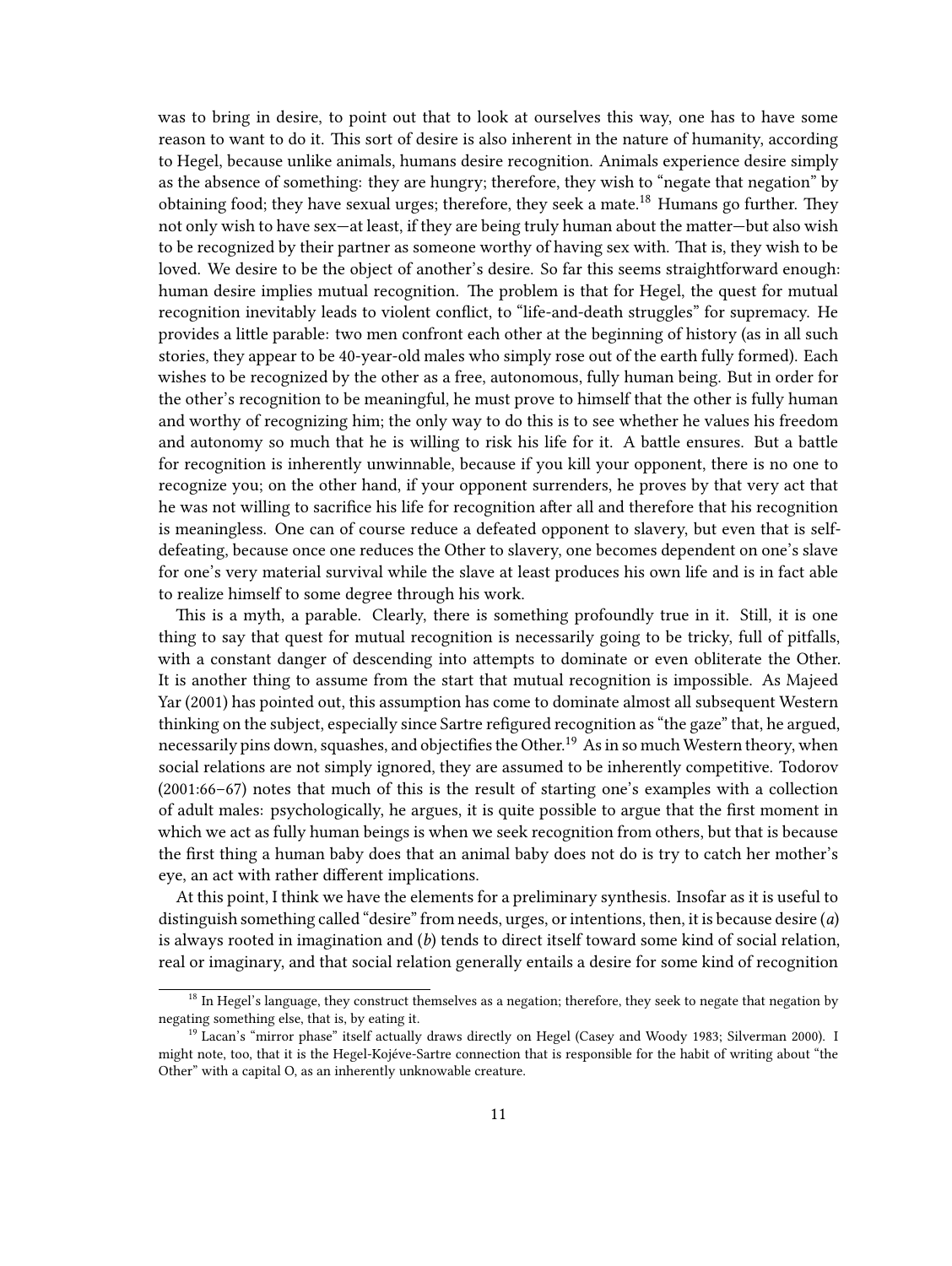was to bring in desire, to point out that to look at ourselves this way, one has to have some reason to want to do it. This sort of desire is also inherent in the nature of humanity, according to Hegel, because unlike animals, humans desire recognition. Animals experience desire simply as the absence of something: they are hungry; therefore, they wish to "negate that negation" by obtaining food; they have sexual urges; therefore, they seek a mate.[18] Humans go further. They not only wish to have sex—at least, if they are being truly human about the matter—but also wish to be recognized by their partner as someone worthy of having sex with. That is, they wish to be loved. We desire to be the object of another's desire. So far this seems straightforward enough: human desire implies mutual recognition. The problem is that for Hegel, the quest for mutual recognition inevitably leads to violent conflict, to "life-and-death struggles" for supremacy. He provides a little parable: two men confront each other at the beginning of history (as in all such stories, they appear to be 40-year-old males who simply rose out of the earth fully formed). Each wishes to be recognized by the other as a free, autonomous, fully human being. But in order for the other's recognition to be meaningful, he must prove to himself that the other is fully human and worthy of recognizing him; the only way to do this is to see whether he values his freedom and autonomy so much that he is willing to risk his life for it. A battle ensures. But a battle for recognition is inherently unwinnable, because if you kill your opponent, there is no one to recognize you; on the other hand, if your opponent surrenders, he proves by that very act that he was not willing to sacrifice his life for recognition after all and therefore that his recognition is meaningless. One can of course reduce a defeated opponent to slavery, but even that is self-defeating, because once one reduces the Other to slavery, one becomes dependent on one's slave for one's very material survival while the slave at least produces his own life and is in fact able to realize himself to some degree through his work.

This is a myth, a parable. Clearly, there is something profoundly true in it. Still, it is one thing to say that quest for mutual recognition is necessarily going to be tricky, full of pitfalls, with a constant danger of descending into attempts to dominate or even obliterate the Other. It is another thing to assume from the start that mutual recognition is impossible. As Majeed Yar (2001) has pointed out, this assumption has come to dominate almost all subsequent Western thinking on the subject, especially since Sartre refigured recognition as "the gaze" that, he argued, necessarily pins down, squashes, and objectifies the Other.[19] As in so much Western theory, when social relations are not simply ignored, they are assumed to be inherently competitive. Todorov (2001:66–67) notes that much of this is the result of starting one's examples with a collection of adult males: psychologically, he argues, it is quite possible to argue that the first moment in which we act as fully human beings is when we seek recognition from others, but that is because the first thing a human baby does that an animal baby does not do is try to catch her mother's eye, an act with rather different implications.

At this point, I think we have the elements for a preliminary synthesis. Insofar as it is useful to distinguish something called "desire" from needs, urges, or intentions, then, it is because desire (*a*) is always rooted in imagination and (*b*) tends to direct itself toward some kind of social relation, real or imaginary, and that social relation generally entails a desire for some kind of recognition

---

[18] In Hegel's language, they construct themselves as a negation; therefore, they seek to negate that negation by negating something else, that is, by eating it.

[19] Lacan's "mirror phase" itself actually draws directly on Hegel (Casey and Woody 1983; Silverman 2000). I might note, too, that it is the Hegel-Kojéve-Sartre connection that is responsible for the habit of writing about "the Other" with a capital O, as an inherently unknowable creature.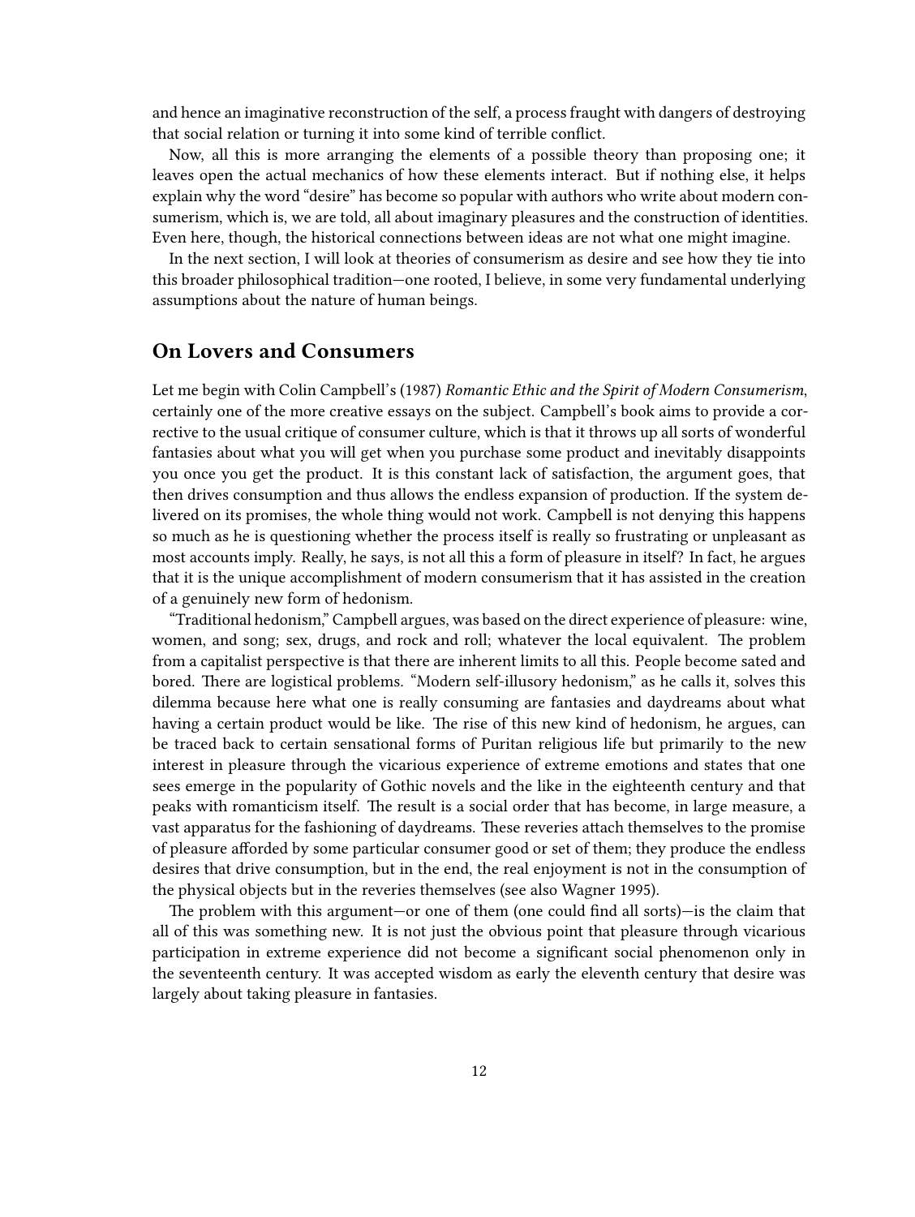and hence an imaginative reconstruction of the self, a process fraught with dangers of destroying that social relation or turning it into some kind of terrible conflict.

Now, all this is more arranging the elements of a possible theory than proposing one; it leaves open the actual mechanics of how these elements interact. But if nothing else, it helps explain why the word "desire" has become so popular with authors who write about modern consumerism, which is, we are told, all about imaginary pleasures and the construction of identities. Even here, though, the historical connections between ideas are not what one might imagine.

In the next section, I will look at theories of consumerism as desire and see how they tie into this broader philosophical tradition—one rooted, I believe, in some very fundamental underlying assumptions about the nature of human beings.

## On Lovers and Consumers

Let me begin with Colin Campbell's (1987) *Romantic Ethic and the Spirit of Modern Consumerism*, certainly one of the more creative essays on the subject. Campbell's book aims to provide a corrective to the usual critique of consumer culture, which is that it throws up all sorts of wonderful fantasies about what you will get when you purchase some product and inevitably disappoints you once you get the product. It is this constant lack of satisfaction, the argument goes, that then drives consumption and thus allows the endless expansion of production. If the system delivered on its promises, the whole thing would not work. Campbell is not denying this happens so much as he is questioning whether the process itself is really so frustrating or unpleasant as most accounts imply. Really, he says, is not all this a form of pleasure in itself? In fact, he argues that it is the unique accomplishment of modern consumerism that it has assisted in the creation of a genuinely new form of hedonism.

"Traditional hedonism," Campbell argues, was based on the direct experience of pleasure: wine, women, and song; sex, drugs, and rock and roll; whatever the local equivalent. The problem from a capitalist perspective is that there are inherent limits to all this. People become sated and bored. There are logistical problems. "Modern self-illusory hedonism," as he calls it, solves this dilemma because here what one is really consuming are fantasies and daydreams about what having a certain product would be like. The rise of this new kind of hedonism, he argues, can be traced back to certain sensational forms of Puritan religious life but primarily to the new interest in pleasure through the vicarious experience of extreme emotions and states that one sees emerge in the popularity of Gothic novels and the like in the eighteenth century and that peaks with romanticism itself. The result is a social order that has become, in large measure, a vast apparatus for the fashioning of daydreams. These reveries attach themselves to the promise of pleasure afforded by some particular consumer good or set of them; they produce the endless desires that drive consumption, but in the end, the real enjoyment is not in the consumption of the physical objects but in the reveries themselves (see also Wagner 1995).

The problem with this argument—or one of them (one could find all sorts)—is the claim that all of this was something new. It is not just the obvious point that pleasure through vicarious participation in extreme experience did not become a significant social phenomenon only in the seventeenth century. It was accepted wisdom as early the eleventh century that desire was largely about taking pleasure in fantasies.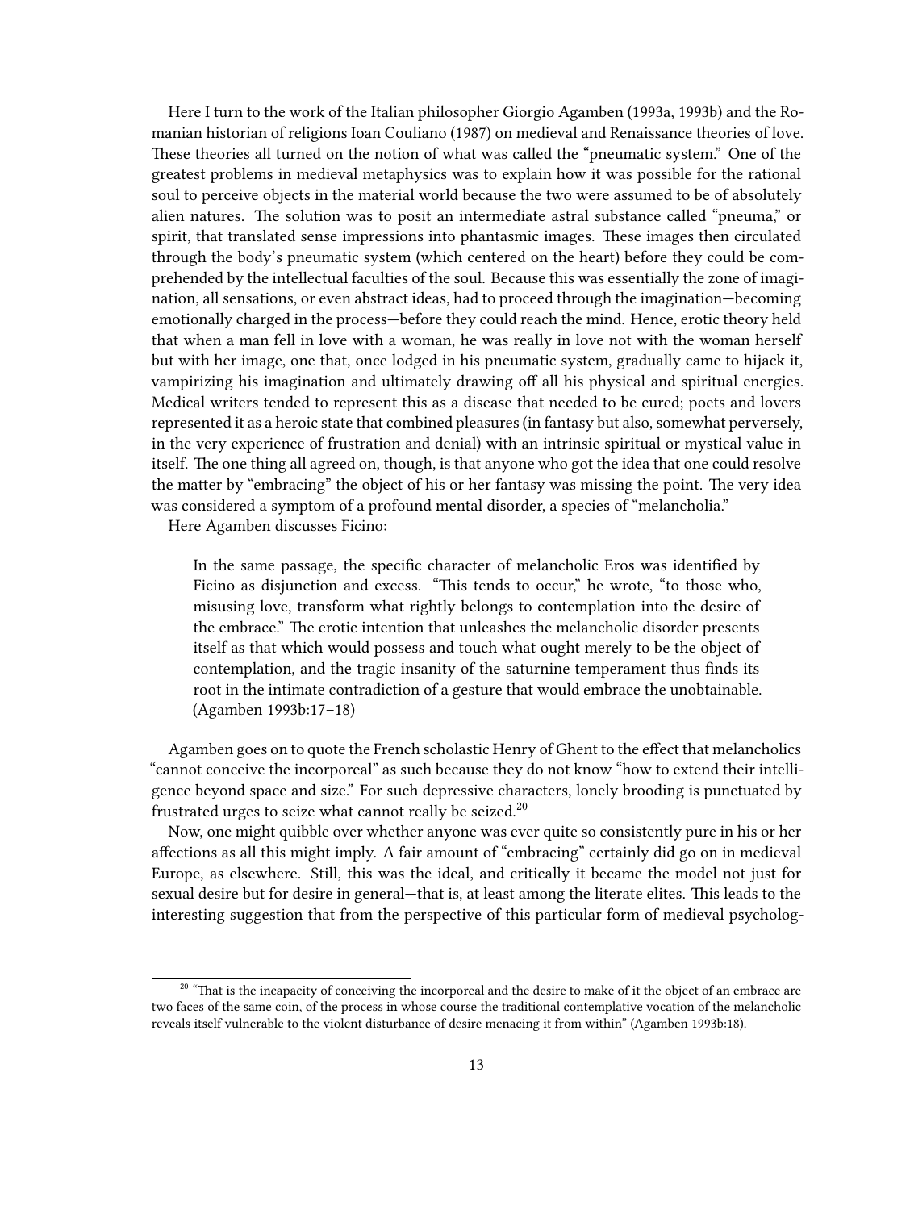Here I turn to the work of the Italian philosopher Giorgio Agamben (1993a, 1993b) and the Romanian historian of religions Ioan Couliano (1987) on medieval and Renaissance theories of love. These theories all turned on the notion of what was called the "pneumatic system." One of the greatest problems in medieval metaphysics was to explain how it was possible for the rational soul to perceive objects in the material world because the two were assumed to be of absolutely alien natures. The solution was to posit an intermediate astral substance called "pneuma," or spirit, that translated sense impressions into phantasmic images. These images then circulated through the body's pneumatic system (which centered on the heart) before they could be comprehended by the intellectual faculties of the soul. Because this was essentially the zone of imagination, all sensations, or even abstract ideas, had to proceed through the imagination—becoming emotionally charged in the process—before they could reach the mind. Hence, erotic theory held that when a man fell in love with a woman, he was really in love not with the woman herself but with her image, one that, once lodged in his pneumatic system, gradually came to hijack it, vampirizing his imagination and ultimately drawing off all his physical and spiritual energies. Medical writers tended to represent this as a disease that needed to be cured; poets and lovers represented it as a heroic state that combined pleasures (in fantasy but also, somewhat perversely, in the very experience of frustration and denial) with an intrinsic spiritual or mystical value in itself. The one thing all agreed on, though, is that anyone who got the idea that one could resolve the matter by "embracing" the object of his or her fantasy was missing the point. The very idea was considered a symptom of a profound mental disorder, a species of "melancholia."

Here Agamben discusses Ficino:

> In the same passage, the specific character of melancholic Eros was identified by Ficino as disjunction and excess. "This tends to occur," he wrote, "to those who, misusing love, transform what rightly belongs to contemplation into the desire of the embrace." The erotic intention that unleashes the melancholic disorder presents itself as that which would possess and touch what ought merely to be the object of contemplation, and the tragic insanity of the saturnine temperament thus finds its root in the intimate contradiction of a gesture that would embrace the unobtainable. (Agamben 1993b:17–18)

Agamben goes on to quote the French scholastic Henry of Ghent to the effect that melancholics "cannot conceive the incorporeal" as such because they do not know "how to extend their intelligence beyond space and size." For such depressive characters, lonely brooding is punctuated by frustrated urges to seize what cannot really be seized.[20]

Now, one might quibble over whether anyone was ever quite so consistently pure in his or her affections as all this might imply. A fair amount of "embracing" certainly did go on in medieval Europe, as elsewhere. Still, this was the ideal, and critically it became the model not just for sexual desire but for desire in general—that is, at least among the literate elites. This leads to the interesting suggestion that from the perspective of this particular form of medieval psycholog-

[20] "That is the incapacity of conceiving the incorporeal and the desire to make of it the object of an embrace are two faces of the same coin, of the process in whose course the traditional contemplative vocation of the melancholic reveals itself vulnerable to the violent disturbance of desire menacing it from within" (Agamben 1993b:18).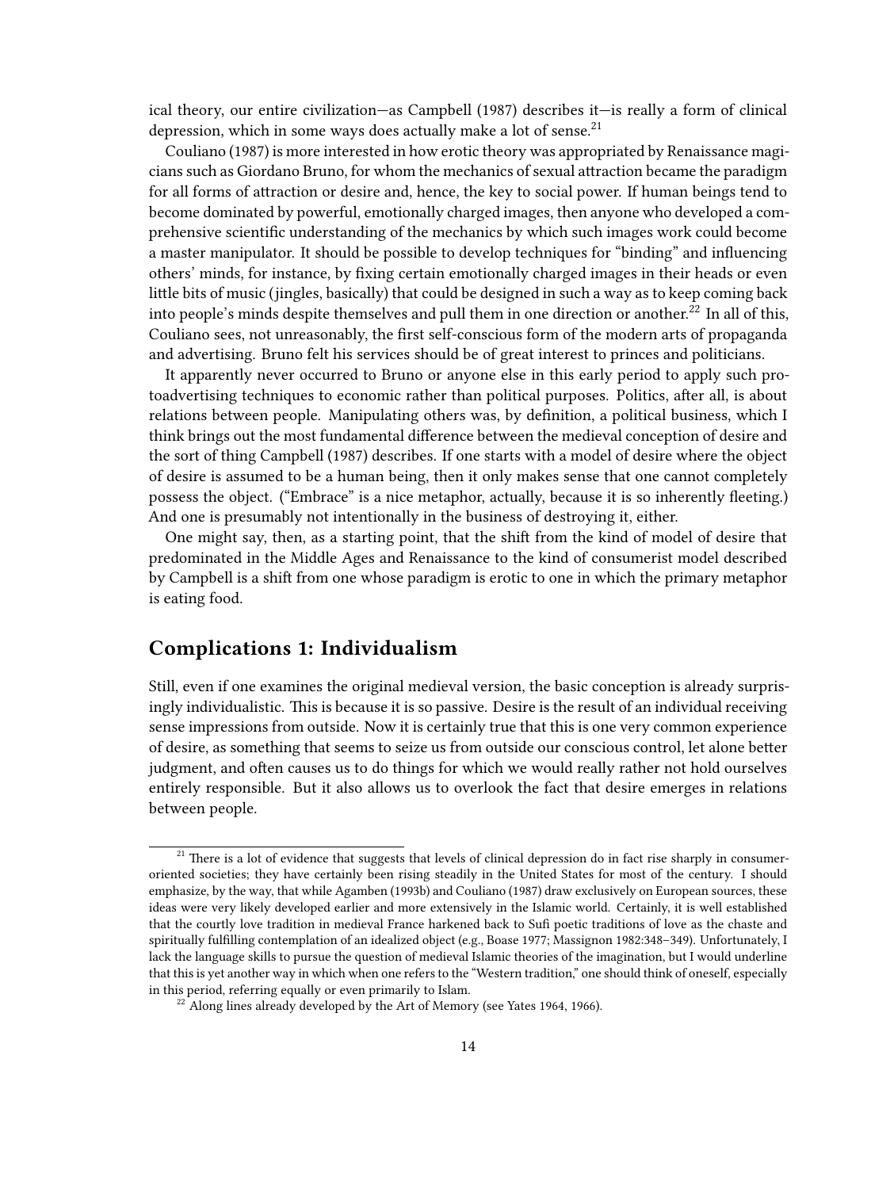ical theory, our entire civilization—as Campbell (1987) describes it—is really a form of clinical depression, which in some ways does actually make a lot of sense.[21]

Couliano (1987) is more interested in how erotic theory was appropriated by Renaissance magicians such as Giordano Bruno, for whom the mechanics of sexual attraction became the paradigm for all forms of attraction or desire and, hence, the key to social power. If human beings tend to become dominated by powerful, emotionally charged images, then anyone who developed a comprehensive scientific understanding of the mechanics by which such images work could become a master manipulator. It should be possible to develop techniques for "binding" and influencing others' minds, for instance, by fixing certain emotionally charged images in their heads or even little bits of music (jingles, basically) that could be designed in such a way as to keep coming back into people's minds despite themselves and pull them in one direction or another.[22] In all of this, Couliano sees, not unreasonably, the first self-conscious form of the modern arts of propaganda and advertising. Bruno felt his services should be of great interest to princes and politicians.

It apparently never occurred to Bruno or anyone else in this early period to apply such protoadvertising techniques to economic rather than political purposes. Politics, after all, is about relations between people. Manipulating others was, by definition, a political business, which I think brings out the most fundamental difference between the medieval conception of desire and the sort of thing Campbell (1987) describes. If one starts with a model of desire where the object of desire is assumed to be a human being, then it only makes sense that one cannot completely possess the object. ("Embrace" is a nice metaphor, actually, because it is so inherently fleeting.) And one is presumably not intentionally in the business of destroying it, either.

One might say, then, as a starting point, that the shift from the kind of model of desire that predominated in the Middle Ages and Renaissance to the kind of consumerist model described by Campbell is a shift from one whose paradigm is erotic to one in which the primary metaphor is eating food.

## Complications 1: Individualism

Still, even if one examines the original medieval version, the basic conception is already surprisingly individualistic. This is because it is so passive. Desire is the result of an individual receiving sense impressions from outside. Now it is certainly true that this is one very common experience of desire, as something that seems to seize us from outside our conscious control, let alone better judgment, and often causes us to do things for which we would really rather not hold ourselves entirely responsible. But it also allows us to overlook the fact that desire emerges in relations between people.

[21] There is a lot of evidence that suggests that levels of clinical depression do in fact rise sharply in consumer-oriented societies; they have certainly been rising steadily in the United States for most of the century. I should emphasize, by the way, that while Agamben (1993b) and Couliano (1987) draw exclusively on European sources, these ideas were very likely developed earlier and more extensively in the Islamic world. Certainly, it is well established that the courtly love tradition in medieval France harkened back to Sufi poetic traditions of love as the chaste and spiritually fulfilling contemplation of an idealized object (e.g., Boase 1977; Massignon 1982:348–349). Unfortunately, I lack the language skills to pursue the question of medieval Islamic theories of the imagination, but I would underline that this is yet another way in which when one refers to the "Western tradition," one should think of oneself, especially in this period, referring equally or even primarily to Islam.

[22] Along lines already developed by the Art of Memory (see Yates 1964, 1966).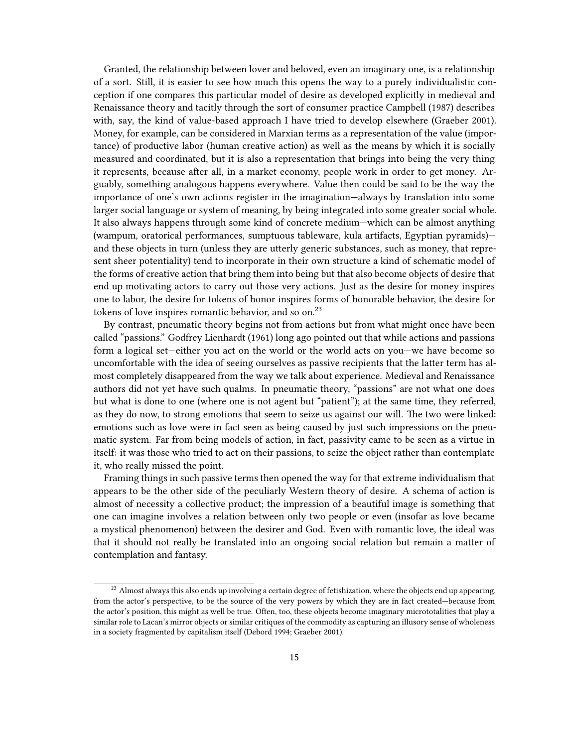Granted, the relationship between lover and beloved, even an imaginary one, is a relationship of a sort. Still, it is easier to see how much this opens the way to a purely individualistic conception if one compares this particular model of desire as developed explicitly in medieval and Renaissance theory and tacitly through the sort of consumer practice Campbell (1987) describes with, say, the kind of value-based approach I have tried to develop elsewhere (Graeber 2001). Money, for example, can be considered in Marxian terms as a representation of the value (importance) of productive labor (human creative action) as well as the means by which it is socially measured and coordinated, but it is also a representation that brings into being the very thing it represents, because after all, in a market economy, people work in order to get money. Arguably, something analogous happens everywhere. Value then could be said to be the way the importance of one's own actions register in the imagination—always by translation into some larger social language or system of meaning, by being integrated into some greater social whole. It also always happens through some kind of concrete medium—which can be almost anything (wampum, oratorical performances, sumptuous tableware, kula artifacts, Egyptian pyramids)—and these objects in turn (unless they are utterly generic substances, such as money, that represent sheer potentiality) tend to incorporate in their own structure a kind of schematic model of the forms of creative action that bring them into being but that also become objects of desire that end up motivating actors to carry out those very actions. Just as the desire for money inspires one to labor, the desire for tokens of honor inspires forms of honorable behavior, the desire for tokens of love inspires romantic behavior, and so on.[23]

By contrast, pneumatic theory begins not from actions but from what might once have been called "passions." Godfrey Lienhardt (1961) long ago pointed out that while actions and passions form a logical set—either you act on the world or the world acts on you—we have become so uncomfortable with the idea of seeing ourselves as passive recipients that the latter term has almost completely disappeared from the way we talk about experience. Medieval and Renaissance authors did not yet have such qualms. In pneumatic theory, "passions" are not what one does but what is done to one (where one is not agent but "patient"); at the same time, they referred, as they do now, to strong emotions that seem to seize us against our will. The two were linked: emotions such as love were in fact seen as being caused by just such impressions on the pneumatic system. Far from being models of action, in fact, passivity came to be seen as a virtue in itself: it was those who tried to act on their passions, to seize the object rather than contemplate it, who really missed the point.

Framing things in such passive terms then opened the way for that extreme individualism that appears to be the other side of the peculiarly Western theory of desire. A schema of action is almost of necessity a collective product; the impression of a beautiful image is something that one can imagine involves a relation between only two people or even (insofar as love became a mystical phenomenon) between the desirer and God. Even with romantic love, the ideal was that it should not really be translated into an ongoing social relation but remain a matter of contemplation and fantasy.

[23] Almost always this also ends up involving a certain degree of fetishization, where the objects end up appearing, from the actor's perspective, to be the source of the very powers by which they are in fact created—because from the actor's position, this might as well be true. Often, too, these objects become imaginary micrototalities that play a similar role to Lacan's mirror objects or similar critiques of the commodity as capturing an illusory sense of wholeness in a society fragmented by capitalism itself (Debord 1994; Graeber 2001).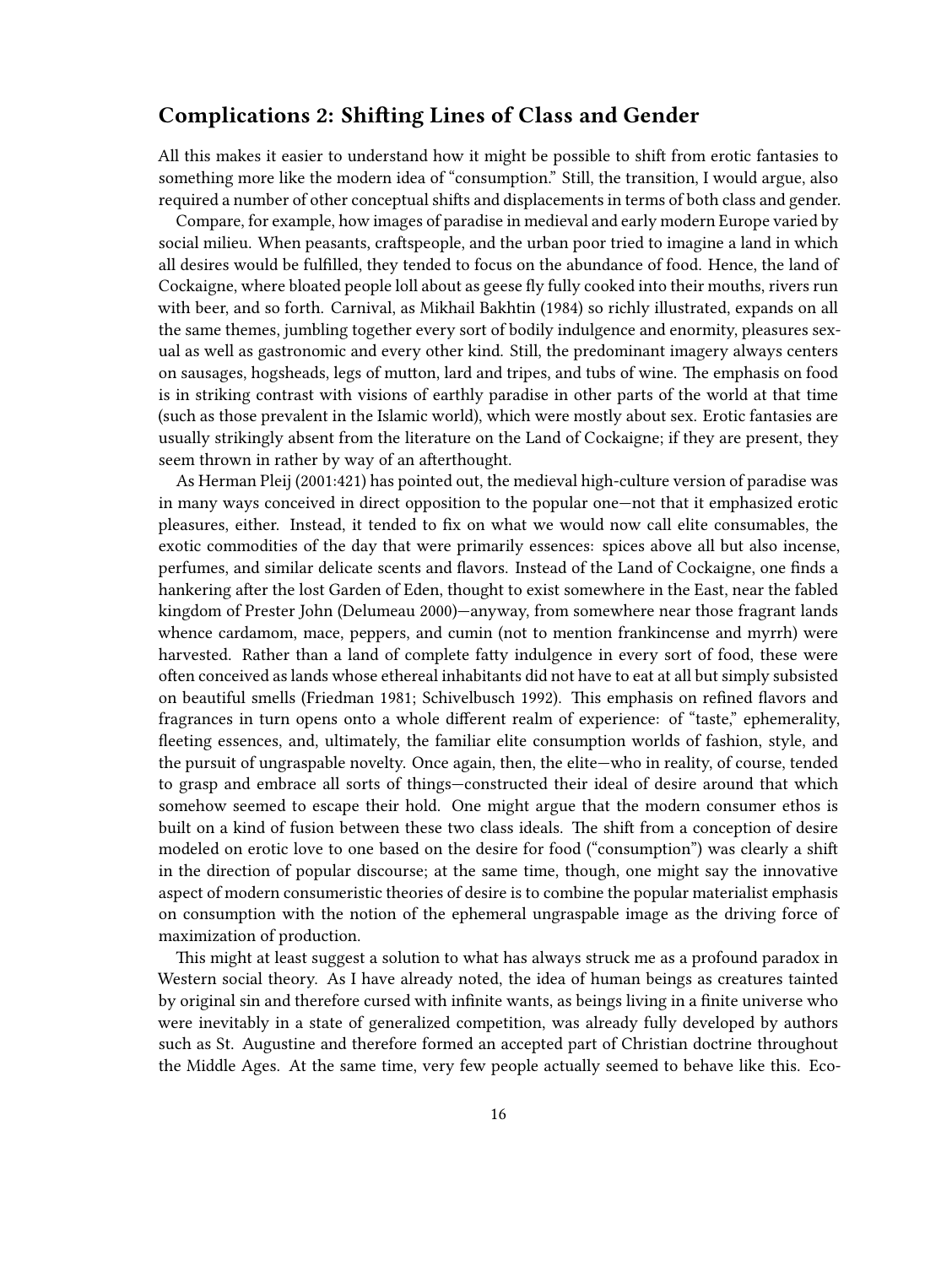## Complications 2: Shifting Lines of Class and Gender

All this makes it easier to understand how it might be possible to shift from erotic fantasies to something more like the modern idea of "consumption." Still, the transition, I would argue, also required a number of other conceptual shifts and displacements in terms of both class and gender.

Compare, for example, how images of paradise in medieval and early modern Europe varied by social milieu. When peasants, craftspeople, and the urban poor tried to imagine a land in which all desires would be fulfilled, they tended to focus on the abundance of food. Hence, the land of Cockaigne, where bloated people loll about as geese fly fully cooked into their mouths, rivers run with beer, and so forth. Carnival, as Mikhail Bakhtin (1984) so richly illustrated, expands on all the same themes, jumbling together every sort of bodily indulgence and enormity, pleasures sexual as well as gastronomic and every other kind. Still, the predominant imagery always centers on sausages, hogsheads, legs of mutton, lard and tripes, and tubs of wine. The emphasis on food is in striking contrast with visions of earthly paradise in other parts of the world at that time (such as those prevalent in the Islamic world), which were mostly about sex. Erotic fantasies are usually strikingly absent from the literature on the Land of Cockaigne; if they are present, they seem thrown in rather by way of an afterthought.

As Herman Pleij (2001:421) has pointed out, the medieval high-culture version of paradise was in many ways conceived in direct opposition to the popular one—not that it emphasized erotic pleasures, either. Instead, it tended to fix on what we would now call elite consumables, the exotic commodities of the day that were primarily essences: spices above all but also incense, perfumes, and similar delicate scents and flavors. Instead of the Land of Cockaigne, one finds a hankering after the lost Garden of Eden, thought to exist somewhere in the East, near the fabled kingdom of Prester John (Delumeau 2000)—anyway, from somewhere near those fragrant lands whence cardamom, mace, peppers, and cumin (not to mention frankincense and myrrh) were harvested. Rather than a land of complete fatty indulgence in every sort of food, these were often conceived as lands whose ethereal inhabitants did not have to eat at all but simply subsisted on beautiful smells (Friedman 1981; Schivelbusch 1992). This emphasis on refined flavors and fragrances in turn opens onto a whole different realm of experience: of "taste," ephemerality, fleeting essences, and, ultimately, the familiar elite consumption worlds of fashion, style, and the pursuit of ungraspable novelty. Once again, then, the elite—who in reality, of course, tended to grasp and embrace all sorts of things—constructed their ideal of desire around that which somehow seemed to escape their hold. One might argue that the modern consumer ethos is built on a kind of fusion between these two class ideals. The shift from a conception of desire modeled on erotic love to one based on the desire for food ("consumption") was clearly a shift in the direction of popular discourse; at the same time, though, one might say the innovative aspect of modern consumeristic theories of desire is to combine the popular materialist emphasis on consumption with the notion of the ephemeral ungraspable image as the driving force of maximization of production.

This might at least suggest a solution to what has always struck me as a profound paradox in Western social theory. As I have already noted, the idea of human beings as creatures tainted by original sin and therefore cursed with infinite wants, as beings living in a finite universe who were inevitably in a state of generalized competition, was already fully developed by authors such as St. Augustine and therefore formed an accepted part of Christian doctrine throughout the Middle Ages. At the same time, very few people actually seemed to behave like this. Eco-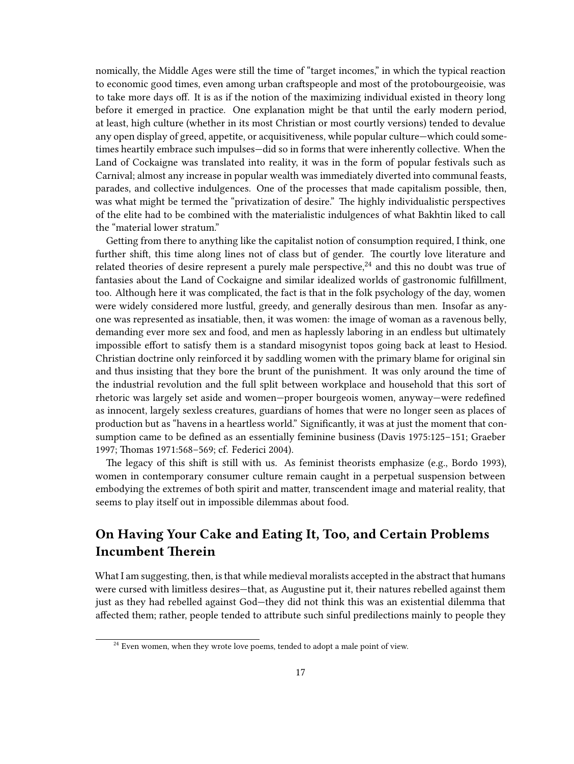nomically, the Middle Ages were still the time of "target incomes," in which the typical reaction to economic good times, even among urban craftspeople and most of the protobourgeoisie, was to take more days off. It is as if the notion of the maximizing individual existed in theory long before it emerged in practice. One explanation might be that until the early modern period, at least, high culture (whether in its most Christian or most courtly versions) tended to devalue any open display of greed, appetite, or acquisitiveness, while popular culture—which could sometimes heartily embrace such impulses—did so in forms that were inherently collective. When the Land of Cockaigne was translated into reality, it was in the form of popular festivals such as Carnival; almost any increase in popular wealth was immediately diverted into communal feasts, parades, and collective indulgences. One of the processes that made capitalism possible, then, was what might be termed the "privatization of desire." The highly individualistic perspectives of the elite had to be combined with the materialistic indulgences of what Bakhtin liked to call the "material lower stratum."

Getting from there to anything like the capitalist notion of consumption required, I think, one further shift, this time along lines not of class but of gender. The courtly love literature and related theories of desire represent a purely male perspective,[24] and this no doubt was true of fantasies about the Land of Cockaigne and similar idealized worlds of gastronomic fulfillment, too. Although here it was complicated, the fact is that in the folk psychology of the day, women were widely considered more lustful, greedy, and generally desirous than men. Insofar as anyone was represented as insatiable, then, it was women: the image of woman as a ravenous belly, demanding ever more sex and food, and men as haplessly laboring in an endless but ultimately impossible effort to satisfy them is a standard misogynist topos going back at least to Hesiod. Christian doctrine only reinforced it by saddling women with the primary blame for original sin and thus insisting that they bore the brunt of the punishment. It was only around the time of the industrial revolution and the full split between workplace and household that this sort of rhetoric was largely set aside and women—proper bourgeois women, anyway—were redefined as innocent, largely sexless creatures, guardians of homes that were no longer seen as places of production but as "havens in a heartless world." Significantly, it was at just the moment that consumption came to be defined as an essentially feminine business (Davis 1975:125–151; Graeber 1997; Thomas 1971:568–569; cf. Federici 2004).

The legacy of this shift is still with us. As feminist theorists emphasize (e.g., Bordo 1993), women in contemporary consumer culture remain caught in a perpetual suspension between embodying the extremes of both spirit and matter, transcendent image and material reality, that seems to play itself out in impossible dilemmas about food.

## On Having Your Cake and Eating It, Too, and Certain Problems Incumbent Therein

What I am suggesting, then, is that while medieval moralists accepted in the abstract that humans were cursed with limitless desires—that, as Augustine put it, their natures rebelled against them just as they had rebelled against God—they did not think this was an existential dilemma that affected them; rather, people tended to attribute such sinful predilections mainly to people they

[24] Even women, when they wrote love poems, tended to adopt a male point of view.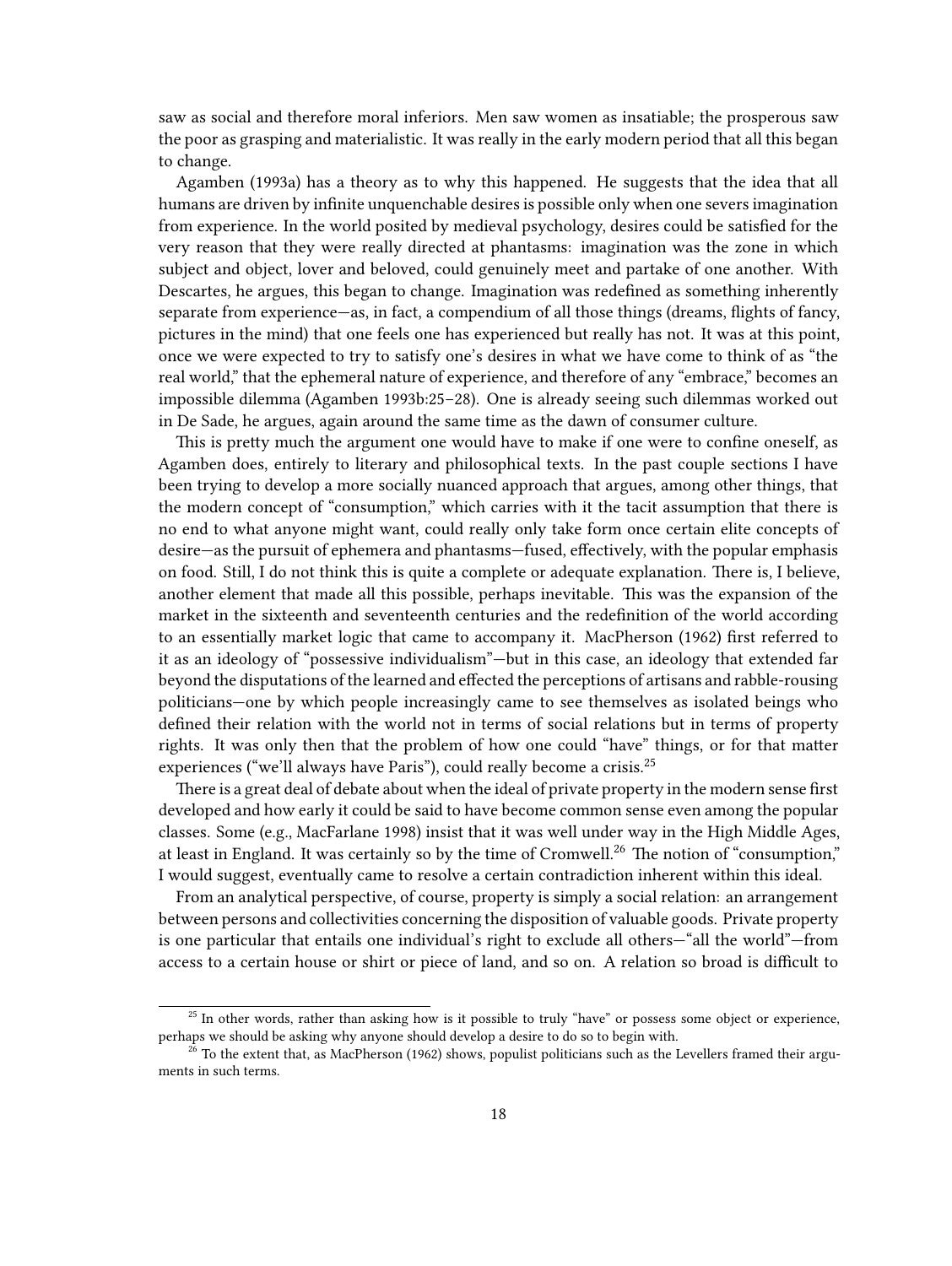saw as social and therefore moral inferiors. Men saw women as insatiable; the prosperous saw the poor as grasping and materialistic. It was really in the early modern period that all this began to change.

Agamben (1993a) has a theory as to why this happened. He suggests that the idea that all humans are driven by infinite unquenchable desires is possible only when one severs imagination from experience. In the world posited by medieval psychology, desires could be satisfied for the very reason that they were really directed at phantasms: imagination was the zone in which subject and object, lover and beloved, could genuinely meet and partake of one another. With Descartes, he argues, this began to change. Imagination was redefined as something inherently separate from experience—as, in fact, a compendium of all those things (dreams, flights of fancy, pictures in the mind) that one feels one has experienced but really has not. It was at this point, once we were expected to try to satisfy one's desires in what we have come to think of as "the real world," that the ephemeral nature of experience, and therefore of any "embrace," becomes an impossible dilemma (Agamben 1993b:25–28). One is already seeing such dilemmas worked out in De Sade, he argues, again around the same time as the dawn of consumer culture.

This is pretty much the argument one would have to make if one were to confine oneself, as Agamben does, entirely to literary and philosophical texts. In the past couple sections I have been trying to develop a more socially nuanced approach that argues, among other things, that the modern concept of "consumption," which carries with it the tacit assumption that there is no end to what anyone might want, could really only take form once certain elite concepts of desire—as the pursuit of ephemera and phantasms—fused, effectively, with the popular emphasis on food. Still, I do not think this is quite a complete or adequate explanation. There is, I believe, another element that made all this possible, perhaps inevitable. This was the expansion of the market in the sixteenth and seventeenth centuries and the redefinition of the world according to an essentially market logic that came to accompany it. MacPherson (1962) first referred to it as an ideology of "possessive individualism"—but in this case, an ideology that extended far beyond the disputations of the learned and effected the perceptions of artisans and rabble-rousing politicians—one by which people increasingly came to see themselves as isolated beings who defined their relation with the world not in terms of social relations but in terms of property rights. It was only then that the problem of how one could "have" things, or for that matter experiences ("we'll always have Paris"), could really become a crisis.[25]

There is a great deal of debate about when the ideal of private property in the modern sense first developed and how early it could be said to have become common sense even among the popular classes. Some (e.g., MacFarlane 1998) insist that it was well under way in the High Middle Ages, at least in England. It was certainly so by the time of Cromwell.[26] The notion of "consumption," I would suggest, eventually came to resolve a certain contradiction inherent within this ideal.

From an analytical perspective, of course, property is simply a social relation: an arrangement between persons and collectivities concerning the disposition of valuable goods. Private property is one particular that entails one individual's right to exclude all others—"all the world"—from access to a certain house or shirt or piece of land, and so on. A relation so broad is difficult to

[25] In other words, rather than asking how is it possible to truly "have" or possess some object or experience, perhaps we should be asking why anyone should develop a desire to do so to begin with.

[26] To the extent that, as MacPherson (1962) shows, populist politicians such as the Levellers framed their arguments in such terms.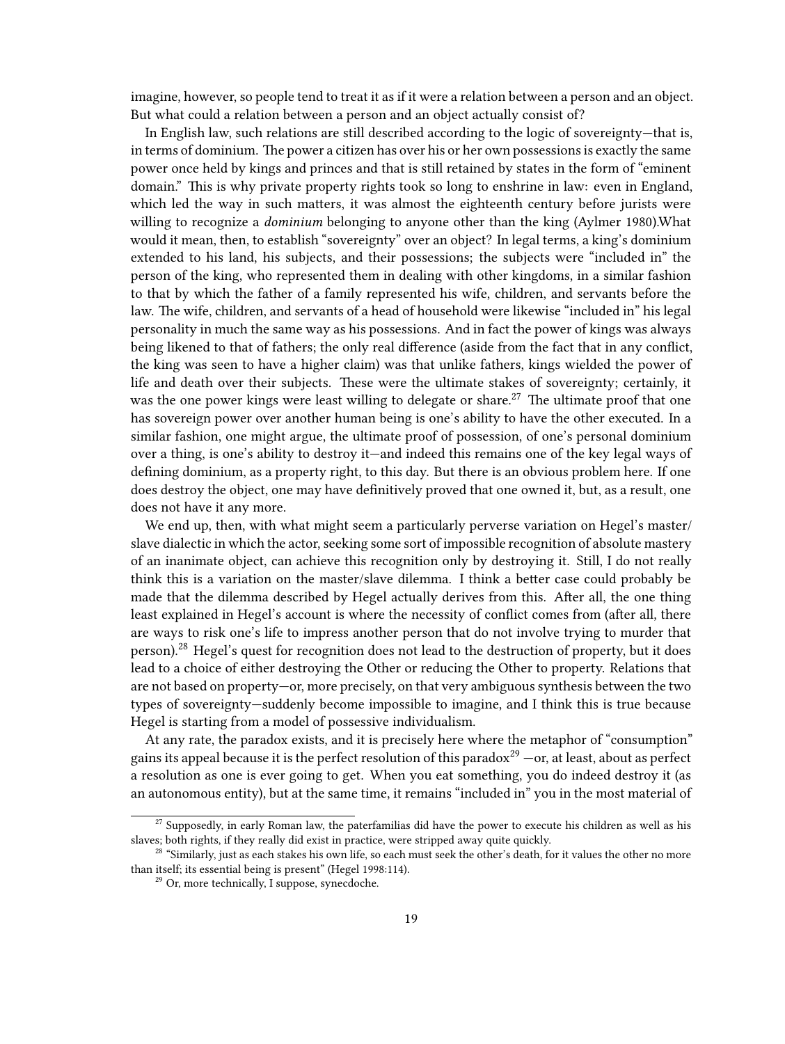imagine, however, so people tend to treat it as if it were a relation between a person and an object. But what could a relation between a person and an object actually consist of?

In English law, such relations are still described according to the logic of sovereignty—that is, in terms of dominium. The power a citizen has over his or her own possessions is exactly the same power once held by kings and princes and that is still retained by states in the form of "eminent domain." This is why private property rights took so long to enshrine in law: even in England, which led the way in such matters, it was almost the eighteenth century before jurists were willing to recognize a *dominium* belonging to anyone other than the king (Aylmer 1980).What would it mean, then, to establish "sovereignty" over an object? In legal terms, a king's dominium extended to his land, his subjects, and their possessions; the subjects were "included in" the person of the king, who represented them in dealing with other kingdoms, in a similar fashion to that by which the father of a family represented his wife, children, and servants before the law. The wife, children, and servants of a head of household were likewise "included in" his legal personality in much the same way as his possessions. And in fact the power of kings was always being likened to that of fathers; the only real difference (aside from the fact that in any conflict, the king was seen to have a higher claim) was that unlike fathers, kings wielded the power of life and death over their subjects. These were the ultimate stakes of sovereignty; certainly, it was the one power kings were least willing to delegate or share.[27] The ultimate proof that one has sovereign power over another human being is one's ability to have the other executed. In a similar fashion, one might argue, the ultimate proof of possession, of one's personal dominium over a thing, is one's ability to destroy it—and indeed this remains one of the key legal ways of defining dominium, as a property right, to this day. But there is an obvious problem here. If one does destroy the object, one may have definitively proved that one owned it, but, as a result, one does not have it any more.

We end up, then, with what might seem a particularly perverse variation on Hegel's master/slave dialectic in which the actor, seeking some sort of impossible recognition of absolute mastery of an inanimate object, can achieve this recognition only by destroying it. Still, I do not really think this is a variation on the master/slave dilemma. I think a better case could probably be made that the dilemma described by Hegel actually derives from this. After all, the one thing least explained in Hegel's account is where the necessity of conflict comes from (after all, there are ways to risk one's life to impress another person that do not involve trying to murder that person).[28] Hegel's quest for recognition does not lead to the destruction of property, but it does lead to a choice of either destroying the Other or reducing the Other to property. Relations that are not based on property—or, more precisely, on that very ambiguous synthesis between the two types of sovereignty—suddenly become impossible to imagine, and I think this is true because Hegel is starting from a model of possessive individualism.

At any rate, the paradox exists, and it is precisely here where the metaphor of "consumption" gains its appeal because it is the perfect resolution of this paradox[29] —or, at least, about as perfect a resolution as one is ever going to get. When you eat something, you do indeed destroy it (as an autonomous entity), but at the same time, it remains "included in" you in the most material of

---

[27] Supposedly, in early Roman law, the paterfamilias did have the power to execute his children as well as his slaves; both rights, if they really did exist in practice, were stripped away quite quickly.

[28] "Similarly, just as each stakes his own life, so each must seek the other's death, for it values the other no more than itself; its essential being is present" (Hegel 1998:114).

[29] Or, more technically, I suppose, synecdoche.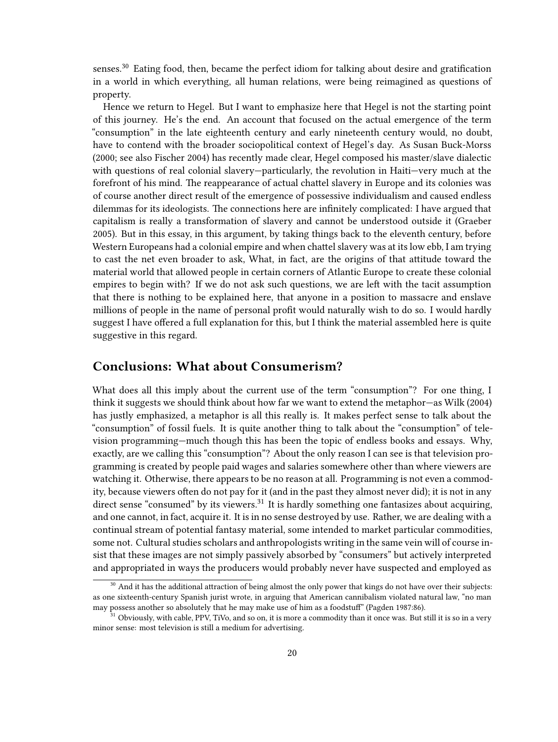senses.[30] Eating food, then, became the perfect idiom for talking about desire and gratification in a world in which everything, all human relations, were being reimagined as questions of property.

Hence we return to Hegel. But I want to emphasize here that Hegel is not the starting point of this journey. He's the end. An account that focused on the actual emergence of the term "consumption" in the late eighteenth century and early nineteenth century would, no doubt, have to contend with the broader sociopolitical context of Hegel's day. As Susan Buck-Morss (2000; see also Fischer 2004) has recently made clear, Hegel composed his master/slave dialectic with questions of real colonial slavery—particularly, the revolution in Haiti—very much at the forefront of his mind. The reappearance of actual chattel slavery in Europe and its colonies was of course another direct result of the emergence of possessive individualism and caused endless dilemmas for its ideologists. The connections here are infinitely complicated: I have argued that capitalism is really a transformation of slavery and cannot be understood outside it (Graeber 2005). But in this essay, in this argument, by taking things back to the eleventh century, before Western Europeans had a colonial empire and when chattel slavery was at its low ebb, I am trying to cast the net even broader to ask, What, in fact, are the origins of that attitude toward the material world that allowed people in certain corners of Atlantic Europe to create these colonial empires to begin with? If we do not ask such questions, we are left with the tacit assumption that there is nothing to be explained here, that anyone in a position to massacre and enslave millions of people in the name of personal profit would naturally wish to do so. I would hardly suggest I have offered a full explanation for this, but I think the material assembled here is quite suggestive in this regard.

## Conclusions: What about Consumerism?

What does all this imply about the current use of the term "consumption"? For one thing, I think it suggests we should think about how far we want to extend the metaphor—as Wilk (2004) has justly emphasized, a metaphor is all this really is. It makes perfect sense to talk about the "consumption" of fossil fuels. It is quite another thing to talk about the "consumption" of television programming—much though this has been the topic of endless books and essays. Why, exactly, are we calling this "consumption"? About the only reason I can see is that television programming is created by people paid wages and salaries somewhere other than where viewers are watching it. Otherwise, there appears to be no reason at all. Programming is not even a commodity, because viewers often do not pay for it (and in the past they almost never did); it is not in any direct sense "consumed" by its viewers.[31] It is hardly something one fantasizes about acquiring, and one cannot, in fact, acquire it. It is in no sense destroyed by use. Rather, we are dealing with a continual stream of potential fantasy material, some intended to market particular commodities, some not. Cultural studies scholars and anthropologists writing in the same vein will of course insist that these images are not simply passively absorbed by "consumers" but actively interpreted and appropriated in ways the producers would probably never have suspected and employed as

[30] And it has the additional attraction of being almost the only power that kings do not have over their subjects: as one sixteenth-century Spanish jurist wrote, in arguing that American cannibalism violated natural law, "no man may possess another so absolutely that he may make use of him as a foodstuff" (Pagden 1987:86).

[31] Obviously, with cable, PPV, TiVo, and so on, it is more a commodity than it once was. But still it is so in a very minor sense: most television is still a medium for advertising.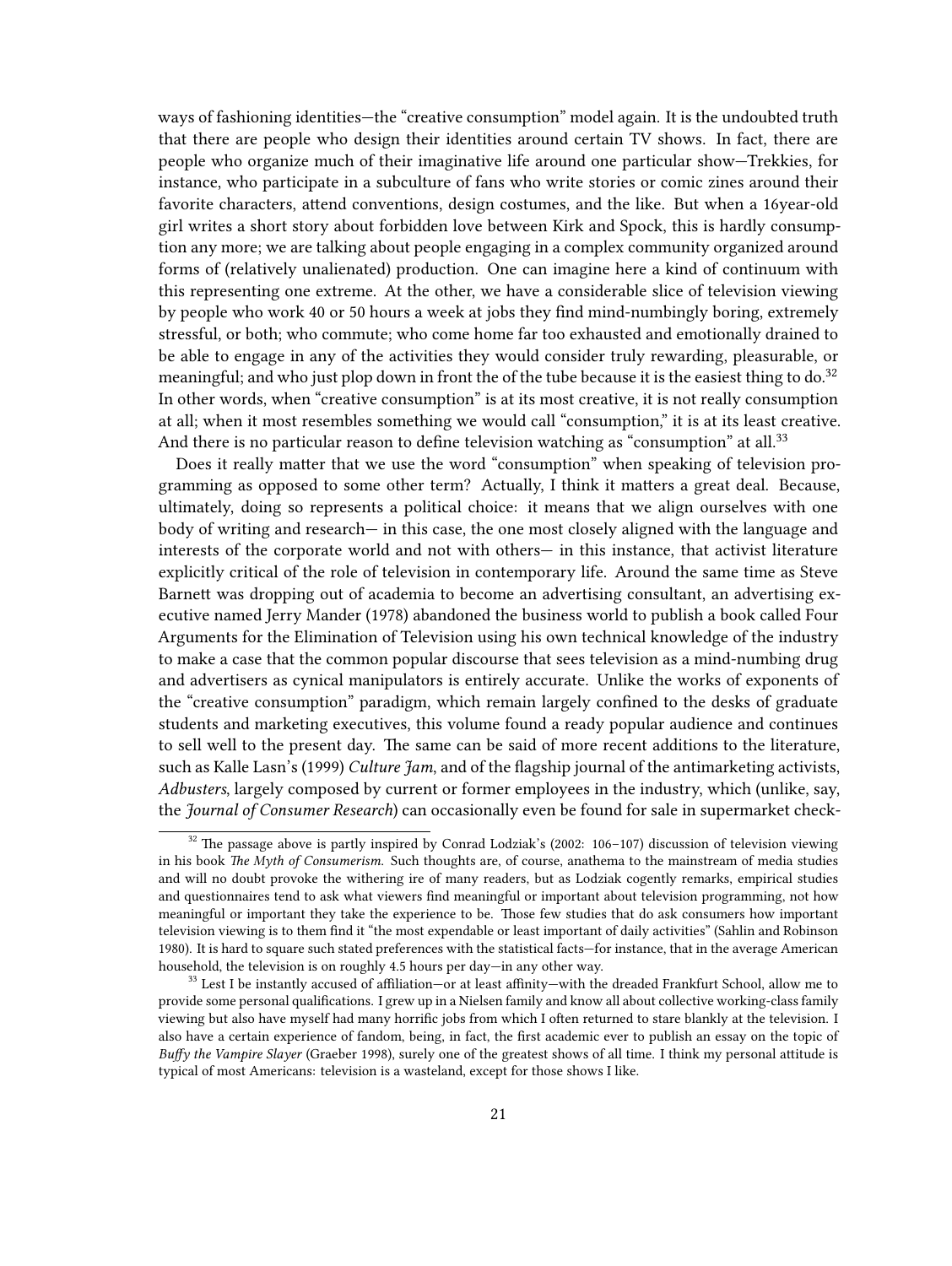ways of fashioning identities—the "creative consumption" model again. It is the undoubted truth that there are people who design their identities around certain TV shows. In fact, there are people who organize much of their imaginative life around one particular show—Trekkies, for instance, who participate in a subculture of fans who write stories or comic zines around their favorite characters, attend conventions, design costumes, and the like. But when a 16year-old girl writes a short story about forbidden love between Kirk and Spock, this is hardly consumption any more; we are talking about people engaging in a complex community organized around forms of (relatively unalienated) production. One can imagine here a kind of continuum with this representing one extreme. At the other, we have a considerable slice of television viewing by people who work 40 or 50 hours a week at jobs they find mind-numbingly boring, extremely stressful, or both; who commute; who come home far too exhausted and emotionally drained to be able to engage in any of the activities they would consider truly rewarding, pleasurable, or meaningful; and who just plop down in front the of the tube because it is the easiest thing to do.[32] In other words, when "creative consumption" is at its most creative, it is not really consumption at all; when it most resembles something we would call "consumption," it is at its least creative. And there is no particular reason to define television watching as "consumption" at all.[33]

Does it really matter that we use the word "consumption" when speaking of television programming as opposed to some other term? Actually, I think it matters a great deal. Because, ultimately, doing so represents a political choice: it means that we align ourselves with one body of writing and research— in this case, the one most closely aligned with the language and interests of the corporate world and not with others— in this instance, that activist literature explicitly critical of the role of television in contemporary life. Around the same time as Steve Barnett was dropping out of academia to become an advertising consultant, an advertising executive named Jerry Mander (1978) abandoned the business world to publish a book called Four Arguments for the Elimination of Television using his own technical knowledge of the industry to make a case that the common popular discourse that sees television as a mind-numbing drug and advertisers as cynical manipulators is entirely accurate. Unlike the works of exponents of the "creative consumption" paradigm, which remain largely confined to the desks of graduate students and marketing executives, this volume found a ready popular audience and continues to sell well to the present day. The same can be said of more recent additions to the literature, such as Kalle Lasn's (1999) *Culture Jam*, and of the flagship journal of the antimarketing activists, *Adbusters*, largely composed by current or former employees in the industry, which (unlike, say, the *Journal of Consumer Research*) can occasionally even be found for sale in supermarket check-

---

[32] The passage above is partly inspired by Conrad Lodziak's (2002: 106–107) discussion of television viewing in his book *The Myth of Consumerism*. Such thoughts are, of course, anathema to the mainstream of media studies and will no doubt provoke the withering ire of many readers, but as Lodziak cogently remarks, empirical studies and questionnaires tend to ask what viewers find meaningful or important about television programming, not how meaningful or important they take the experience to be. Those few studies that do ask consumers how important television viewing is to them find it "the most expendable or least important of daily activities" (Sahlin and Robinson 1980). It is hard to square such stated preferences with the statistical facts—for instance, that in the average American household, the television is on roughly 4.5 hours per day—in any other way.

[33] Lest I be instantly accused of affiliation—or at least affinity—with the dreaded Frankfurt School, allow me to provide some personal qualifications. I grew up in a Nielsen family and know all about collective working-class family viewing but also have myself had many horrific jobs from which I often returned to stare blankly at the television. I also have a certain experience of fandom, being, in fact, the first academic ever to publish an essay on the topic of *Buffy the Vampire Slayer* (Graeber 1998), surely one of the greatest shows of all time. I think my personal attitude is typical of most Americans: television is a wasteland, except for those shows I like.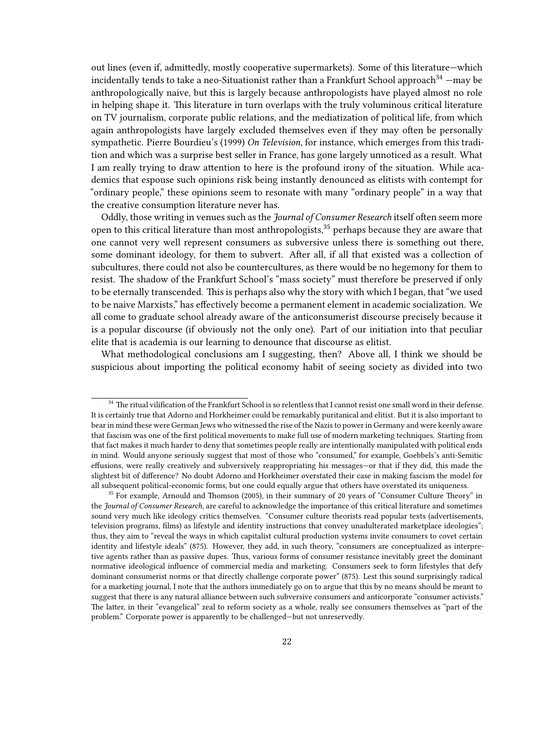out lines (even if, admittedly, mostly cooperative supermarkets). Some of this literature—which incidentally tends to take a neo-Situationist rather than a Frankfurt School approach[34] —may be anthropologically naive, but this is largely because anthropologists have played almost no role in helping shape it. This literature in turn overlaps with the truly voluminous critical literature on TV journalism, corporate public relations, and the mediatization of political life, from which again anthropologists have largely excluded themselves even if they may often be personally sympathetic. Pierre Bourdieu's (1999) *On Television*, for instance, which emerges from this tradition and which was a surprise best seller in France, has gone largely unnoticed as a result. What I am really trying to draw attention to here is the profound irony of the situation. While academics that espouse such opinions risk being instantly denounced as elitists with contempt for "ordinary people," these opinions seem to resonate with many "ordinary people" in a way that the creative consumption literature never has.

Oddly, those writing in venues such as the *Journal of Consumer Research* itself often seem more open to this critical literature than most anthropologists,[35] perhaps because they are aware that one cannot very well represent consumers as subversive unless there is something out there, some dominant ideology, for them to subvert. After all, if all that existed was a collection of subcultures, there could not also be countercultures, as there would be no hegemony for them to resist. The shadow of the Frankfurt School's "mass society" must therefore be preserved if only to be eternally transcended. This is perhaps also why the story with which I began, that "we used to be naive Marxists," has effectively become a permanent element in academic socialization. We all come to graduate school already aware of the anticonsumerist discourse precisely because it is a popular discourse (if obviously not the only one). Part of our initiation into that peculiar elite that is academia is our learning to denounce that discourse as elitist.

What methodological conclusions am I suggesting, then? Above all, I think we should be suspicious about importing the political economy habit of seeing society as divided into two

---

[34] The ritual vilification of the Frankfurt School is so relentless that I cannot resist one small word in their defense. It is certainly true that Adorno and Horkheimer could be remarkably puritanical and elitist. But it is also important to bear in mind these were German Jews who witnessed the rise of the Nazis to power in Germany and were keenly aware that fascism was one of the first political movements to make full use of modern marketing techniques. Starting from that fact makes it much harder to deny that sometimes people really are intentionally manipulated with political ends in mind. Would anyone seriously suggest that most of those who "consumed," for example, Goebbels's anti-Semitic effusions, were really creatively and subversively reappropriating his messages—or that if they did, this made the slightest bit of difference? No doubt Adorno and Horkheimer overstated their case in making fascism the model for all subsequent political-economic forms, but one could equally argue that others have overstated its uniqueness.

[35] For example, Arnould and Thomson (2005), in their summary of 20 years of "Consumer Culture Theory" in the *Journal of Consumer Research*, are careful to acknowledge the importance of this critical literature and sometimes sound very much like ideology critics themselves. "Consumer culture theorists read popular texts (advertisements, television programs, films) as lifestyle and identity instructions that convey unadulterated marketplace ideologies"; thus, they aim to "reveal the ways in which capitalist cultural production systems invite consumers to covet certain identity and lifestyle ideals" (875). However, they add, in such theory, "consumers are conceptualized as interpretive agents rather than as passive dupes. Thus, various forms of consumer resistance inevitably greet the dominant normative ideological influence of commercial media and marketing. Consumers seek to form lifestyles that defy dominant consumerist norms or that directly challenge corporate power" (875). Lest this sound surprisingly radical for a marketing journal, I note that the authors immediately go on to argue that this by no means should be meant to suggest that there is any natural alliance between such subversive consumers and anticorporate "consumer activists." The latter, in their "evangelical" zeal to reform society as a whole, really see consumers themselves as "part of the problem." Corporate power is apparently to be challenged—but not unreservedly.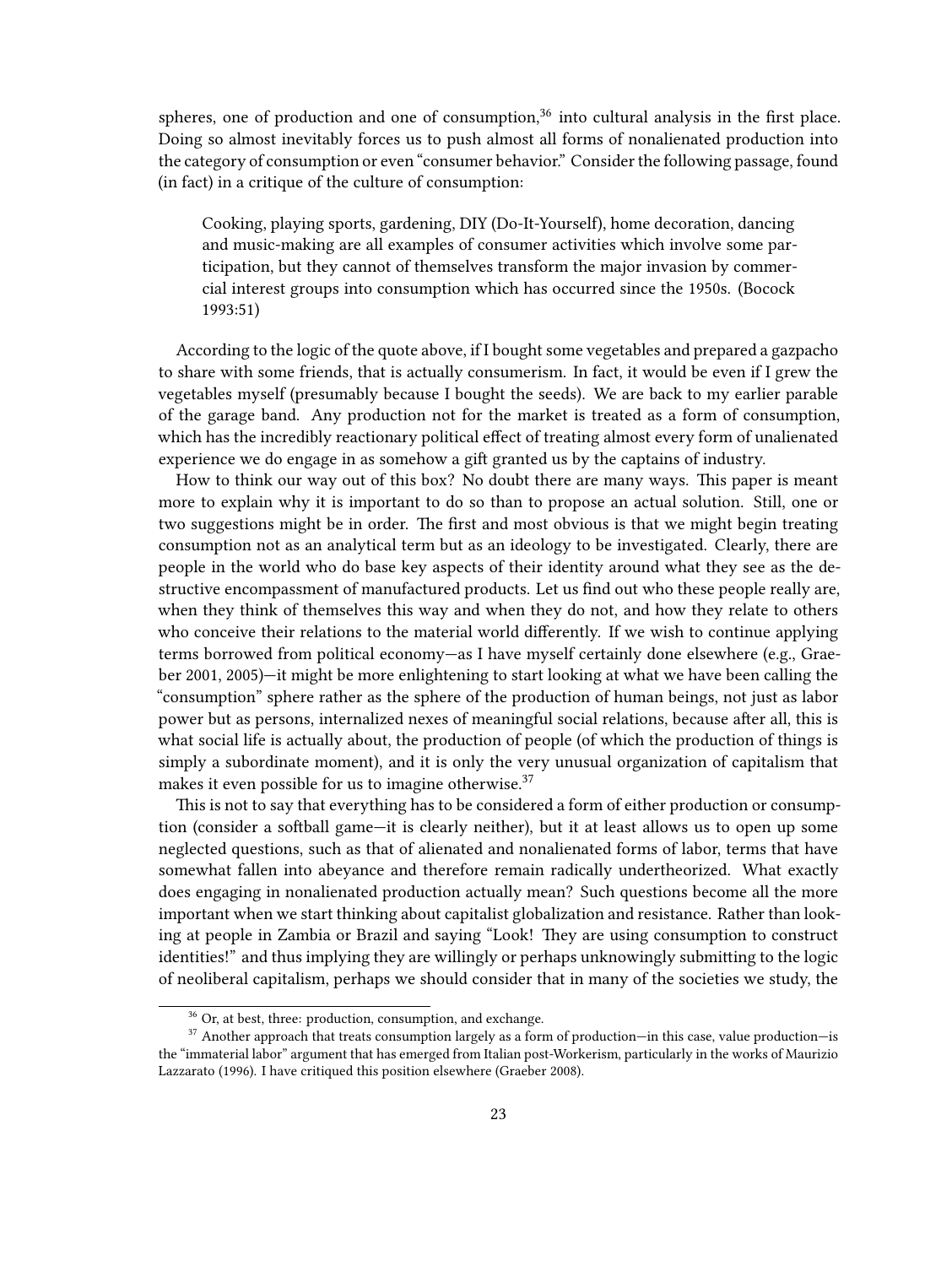spheres, one of production and one of consumption,[36] into cultural analysis in the first place. Doing so almost inevitably forces us to push almost all forms of nonalienated production into the category of consumption or even "consumer behavior." Consider the following passage, found (in fact) in a critique of the culture of consumption:

> Cooking, playing sports, gardening, DIY (Do-It-Yourself), home decoration, dancing and music-making are all examples of consumer activities which involve some participation, but they cannot of themselves transform the major invasion by commercial interest groups into consumption which has occurred since the 1950s. (Bocock 1993:51)

According to the logic of the quote above, if I bought some vegetables and prepared a gazpacho to share with some friends, that is actually consumerism. In fact, it would be even if I grew the vegetables myself (presumably because I bought the seeds). We are back to my earlier parable of the garage band. Any production not for the market is treated as a form of consumption, which has the incredibly reactionary political effect of treating almost every form of unalienated experience we do engage in as somehow a gift granted us by the captains of industry.

How to think our way out of this box? No doubt there are many ways. This paper is meant more to explain why it is important to do so than to propose an actual solution. Still, one or two suggestions might be in order. The first and most obvious is that we might begin treating consumption not as an analytical term but as an ideology to be investigated. Clearly, there are people in the world who do base key aspects of their identity around what they see as the destructive encompassment of manufactured products. Let us find out who these people really are, when they think of themselves this way and when they do not, and how they relate to others who conceive their relations to the material world differently. If we wish to continue applying terms borrowed from political economy—as I have myself certainly done elsewhere (e.g., Graeber 2001, 2005)—it might be more enlightening to start looking at what we have been calling the "consumption" sphere rather as the sphere of the production of human beings, not just as labor power but as persons, internalized nexes of meaningful social relations, because after all, this is what social life is actually about, the production of people (of which the production of things is simply a subordinate moment), and it is only the very unusual organization of capitalism that makes it even possible for us to imagine otherwise.[37]

This is not to say that everything has to be considered a form of either production or consumption (consider a softball game—it is clearly neither), but it at least allows us to open up some neglected questions, such as that of alienated and nonalienated forms of labor, terms that have somewhat fallen into abeyance and therefore remain radically undertheorized. What exactly does engaging in nonalienated production actually mean? Such questions become all the more important when we start thinking about capitalist globalization and resistance. Rather than looking at people in Zambia or Brazil and saying "Look! They are using consumption to construct identities!" and thus implying they are willingly or perhaps unknowingly submitting to the logic of neoliberal capitalism, perhaps we should consider that in many of the societies we study, the

[36] Or, at best, three: production, consumption, and exchange.

[37] Another approach that treats consumption largely as a form of production—in this case, value production—is the "immaterial labor" argument that has emerged from Italian post-Workerism, particularly in the works of Maurizio Lazzarato (1996). I have critiqued this position elsewhere (Graeber 2008).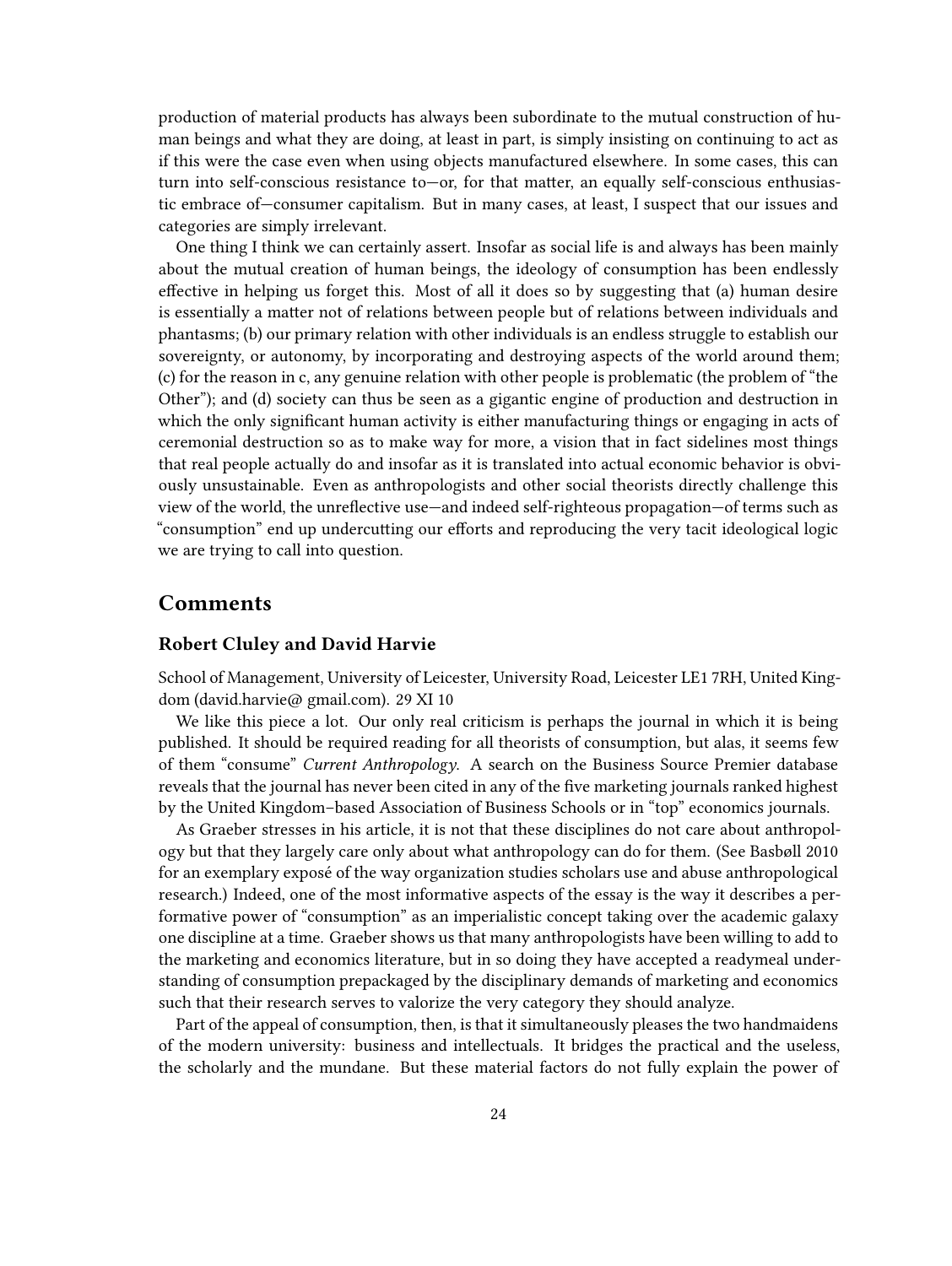production of material products has always been subordinate to the mutual construction of human beings and what they are doing, at least in part, is simply insisting on continuing to act as if this were the case even when using objects manufactured elsewhere. In some cases, this can turn into self-conscious resistance to—or, for that matter, an equally self-conscious enthusiastic embrace of—consumer capitalism. But in many cases, at least, I suspect that our issues and categories are simply irrelevant.

One thing I think we can certainly assert. Insofar as social life is and always has been mainly about the mutual creation of human beings, the ideology of consumption has been endlessly effective in helping us forget this. Most of all it does so by suggesting that (a) human desire is essentially a matter not of relations between people but of relations between individuals and phantasms; (b) our primary relation with other individuals is an endless struggle to establish our sovereignty, or autonomy, by incorporating and destroying aspects of the world around them; (c) for the reason in c, any genuine relation with other people is problematic (the problem of "the Other"); and (d) society can thus be seen as a gigantic engine of production and destruction in which the only significant human activity is either manufacturing things or engaging in acts of ceremonial destruction so as to make way for more, a vision that in fact sidelines most things that real people actually do and insofar as it is translated into actual economic behavior is obviously unsustainable. Even as anthropologists and other social theorists directly challenge this view of the world, the unreflective use—and indeed self-righteous propagation—of terms such as "consumption" end up undercutting our efforts and reproducing the very tacit ideological logic we are trying to call into question.

## Comments

### Robert Cluley and David Harvie

School of Management, University of Leicester, University Road, Leicester LE1 7RH, United Kingdom (david.harvie@ gmail.com). 29 XI 10

We like this piece a lot. Our only real criticism is perhaps the journal in which it is being published. It should be required reading for all theorists of consumption, but alas, it seems few of them "consume" *Current Anthropology*. A search on the Business Source Premier database reveals that the journal has never been cited in any of the five marketing journals ranked highest by the United Kingdom–based Association of Business Schools or in "top" economics journals.

As Graeber stresses in his article, it is not that these disciplines do not care about anthropology but that they largely care only about what anthropology can do for them. (See Basbøll 2010 for an exemplary exposé of the way organization studies scholars use and abuse anthropological research.) Indeed, one of the most informative aspects of the essay is the way it describes a performative power of "consumption" as an imperialistic concept taking over the academic galaxy one discipline at a time. Graeber shows us that many anthropologists have been willing to add to the marketing and economics literature, but in so doing they have accepted a readymeal understanding of consumption prepackaged by the disciplinary demands of marketing and economics such that their research serves to valorize the very category they should analyze.

Part of the appeal of consumption, then, is that it simultaneously pleases the two handmaidens of the modern university: business and intellectuals. It bridges the practical and the useless, the scholarly and the mundane. But these material factors do not fully explain the power of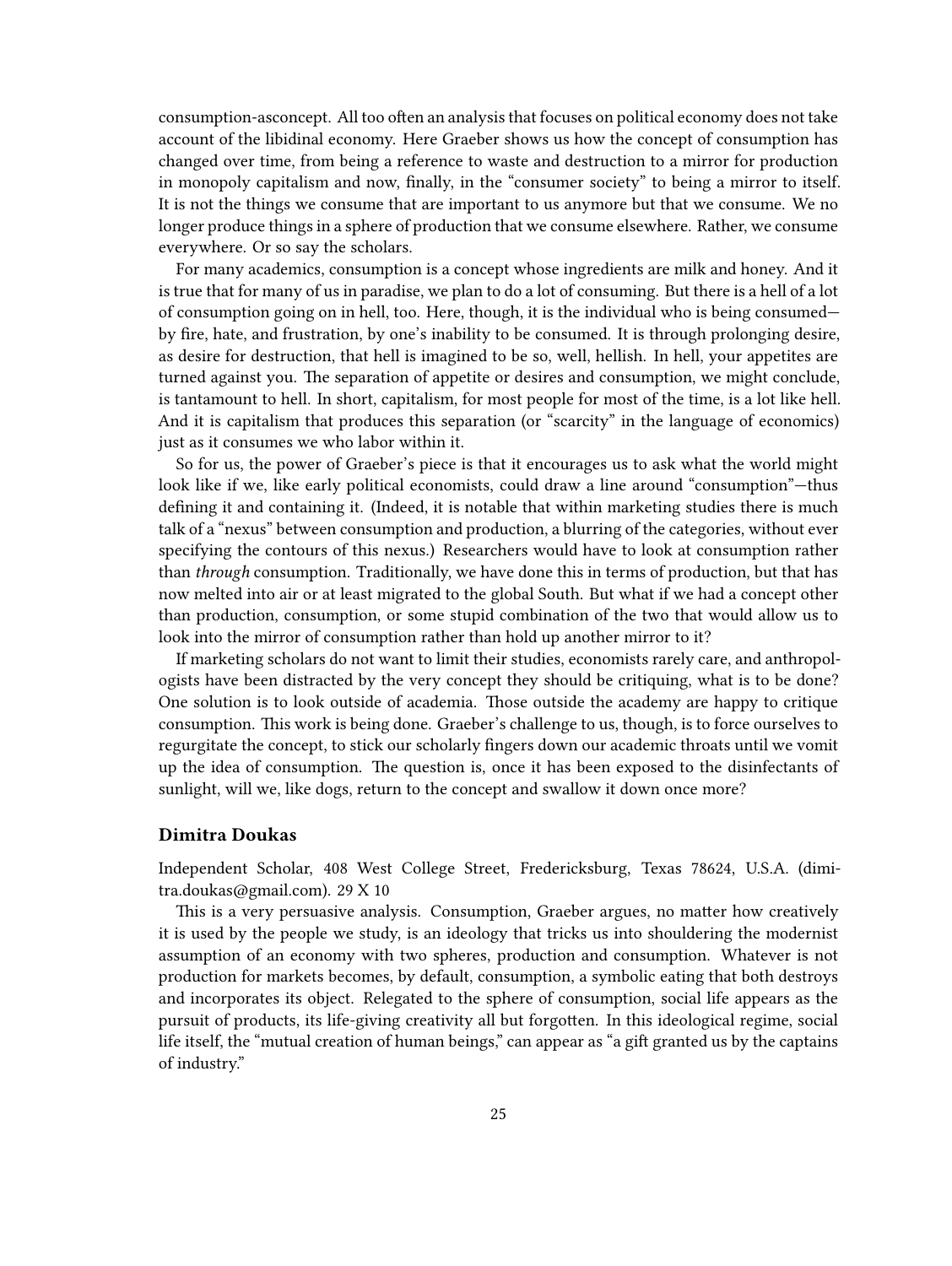consumption-asconcept. All too often an analysis that focuses on political economy does not take account of the libidinal economy. Here Graeber shows us how the concept of consumption has changed over time, from being a reference to waste and destruction to a mirror for production in monopoly capitalism and now, finally, in the "consumer society" to being a mirror to itself. It is not the things we consume that are important to us anymore but that we consume. We no longer produce things in a sphere of production that we consume elsewhere. Rather, we consume everywhere. Or so say the scholars.

For many academics, consumption is a concept whose ingredients are milk and honey. And it is true that for many of us in paradise, we plan to do a lot of consuming. But there is a hell of a lot of consumption going on in hell, too. Here, though, it is the individual who is being consumed—by fire, hate, and frustration, by one's inability to be consumed. It is through prolonging desire, as desire for destruction, that hell is imagined to be so, well, hellish. In hell, your appetites are turned against you. The separation of appetite or desires and consumption, we might conclude, is tantamount to hell. In short, capitalism, for most people for most of the time, is a lot like hell. And it is capitalism that produces this separation (or "scarcity" in the language of economics) just as it consumes we who labor within it.

So for us, the power of Graeber's piece is that it encourages us to ask what the world might look like if we, like early political economists, could draw a line around "consumption"—thus defining it and containing it. (Indeed, it is notable that within marketing studies there is much talk of a "nexus" between consumption and production, a blurring of the categories, without ever specifying the contours of this nexus.) Researchers would have to look at consumption rather than *through* consumption. Traditionally, we have done this in terms of production, but that has now melted into air or at least migrated to the global South. But what if we had a concept other than production, consumption, or some stupid combination of the two that would allow us to look into the mirror of consumption rather than hold up another mirror to it?

If marketing scholars do not want to limit their studies, economists rarely care, and anthropologists have been distracted by the very concept they should be critiquing, what is to be done? One solution is to look outside of academia. Those outside the academy are happy to critique consumption. This work is being done. Graeber's challenge to us, though, is to force ourselves to regurgitate the concept, to stick our scholarly fingers down our academic throats until we vomit up the idea of consumption. The question is, once it has been exposed to the disinfectants of sunlight, will we, like dogs, return to the concept and swallow it down once more?

### Dimitra Doukas

Independent Scholar, 408 West College Street, Fredericksburg, Texas 78624, U.S.A. (dimitra.doukas@gmail.com). 29 X 10

This is a very persuasive analysis. Consumption, Graeber argues, no matter how creatively it is used by the people we study, is an ideology that tricks us into shouldering the modernist assumption of an economy with two spheres, production and consumption. Whatever is not production for markets becomes, by default, consumption, a symbolic eating that both destroys and incorporates its object. Relegated to the sphere of consumption, social life appears as the pursuit of products, its life-giving creativity all but forgotten. In this ideological regime, social life itself, the "mutual creation of human beings," can appear as "a gift granted us by the captains of industry."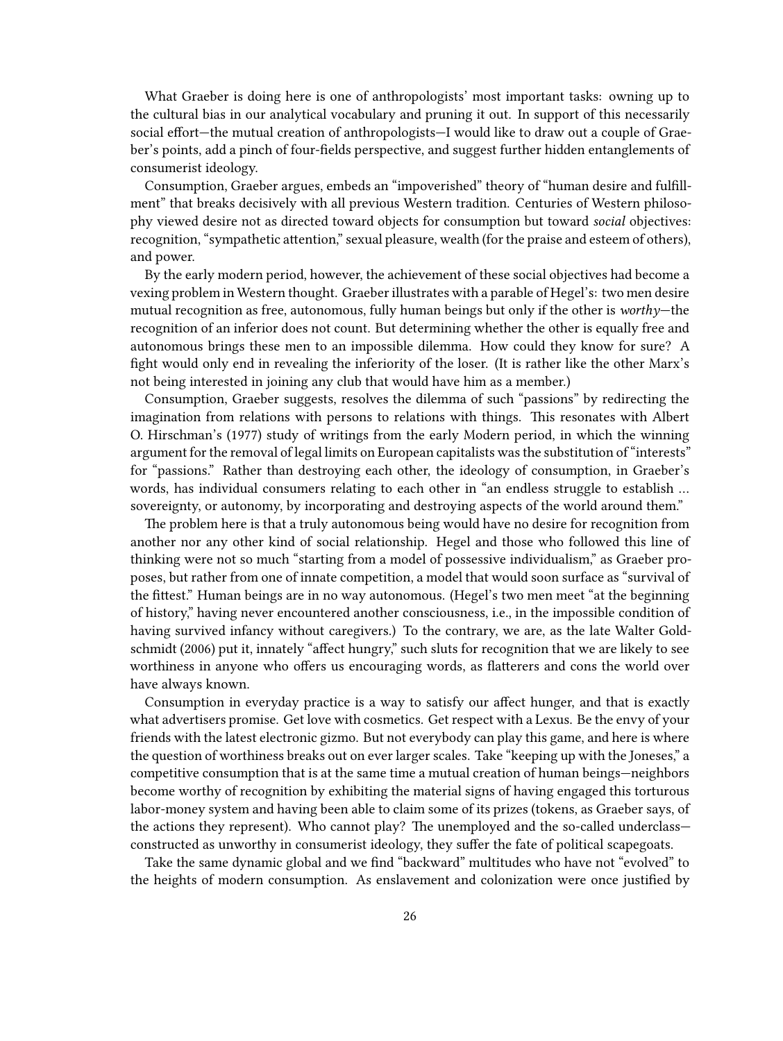What Graeber is doing here is one of anthropologists' most important tasks: owning up to the cultural bias in our analytical vocabulary and pruning it out. In support of this necessarily social effort—the mutual creation of anthropologists—I would like to draw out a couple of Graeber's points, add a pinch of four-fields perspective, and suggest further hidden entanglements of consumerist ideology.

Consumption, Graeber argues, embeds an "impoverished" theory of "human desire and fulfillment" that breaks decisively with all previous Western tradition. Centuries of Western philosophy viewed desire not as directed toward objects for consumption but toward *social* objectives: recognition, "sympathetic attention," sexual pleasure, wealth (for the praise and esteem of others), and power.

By the early modern period, however, the achievement of these social objectives had become a vexing problem in Western thought. Graeber illustrates with a parable of Hegel's: two men desire mutual recognition as free, autonomous, fully human beings but only if the other is *worthy*—the recognition of an inferior does not count. But determining whether the other is equally free and autonomous brings these men to an impossible dilemma. How could they know for sure? A fight would only end in revealing the inferiority of the loser. (It is rather like the other Marx's not being interested in joining any club that would have him as a member.)

Consumption, Graeber suggests, resolves the dilemma of such "passions" by redirecting the imagination from relations with persons to relations with things. This resonates with Albert O. Hirschman's (1977) study of writings from the early Modern period, in which the winning argument for the removal of legal limits on European capitalists was the substitution of "interests" for "passions." Rather than destroying each other, the ideology of consumption, in Graeber's words, has individual consumers relating to each other in "an endless struggle to establish … sovereignty, or autonomy, by incorporating and destroying aspects of the world around them."

The problem here is that a truly autonomous being would have no desire for recognition from another nor any other kind of social relationship. Hegel and those who followed this line of thinking were not so much "starting from a model of possessive individualism," as Graeber proposes, but rather from one of innate competition, a model that would soon surface as "survival of the fittest." Human beings are in no way autonomous. (Hegel's two men meet "at the beginning of history," having never encountered another consciousness, i.e., in the impossible condition of having survived infancy without caregivers.) To the contrary, we are, as the late Walter Goldschmidt (2006) put it, innately "affect hungry," such sluts for recognition that we are likely to see worthiness in anyone who offers us encouraging words, as flatterers and cons the world over have always known.

Consumption in everyday practice is a way to satisfy our affect hunger, and that is exactly what advertisers promise. Get love with cosmetics. Get respect with a Lexus. Be the envy of your friends with the latest electronic gizmo. But not everybody can play this game, and here is where the question of worthiness breaks out on ever larger scales. Take "keeping up with the Joneses," a competitive consumption that is at the same time a mutual creation of human beings—neighbors become worthy of recognition by exhibiting the material signs of having engaged this torturous labor-money system and having been able to claim some of its prizes (tokens, as Graeber says, of the actions they represent). Who cannot play? The unemployed and the so-called underclass—constructed as unworthy in consumerist ideology, they suffer the fate of political scapegoats.

Take the same dynamic global and we find "backward" multitudes who have not "evolved" to the heights of modern consumption. As enslavement and colonization were once justified by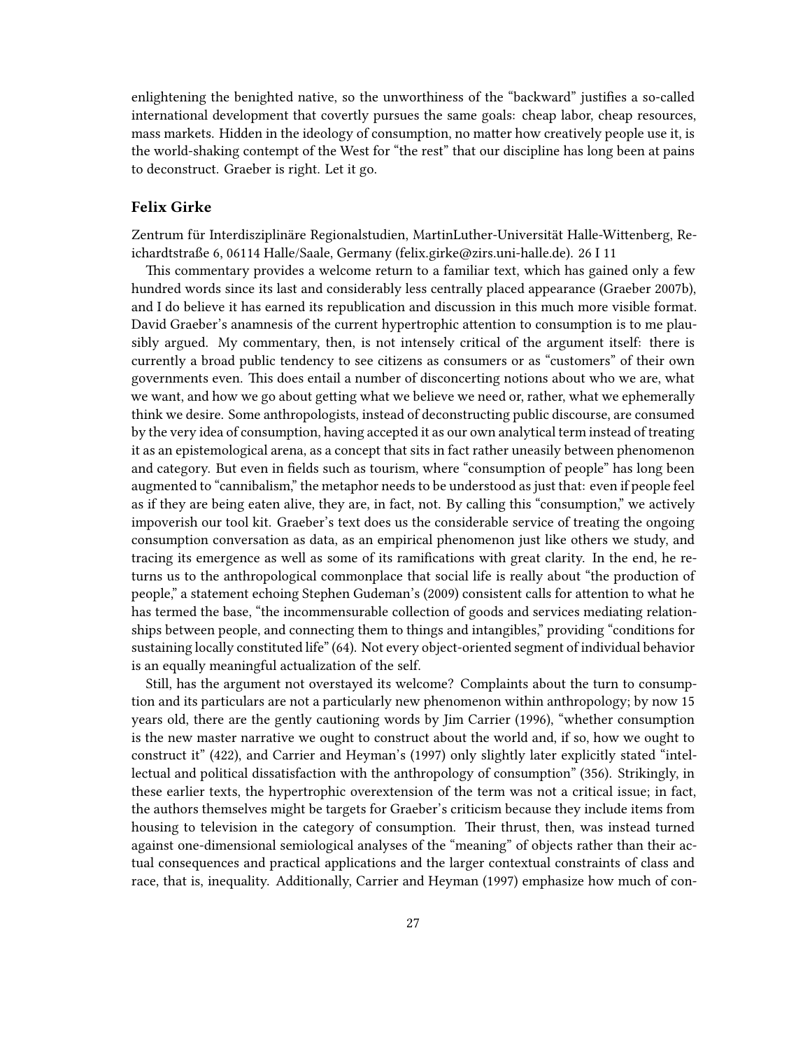enlightening the benighted native, so the unworthiness of the "backward" justifies a so-called international development that covertly pursues the same goals: cheap labor, cheap resources, mass markets. Hidden in the ideology of consumption, no matter how creatively people use it, is the world-shaking contempt of the West for "the rest" that our discipline has long been at pains to deconstruct. Graeber is right. Let it go.

### Felix Girke

Zentrum für Interdisziplinäre Regionalstudien, MartinLuther-Universität Halle-Wittenberg, Reichardtstraße 6, 06114 Halle/Saale, Germany (felix.girke@zirs.uni-halle.de). 26 I 11

This commentary provides a welcome return to a familiar text, which has gained only a few hundred words since its last and considerably less centrally placed appearance (Graeber 2007b), and I do believe it has earned its republication and discussion in this much more visible format. David Graeber's anamnesis of the current hypertrophic attention to consumption is to me plausibly argued. My commentary, then, is not intensely critical of the argument itself: there is currently a broad public tendency to see citizens as consumers or as "customers" of their own governments even. This does entail a number of disconcerting notions about who we are, what we want, and how we go about getting what we believe we need or, rather, what we ephemerally think we desire. Some anthropologists, instead of deconstructing public discourse, are consumed by the very idea of consumption, having accepted it as our own analytical term instead of treating it as an epistemological arena, as a concept that sits in fact rather uneasily between phenomenon and category. But even in fields such as tourism, where "consumption of people" has long been augmented to "cannibalism," the metaphor needs to be understood as just that: even if people feel as if they are being eaten alive, they are, in fact, not. By calling this "consumption," we actively impoverish our tool kit. Graeber's text does us the considerable service of treating the ongoing consumption conversation as data, as an empirical phenomenon just like others we study, and tracing its emergence as well as some of its ramifications with great clarity. In the end, he returns us to the anthropological commonplace that social life is really about "the production of people," a statement echoing Stephen Gudeman's (2009) consistent calls for attention to what he has termed the base, "the incommensurable collection of goods and services mediating relationships between people, and connecting them to things and intangibles," providing "conditions for sustaining locally constituted life" (64). Not every object-oriented segment of individual behavior is an equally meaningful actualization of the self.

Still, has the argument not overstayed its welcome? Complaints about the turn to consumption and its particulars are not a particularly new phenomenon within anthropology; by now 15 years old, there are the gently cautioning words by Jim Carrier (1996), "whether consumption is the new master narrative we ought to construct about the world and, if so, how we ought to construct it" (422), and Carrier and Heyman's (1997) only slightly later explicitly stated "intellectual and political dissatisfaction with the anthropology of consumption" (356). Strikingly, in these earlier texts, the hypertrophic overextension of the term was not a critical issue; in fact, the authors themselves might be targets for Graeber's criticism because they include items from housing to television in the category of consumption. Their thrust, then, was instead turned against one-dimensional semiological analyses of the "meaning" of objects rather than their actual consequences and practical applications and the larger contextual constraints of class and race, that is, inequality. Additionally, Carrier and Heyman (1997) emphasize how much of con-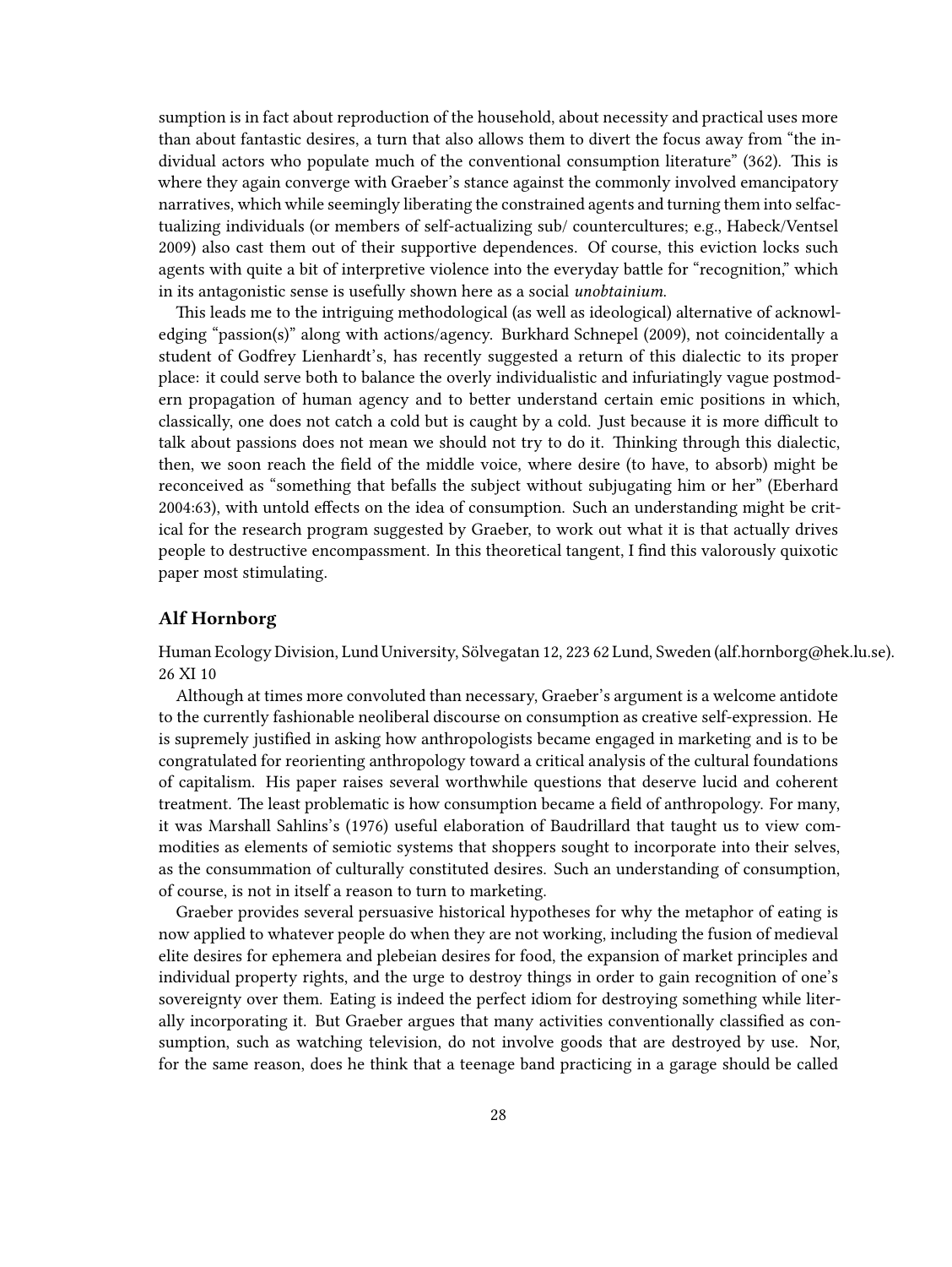sumption is in fact about reproduction of the household, about necessity and practical uses more than about fantastic desires, a turn that also allows them to divert the focus away from "the individual actors who populate much of the conventional consumption literature" (362). This is where they again converge with Graeber's stance against the commonly involved emancipatory narratives, which while seemingly liberating the constrained agents and turning them into selfactualizing individuals (or members of self-actualizing sub/ countercultures; e.g., Habeck/Ventsel 2009) also cast them out of their supportive dependences. Of course, this eviction locks such agents with quite a bit of interpretive violence into the everyday battle for "recognition," which in its antagonistic sense is usefully shown here as a social *unobtainium*.

This leads me to the intriguing methodological (as well as ideological) alternative of acknowledging "passion(s)" along with actions/agency. Burkhard Schnepel (2009), not coincidentally a student of Godfrey Lienhardt's, has recently suggested a return of this dialectic to its proper place: it could serve both to balance the overly individualistic and infuriatingly vague postmodern propagation of human agency and to better understand certain emic positions in which, classically, one does not catch a cold but is caught by a cold. Just because it is more difficult to talk about passions does not mean we should not try to do it. Thinking through this dialectic, then, we soon reach the field of the middle voice, where desire (to have, to absorb) might be reconceived as "something that befalls the subject without subjugating him or her" (Eberhard 2004:63), with untold effects on the idea of consumption. Such an understanding might be critical for the research program suggested by Graeber, to work out what it is that actually drives people to destructive encompassment. In this theoretical tangent, I find this valorously quixotic paper most stimulating.

### Alf Hornborg

Human Ecology Division, Lund University, Sölvegatan 12, 223 62 Lund, Sweden (alf.hornborg@hek.lu.se). 26 XI 10

Although at times more convoluted than necessary, Graeber's argument is a welcome antidote to the currently fashionable neoliberal discourse on consumption as creative self-expression. He is supremely justified in asking how anthropologists became engaged in marketing and is to be congratulated for reorienting anthropology toward a critical analysis of the cultural foundations of capitalism. His paper raises several worthwhile questions that deserve lucid and coherent treatment. The least problematic is how consumption became a field of anthropology. For many, it was Marshall Sahlins's (1976) useful elaboration of Baudrillard that taught us to view commodities as elements of semiotic systems that shoppers sought to incorporate into their selves, as the consummation of culturally constituted desires. Such an understanding of consumption, of course, is not in itself a reason to turn to marketing.

Graeber provides several persuasive historical hypotheses for why the metaphor of eating is now applied to whatever people do when they are not working, including the fusion of medieval elite desires for ephemera and plebeian desires for food, the expansion of market principles and individual property rights, and the urge to destroy things in order to gain recognition of one's sovereignty over them. Eating is indeed the perfect idiom for destroying something while literally incorporating it. But Graeber argues that many activities conventionally classified as consumption, such as watching television, do not involve goods that are destroyed by use. Nor, for the same reason, does he think that a teenage band practicing in a garage should be called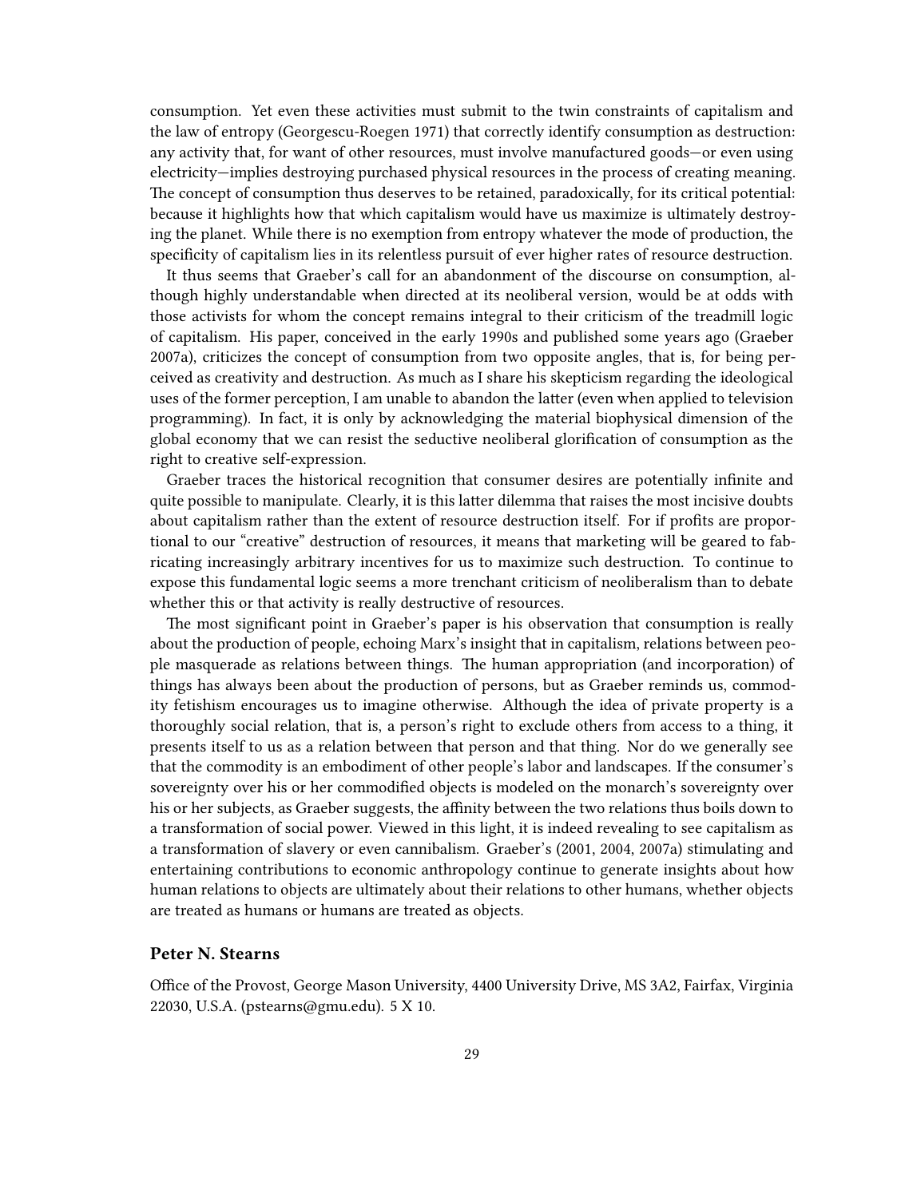consumption. Yet even these activities must submit to the twin constraints of capitalism and the law of entropy (Georgescu-Roegen 1971) that correctly identify consumption as destruction: any activity that, for want of other resources, must involve manufactured goods—or even using electricity—implies destroying purchased physical resources in the process of creating meaning. The concept of consumption thus deserves to be retained, paradoxically, for its critical potential: because it highlights how that which capitalism would have us maximize is ultimately destroying the planet. While there is no exemption from entropy whatever the mode of production, the specificity of capitalism lies in its relentless pursuit of ever higher rates of resource destruction.

It thus seems that Graeber's call for an abandonment of the discourse on consumption, although highly understandable when directed at its neoliberal version, would be at odds with those activists for whom the concept remains integral to their criticism of the treadmill logic of capitalism. His paper, conceived in the early 1990s and published some years ago (Graeber 2007a), criticizes the concept of consumption from two opposite angles, that is, for being perceived as creativity and destruction. As much as I share his skepticism regarding the ideological uses of the former perception, I am unable to abandon the latter (even when applied to television programming). In fact, it is only by acknowledging the material biophysical dimension of the global economy that we can resist the seductive neoliberal glorification of consumption as the right to creative self-expression.

Graeber traces the historical recognition that consumer desires are potentially infinite and quite possible to manipulate. Clearly, it is this latter dilemma that raises the most incisive doubts about capitalism rather than the extent of resource destruction itself. For if profits are proportional to our "creative" destruction of resources, it means that marketing will be geared to fabricating increasingly arbitrary incentives for us to maximize such destruction. To continue to expose this fundamental logic seems a more trenchant criticism of neoliberalism than to debate whether this or that activity is really destructive of resources.

The most significant point in Graeber's paper is his observation that consumption is really about the production of people, echoing Marx's insight that in capitalism, relations between people masquerade as relations between things. The human appropriation (and incorporation) of things has always been about the production of persons, but as Graeber reminds us, commodity fetishism encourages us to imagine otherwise. Although the idea of private property is a thoroughly social relation, that is, a person's right to exclude others from access to a thing, it presents itself to us as a relation between that person and that thing. Nor do we generally see that the commodity is an embodiment of other people's labor and landscapes. If the consumer's sovereignty over his or her commodified objects is modeled on the monarch's sovereignty over his or her subjects, as Graeber suggests, the affinity between the two relations thus boils down to a transformation of social power. Viewed in this light, it is indeed revealing to see capitalism as a transformation of slavery or even cannibalism. Graeber's (2001, 2004, 2007a) stimulating and entertaining contributions to economic anthropology continue to generate insights about how human relations to objects are ultimately about their relations to other humans, whether objects are treated as humans or humans are treated as objects.

### Peter N. Stearns

Office of the Provost, George Mason University, 4400 University Drive, MS 3A2, Fairfax, Virginia 22030, U.S.A. (pstearns@gmu.edu). 5 X 10.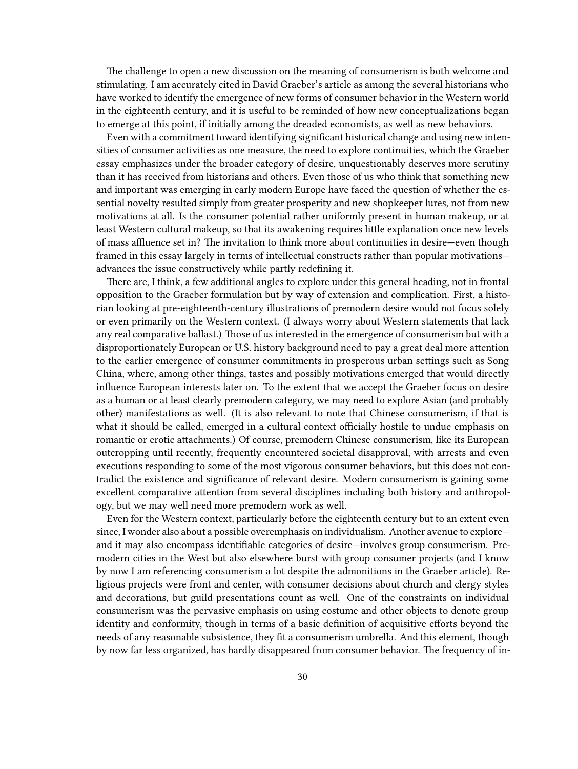The challenge to open a new discussion on the meaning of consumerism is both welcome and stimulating. I am accurately cited in David Graeber's article as among the several historians who have worked to identify the emergence of new forms of consumer behavior in the Western world in the eighteenth century, and it is useful to be reminded of how new conceptualizations began to emerge at this point, if initially among the dreaded economists, as well as new behaviors.

Even with a commitment toward identifying significant historical change and using new intensities of consumer activities as one measure, the need to explore continuities, which the Graeber essay emphasizes under the broader category of desire, unquestionably deserves more scrutiny than it has received from historians and others. Even those of us who think that something new and important was emerging in early modern Europe have faced the question of whether the essential novelty resulted simply from greater prosperity and new shopkeeper lures, not from new motivations at all. Is the consumer potential rather uniformly present in human makeup, or at least Western cultural makeup, so that its awakening requires little explanation once new levels of mass affluence set in? The invitation to think more about continuities in desire—even though framed in this essay largely in terms of intellectual constructs rather than popular motivations—advances the issue constructively while partly redefining it.

There are, I think, a few additional angles to explore under this general heading, not in frontal opposition to the Graeber formulation but by way of extension and complication. First, a historian looking at pre-eighteenth-century illustrations of premodern desire would not focus solely or even primarily on the Western context. (I always worry about Western statements that lack any real comparative ballast.) Those of us interested in the emergence of consumerism but with a disproportionately European or U.S. history background need to pay a great deal more attention to the earlier emergence of consumer commitments in prosperous urban settings such as Song China, where, among other things, tastes and possibly motivations emerged that would directly influence European interests later on. To the extent that we accept the Graeber focus on desire as a human or at least clearly premodern category, we may need to explore Asian (and probably other) manifestations as well. (It is also relevant to note that Chinese consumerism, if that is what it should be called, emerged in a cultural context officially hostile to undue emphasis on romantic or erotic attachments.) Of course, premodern Chinese consumerism, like its European outcropping until recently, frequently encountered societal disapproval, with arrests and even executions responding to some of the most vigorous consumer behaviors, but this does not contradict the existence and significance of relevant desire. Modern consumerism is gaining some excellent comparative attention from several disciplines including both history and anthropology, but we may well need more premodern work as well.

Even for the Western context, particularly before the eighteenth century but to an extent even since, I wonder also about a possible overemphasis on individualism. Another avenue to explore—and it may also encompass identifiable categories of desire—involves group consumerism. Premodern cities in the West but also elsewhere burst with group consumer projects (and I know by now I am referencing consumerism a lot despite the admonitions in the Graeber article). Religious projects were front and center, with consumer decisions about church and clergy styles and decorations, but guild presentations count as well. One of the constraints on individual consumerism was the pervasive emphasis on using costume and other objects to denote group identity and conformity, though in terms of a basic definition of acquisitive efforts beyond the needs of any reasonable subsistence, they fit a consumerism umbrella. And this element, though by now far less organized, has hardly disappeared from consumer behavior. The frequency of in-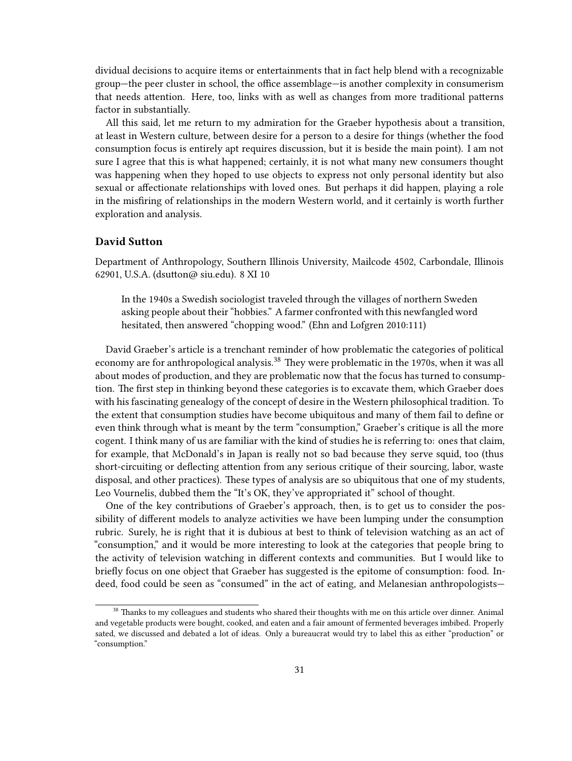dividual decisions to acquire items or entertainments that in fact help blend with a recognizable group—the peer cluster in school, the office assemblage—is another complexity in consumerism that needs attention. Here, too, links with as well as changes from more traditional patterns factor in substantially.

All this said, let me return to my admiration for the Graeber hypothesis about a transition, at least in Western culture, between desire for a person to a desire for things (whether the food consumption focus is entirely apt requires discussion, but it is beside the main point). I am not sure I agree that this is what happened; certainly, it is not what many new consumers thought was happening when they hoped to use objects to express not only personal identity but also sexual or affectionate relationships with loved ones. But perhaps it did happen, playing a role in the misfiring of relationships in the modern Western world, and it certainly is worth further exploration and analysis.

### David Sutton

Department of Anthropology, Southern Illinois University, Mailcode 4502, Carbondale, Illinois 62901, U.S.A. (dsutton@ siu.edu). 8 XI 10

> In the 1940s a Swedish sociologist traveled through the villages of northern Sweden asking people about their "hobbies." A farmer confronted with this newfangled word hesitated, then answered "chopping wood." (Ehn and Lofgren 2010:111)

David Graeber's article is a trenchant reminder of how problematic the categories of political economy are for anthropological analysis.[38] They were problematic in the 1970s, when it was all about modes of production, and they are problematic now that the focus has turned to consumption. The first step in thinking beyond these categories is to excavate them, which Graeber does with his fascinating genealogy of the concept of desire in the Western philosophical tradition. To the extent that consumption studies have become ubiquitous and many of them fail to define or even think through what is meant by the term "consumption," Graeber's critique is all the more cogent. I think many of us are familiar with the kind of studies he is referring to: ones that claim, for example, that McDonald's in Japan is really not so bad because they serve squid, too (thus short-circuiting or deflecting attention from any serious critique of their sourcing, labor, waste disposal, and other practices). These types of analysis are so ubiquitous that one of my students, Leo Vournelis, dubbed them the "It's OK, they've appropriated it" school of thought.

One of the key contributions of Graeber's approach, then, is to get us to consider the possibility of different models to analyze activities we have been lumping under the consumption rubric. Surely, he is right that it is dubious at best to think of television watching as an act of "consumption," and it would be more interesting to look at the categories that people bring to the activity of television watching in different contexts and communities. But I would like to briefly focus on one object that Graeber has suggested is the epitome of consumption: food. Indeed, food could be seen as "consumed" in the act of eating, and Melanesian anthropologists—

[38] Thanks to my colleagues and students who shared their thoughts with me on this article over dinner. Animal and vegetable products were bought, cooked, and eaten and a fair amount of fermented beverages imbibed. Properly sated, we discussed and debated a lot of ideas. Only a bureaucrat would try to label this as either "production" or "consumption."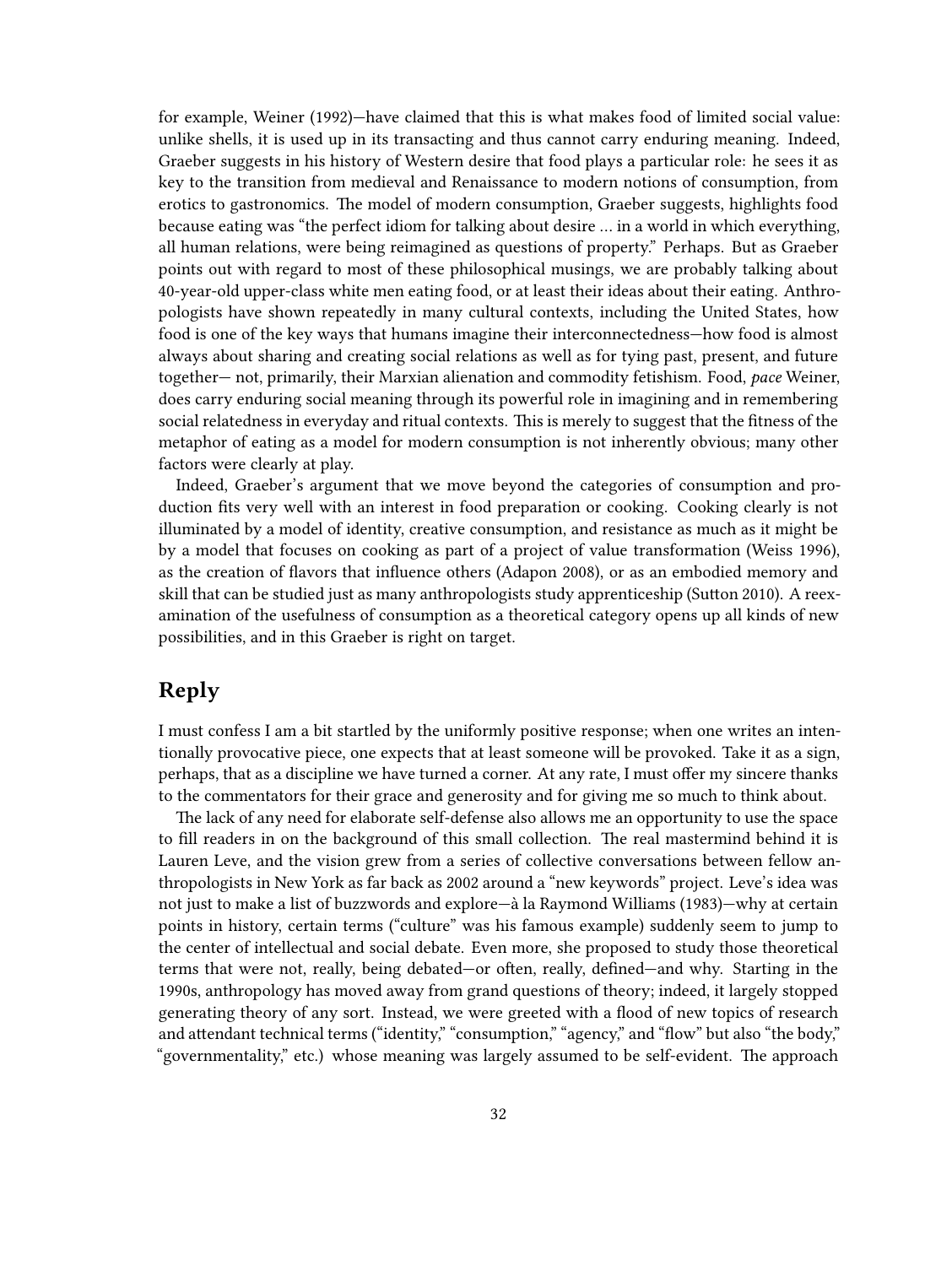for example, Weiner (1992)—have claimed that this is what makes food of limited social value: unlike shells, it is used up in its transacting and thus cannot carry enduring meaning. Indeed, Graeber suggests in his history of Western desire that food plays a particular role: he sees it as key to the transition from medieval and Renaissance to modern notions of consumption, from erotics to gastronomics. The model of modern consumption, Graeber suggests, highlights food because eating was "the perfect idiom for talking about desire … in a world in which everything, all human relations, were being reimagined as questions of property." Perhaps. But as Graeber points out with regard to most of these philosophical musings, we are probably talking about 40-year-old upper-class white men eating food, or at least their ideas about their eating. Anthropologists have shown repeatedly in many cultural contexts, including the United States, how food is one of the key ways that humans imagine their interconnectedness—how food is almost always about sharing and creating social relations as well as for tying past, present, and future together— not, primarily, their Marxian alienation and commodity fetishism. Food, *pace* Weiner, does carry enduring social meaning through its powerful role in imagining and in remembering social relatedness in everyday and ritual contexts. This is merely to suggest that the fitness of the metaphor of eating as a model for modern consumption is not inherently obvious; many other factors were clearly at play.

Indeed, Graeber's argument that we move beyond the categories of consumption and production fits very well with an interest in food preparation or cooking. Cooking clearly is not illuminated by a model of identity, creative consumption, and resistance as much as it might be by a model that focuses on cooking as part of a project of value transformation (Weiss 1996), as the creation of flavors that influence others (Adapon 2008), or as an embodied memory and skill that can be studied just as many anthropologists study apprenticeship (Sutton 2010). A reexamination of the usefulness of consumption as a theoretical category opens up all kinds of new possibilities, and in this Graeber is right on target.

## Reply

I must confess I am a bit startled by the uniformly positive response; when one writes an intentionally provocative piece, one expects that at least someone will be provoked. Take it as a sign, perhaps, that as a discipline we have turned a corner. At any rate, I must offer my sincere thanks to the commentators for their grace and generosity and for giving me so much to think about.

The lack of any need for elaborate self-defense also allows me an opportunity to use the space to fill readers in on the background of this small collection. The real mastermind behind it is Lauren Leve, and the vision grew from a series of collective conversations between fellow anthropologists in New York as far back as 2002 around a "new keywords" project. Leve's idea was not just to make a list of buzzwords and explore—à la Raymond Williams (1983)—why at certain points in history, certain terms ("culture" was his famous example) suddenly seem to jump to the center of intellectual and social debate. Even more, she proposed to study those theoretical terms that were not, really, being debated—or often, really, defined—and why. Starting in the 1990s, anthropology has moved away from grand questions of theory; indeed, it largely stopped generating theory of any sort. Instead, we were greeted with a flood of new topics of research and attendant technical terms ("identity," "consumption," "agency," and "flow" but also "the body," "governmentality," etc.) whose meaning was largely assumed to be self-evident. The approach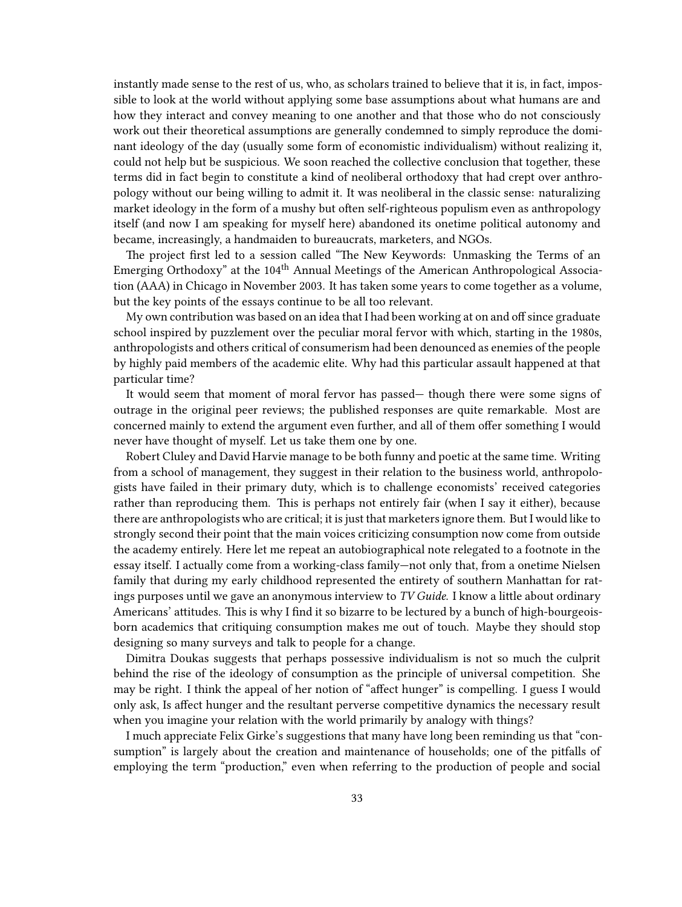instantly made sense to the rest of us, who, as scholars trained to believe that it is, in fact, impossible to look at the world without applying some base assumptions about what humans are and how they interact and convey meaning to one another and that those who do not consciously work out their theoretical assumptions are generally condemned to simply reproduce the dominant ideology of the day (usually some form of economistic individualism) without realizing it, could not help but be suspicious. We soon reached the collective conclusion that together, these terms did in fact begin to constitute a kind of neoliberal orthodoxy that had crept over anthropology without our being willing to admit it. It was neoliberal in the classic sense: naturalizing market ideology in the form of a mushy but often self-righteous populism even as anthropology itself (and now I am speaking for myself here) abandoned its onetime political autonomy and became, increasingly, a handmaiden to bureaucrats, marketers, and NGOs.

The project first led to a session called "The New Keywords: Unmasking the Terms of an Emerging Orthodoxy" at the 104th Annual Meetings of the American Anthropological Association (AAA) in Chicago in November 2003. It has taken some years to come together as a volume, but the key points of the essays continue to be all too relevant.

My own contribution was based on an idea that I had been working at on and off since graduate school inspired by puzzlement over the peculiar moral fervor with which, starting in the 1980s, anthropologists and others critical of consumerism had been denounced as enemies of the people by highly paid members of the academic elite. Why had this particular assault happened at that particular time?

It would seem that moment of moral fervor has passed— though there were some signs of outrage in the original peer reviews; the published responses are quite remarkable. Most are concerned mainly to extend the argument even further, and all of them offer something I would never have thought of myself. Let us take them one by one.

Robert Cluley and David Harvie manage to be both funny and poetic at the same time. Writing from a school of management, they suggest in their relation to the business world, anthropologists have failed in their primary duty, which is to challenge economists' received categories rather than reproducing them. This is perhaps not entirely fair (when I say it either), because there are anthropologists who are critical; it is just that marketers ignore them. But I would like to strongly second their point that the main voices criticizing consumption now come from outside the academy entirely. Here let me repeat an autobiographical note relegated to a footnote in the essay itself. I actually come from a working-class family—not only that, from a onetime Nielsen family that during my early childhood represented the entirety of southern Manhattan for ratings purposes until we gave an anonymous interview to *TV Guide.* I know a little about ordinary Americans' attitudes. This is why I find it so bizarre to be lectured by a bunch of high-bourgeois-born academics that critiquing consumption makes me out of touch. Maybe they should stop designing so many surveys and talk to people for a change.

Dimitra Doukas suggests that perhaps possessive individualism is not so much the culprit behind the rise of the ideology of consumption as the principle of universal competition. She may be right. I think the appeal of her notion of "affect hunger" is compelling. I guess I would only ask, Is affect hunger and the resultant perverse competitive dynamics the necessary result when you imagine your relation with the world primarily by analogy with things?

I much appreciate Felix Girke's suggestions that many have long been reminding us that "consumption" is largely about the creation and maintenance of households; one of the pitfalls of employing the term "production," even when referring to the production of people and social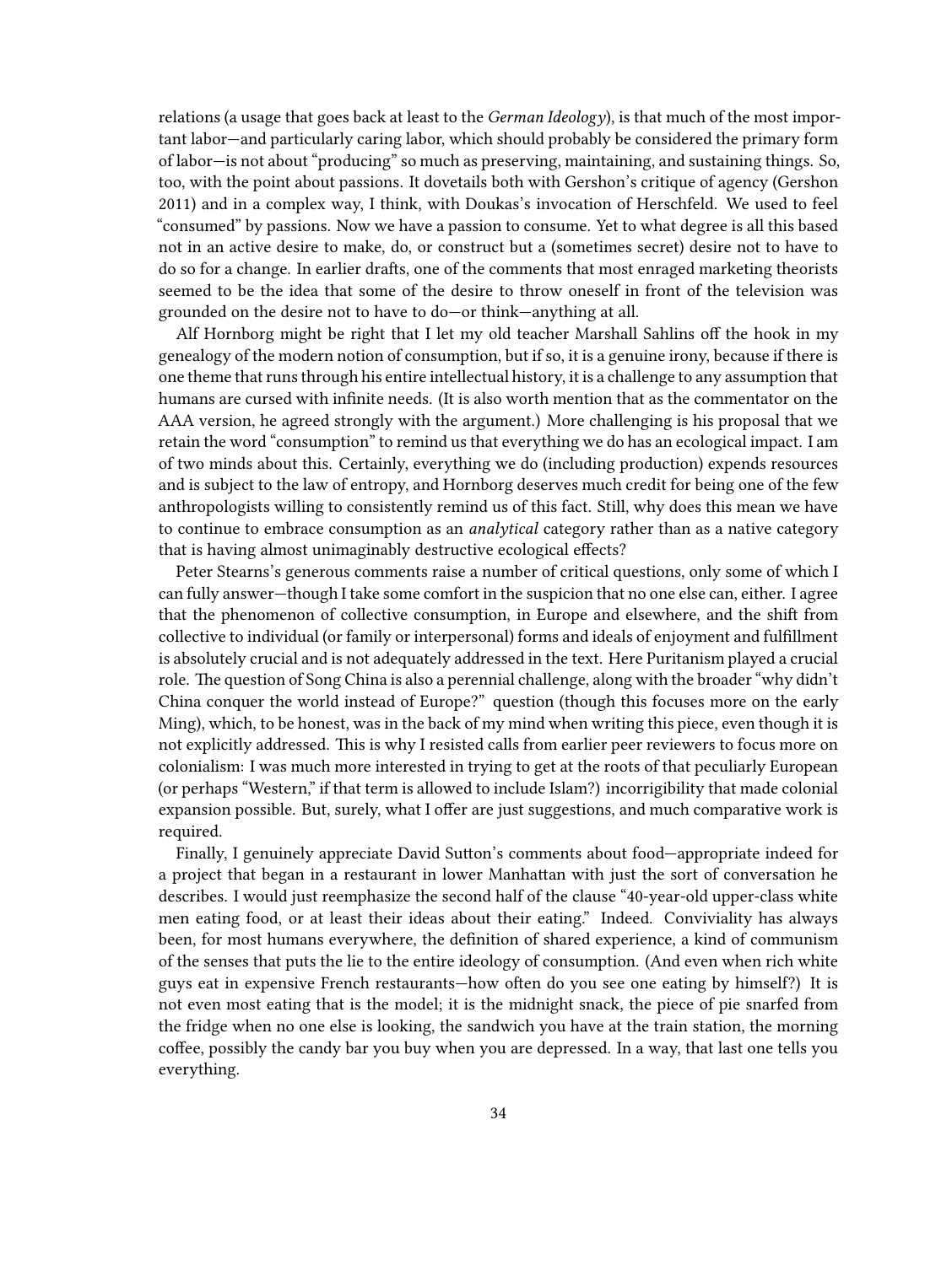relations (a usage that goes back at least to the *German Ideology*), is that much of the most important labor—and particularly caring labor, which should probably be considered the primary form of labor—is not about "producing" so much as preserving, maintaining, and sustaining things. So, too, with the point about passions. It dovetails both with Gershon's critique of agency (Gershon 2011) and in a complex way, I think, with Doukas's invocation of Herschfeld. We used to feel "consumed" by passions. Now we have a passion to consume. Yet to what degree is all this based not in an active desire to make, do, or construct but a (sometimes secret) desire not to have to do so for a change. In earlier drafts, one of the comments that most enraged marketing theorists seemed to be the idea that some of the desire to throw oneself in front of the television was grounded on the desire not to have to do—or think—anything at all.

Alf Hornborg might be right that I let my old teacher Marshall Sahlins off the hook in my genealogy of the modern notion of consumption, but if so, it is a genuine irony, because if there is one theme that runs through his entire intellectual history, it is a challenge to any assumption that humans are cursed with infinite needs. (It is also worth mention that as the commentator on the AAA version, he agreed strongly with the argument.) More challenging is his proposal that we retain the word "consumption" to remind us that everything we do has an ecological impact. I am of two minds about this. Certainly, everything we do (including production) expends resources and is subject to the law of entropy, and Hornborg deserves much credit for being one of the few anthropologists willing to consistently remind us of this fact. Still, why does this mean we have to continue to embrace consumption as an *analytical* category rather than as a native category that is having almost unimaginably destructive ecological effects?

Peter Stearns's generous comments raise a number of critical questions, only some of which I can fully answer—though I take some comfort in the suspicion that no one else can, either. I agree that the phenomenon of collective consumption, in Europe and elsewhere, and the shift from collective to individual (or family or interpersonal) forms and ideals of enjoyment and fulfillment is absolutely crucial and is not adequately addressed in the text. Here Puritanism played a crucial role. The question of Song China is also a perennial challenge, along with the broader "why didn't China conquer the world instead of Europe?" question (though this focuses more on the early Ming), which, to be honest, was in the back of my mind when writing this piece, even though it is not explicitly addressed. This is why I resisted calls from earlier peer reviewers to focus more on colonialism: I was much more interested in trying to get at the roots of that peculiarly European (or perhaps "Western," if that term is allowed to include Islam?) incorrigibility that made colonial expansion possible. But, surely, what I offer are just suggestions, and much comparative work is required.

Finally, I genuinely appreciate David Sutton's comments about food—appropriate indeed for a project that began in a restaurant in lower Manhattan with just the sort of conversation he describes. I would just reemphasize the second half of the clause "40-year-old upper-class white men eating food, or at least their ideas about their eating." Indeed. Conviviality has always been, for most humans everywhere, the definition of shared experience, a kind of communism of the senses that puts the lie to the entire ideology of consumption. (And even when rich white guys eat in expensive French restaurants—how often do you see one eating by himself?) It is not even most eating that is the model; it is the midnight snack, the piece of pie snarfed from the fridge when no one else is looking, the sandwich you have at the train station, the morning coffee, possibly the candy bar you buy when you are depressed. In a way, that last one tells you everything.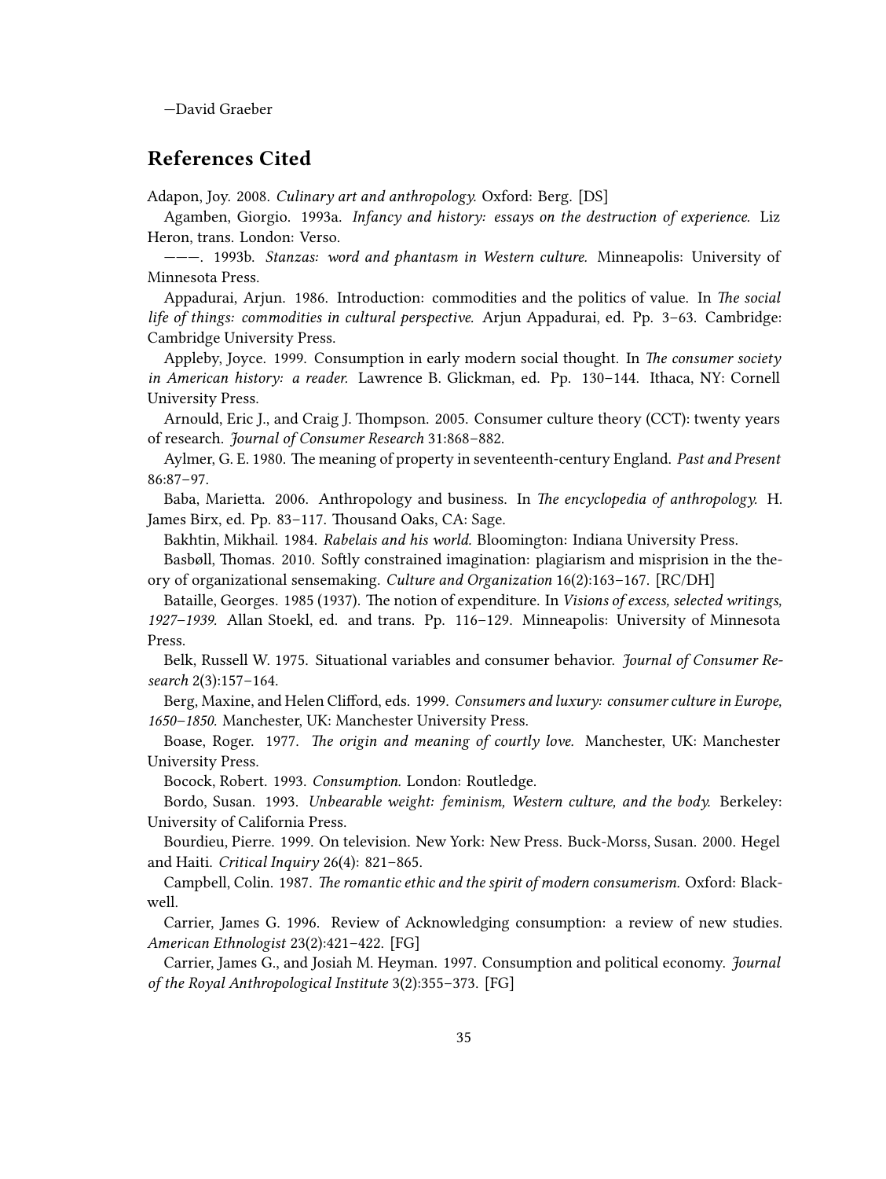—David Graeber

## References Cited

Adapon, Joy. 2008. *Culinary art and anthropology.* Oxford: Berg. [DS]

Agamben, Giorgio. 1993a. *Infancy and history: essays on the destruction of experience.* Liz Heron, trans. London: Verso.

———. 1993b. *Stanzas: word and phantasm in Western culture.* Minneapolis: University of Minnesota Press.

Appadurai, Arjun. 1986. Introduction: commodities and the politics of value. In *The social life of things: commodities in cultural perspective.* Arjun Appadurai, ed. Pp. 3–63. Cambridge: Cambridge University Press.

Appleby, Joyce. 1999. Consumption in early modern social thought. In *The consumer society in American history: a reader.* Lawrence B. Glickman, ed. Pp. 130–144. Ithaca, NY: Cornell University Press.

Arnould, Eric J., and Craig J. Thompson. 2005. Consumer culture theory (CCT): twenty years of research. *Journal of Consumer Research* 31:868–882.

Aylmer, G. E. 1980. The meaning of property in seventeenth-century England. *Past and Present* 86:87–97.

Baba, Marietta. 2006. Anthropology and business. In *The encyclopedia of anthropology.* H. James Birx, ed. Pp. 83–117. Thousand Oaks, CA: Sage.

Bakhtin, Mikhail. 1984. *Rabelais and his world.* Bloomington: Indiana University Press.

Basbøll, Thomas. 2010. Softly constrained imagination: plagiarism and misprision in the theory of organizational sensemaking. *Culture and Organization* 16(2):163–167. [RC/DH]

Bataille, Georges. 1985 (1937). The notion of expenditure. In *Visions of excess, selected writings, 1927–1939.* Allan Stoekl, ed. and trans. Pp. 116–129. Minneapolis: University of Minnesota Press.

Belk, Russell W. 1975. Situational variables and consumer behavior. *Journal of Consumer Research* 2(3):157–164.

Berg, Maxine, and Helen Clifford, eds. 1999. *Consumers and luxury: consumer culture in Europe, 1650–1850.* Manchester, UK: Manchester University Press.

Boase, Roger. 1977. *The origin and meaning of courtly love.* Manchester, UK: Manchester University Press.

Bocock, Robert. 1993. *Consumption.* London: Routledge.

Bordo, Susan. 1993. *Unbearable weight: feminism, Western culture, and the body.* Berkeley: University of California Press.

Bourdieu, Pierre. 1999. On television. New York: New Press. Buck-Morss, Susan. 2000. Hegel and Haiti. *Critical Inquiry* 26(4): 821–865.

Campbell, Colin. 1987. *The romantic ethic and the spirit of modern consumerism.* Oxford: Blackwell.

Carrier, James G. 1996. Review of Acknowledging consumption: a review of new studies. *American Ethnologist* 23(2):421–422. [FG]

Carrier, James G., and Josiah M. Heyman. 1997. Consumption and political economy. *Journal of the Royal Anthropological Institute* 3(2):355–373. [FG]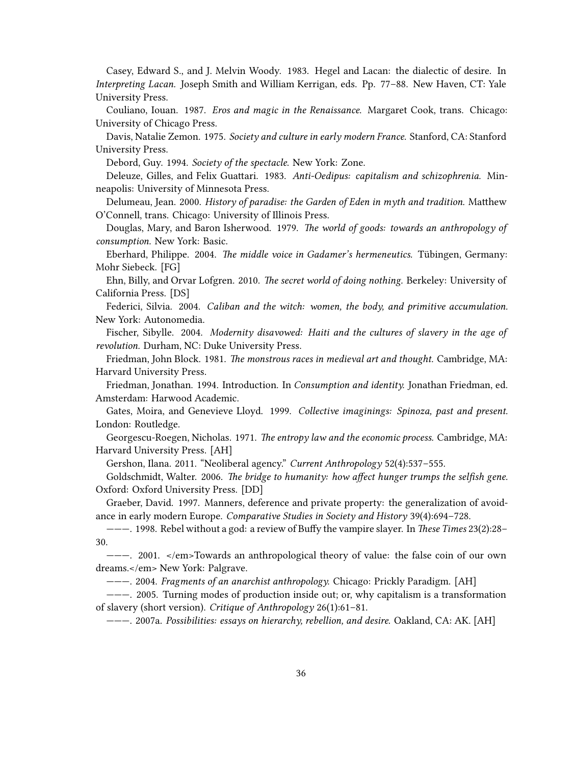Casey, Edward S., and J. Melvin Woody. 1983. Hegel and Lacan: the dialectic of desire. In *Interpreting Lacan.* Joseph Smith and William Kerrigan, eds. Pp. 77–88. New Haven, CT: Yale University Press.

Couliano, Iouan. 1987. *Eros and magic in the Renaissance.* Margaret Cook, trans. Chicago: University of Chicago Press.

Davis, Natalie Zemon. 1975. *Society and culture in early modern France.* Stanford, CA: Stanford University Press.

Debord, Guy. 1994. *Society of the spectacle.* New York: Zone.

Deleuze, Gilles, and Felix Guattari. 1983. *Anti-Oedipus: capitalism and schizophrenia.* Minneapolis: University of Minnesota Press.

Delumeau, Jean. 2000. *History of paradise: the Garden of Eden in myth and tradition.* Matthew O'Connell, trans. Chicago: University of Illinois Press.

Douglas, Mary, and Baron Isherwood. 1979. *The world of goods: towards an anthropology of consumption.* New York: Basic.

Eberhard, Philippe. 2004. *The middle voice in Gadamer's hermeneutics.* Tübingen, Germany: Mohr Siebeck. [FG]

Ehn, Billy, and Orvar Lofgren. 2010. *The secret world of doing nothing.* Berkeley: University of California Press. [DS]

Federici, Silvia. 2004. *Caliban and the witch: women, the body, and primitive accumulation.* New York: Autonomedia.

Fischer, Sibylle. 2004. *Modernity disavowed: Haiti and the cultures of slavery in the age of revolution.* Durham, NC: Duke University Press.

Friedman, John Block. 1981. *The monstrous races in medieval art and thought.* Cambridge, MA: Harvard University Press.

Friedman, Jonathan. 1994. Introduction. In *Consumption and identity.* Jonathan Friedman, ed. Amsterdam: Harwood Academic.

Gates, Moira, and Genevieve Lloyd. 1999. *Collective imaginings: Spinoza, past and present.* London: Routledge.

Georgescu-Roegen, Nicholas. 1971. *The entropy law and the economic process.* Cambridge, MA: Harvard University Press. [AH]

Gershon, Ilana. 2011. "Neoliberal agency." *Current Anthropology* 52(4):537–555.

Goldschmidt, Walter. 2006. *The bridge to humanity: how affect hunger trumps the selfish gene.* Oxford: Oxford University Press. [DD]

Graeber, David. 1997. Manners, deference and private property: the generalization of avoidance in early modern Europe. *Comparative Studies in Society and History* 39(4):694–728.

———. 1998. Rebel without a god: a review of Buffy the vampire slayer. In *These Times* 23(2):28–30.

———. 2001. </em>Towards an anthropological theory of value: the false coin of our own dreams.</em> New York: Palgrave.

———. 2004. *Fragments of an anarchist anthropology.* Chicago: Prickly Paradigm. [AH]

———. 2005. Turning modes of production inside out; or, why capitalism is a transformation of slavery (short version). *Critique of Anthropology* 26(1):61–81.

———. 2007a. *Possibilities: essays on hierarchy, rebellion, and desire.* Oakland, CA: AK. [AH]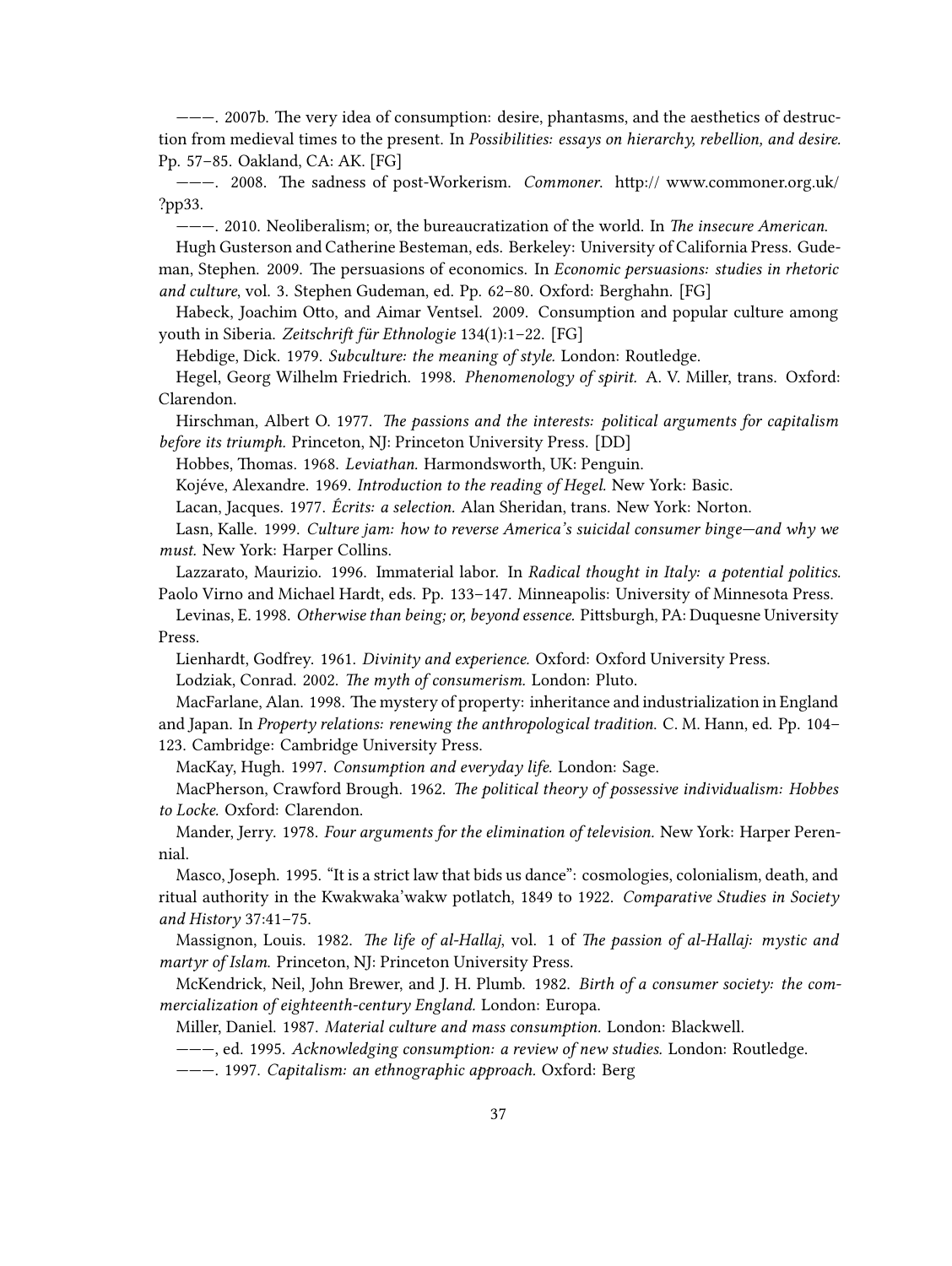———. 2007b. The very idea of consumption: desire, phantasms, and the aesthetics of destruction from medieval times to the present. In *Possibilities: essays on hierarchy, rebellion, and desire*. Pp. 57–85. Oakland, CA: AK. [FG]

———. 2008. The sadness of post-Workerism. *Commoner*. http:// www.commoner.org.uk/ ?pp33.

———. 2010. Neoliberalism; or, the bureaucratization of the world. In *The insecure American*.

Hugh Gusterson and Catherine Besteman, eds. Berkeley: University of California Press. Gudeman, Stephen. 2009. The persuasions of economics. In *Economic persuasions: studies in rhetoric and culture*, vol. 3. Stephen Gudeman, ed. Pp. 62–80. Oxford: Berghahn. [FG]

Habeck, Joachim Otto, and Aimar Ventsel. 2009. Consumption and popular culture among youth in Siberia. *Zeitschrift für Ethnologie* 134(1):1–22. [FG]

Hebdige, Dick. 1979. *Subculture: the meaning of style.* London: Routledge.

Hegel, Georg Wilhelm Friedrich. 1998. *Phenomenology of spirit.* A. V. Miller, trans. Oxford: Clarendon.

Hirschman, Albert O. 1977. *The passions and the interests: political arguments for capitalism before its triumph.* Princeton, NJ: Princeton University Press. [DD]

Hobbes, Thomas. 1968. *Leviathan.* Harmondsworth, UK: Penguin.

Kojéve, Alexandre. 1969. *Introduction to the reading of Hegel.* New York: Basic.

Lacan, Jacques. 1977. *Écrits: a selection.* Alan Sheridan, trans. New York: Norton.

Lasn, Kalle. 1999. *Culture jam: how to reverse America's suicidal consumer binge—and why we must.* New York: Harper Collins.

Lazzarato, Maurizio. 1996. Immaterial labor. In *Radical thought in Italy: a potential politics*. Paolo Virno and Michael Hardt, eds. Pp. 133–147. Minneapolis: University of Minnesota Press.

Levinas, E. 1998. *Otherwise than being; or, beyond essence.* Pittsburgh, PA: Duquesne University Press.

Lienhardt, Godfrey. 1961. *Divinity and experience.* Oxford: Oxford University Press.

Lodziak, Conrad. 2002. *The myth of consumerism.* London: Pluto.

MacFarlane, Alan. 1998. The mystery of property: inheritance and industrialization in England and Japan. In *Property relations: renewing the anthropological tradition.* C. M. Hann, ed. Pp. 104–123. Cambridge: Cambridge University Press.

MacKay, Hugh. 1997. *Consumption and everyday life.* London: Sage.

MacPherson, Crawford Brough. 1962. *The political theory of possessive individualism: Hobbes to Locke.* Oxford: Clarendon.

Mander, Jerry. 1978. *Four arguments for the elimination of television.* New York: Harper Perennial.

Masco, Joseph. 1995. "It is a strict law that bids us dance": cosmologies, colonialism, death, and ritual authority in the Kwakwaka'wakw potlatch, 1849 to 1922. *Comparative Studies in Society and History* 37:41–75.

Massignon, Louis. 1982. *The life of al-Hallaj*, vol. 1 of *The passion of al-Hallaj: mystic and martyr of Islam.* Princeton, NJ: Princeton University Press.

McKendrick, Neil, John Brewer, and J. H. Plumb. 1982. *Birth of a consumer society: the commercialization of eighteenth-century England.* London: Europa.

Miller, Daniel. 1987. *Material culture and mass consumption.* London: Blackwell.

———, ed. 1995. *Acknowledging consumption: a review of new studies.* London: Routledge.

———. 1997. *Capitalism: an ethnographic approach.* Oxford: Berg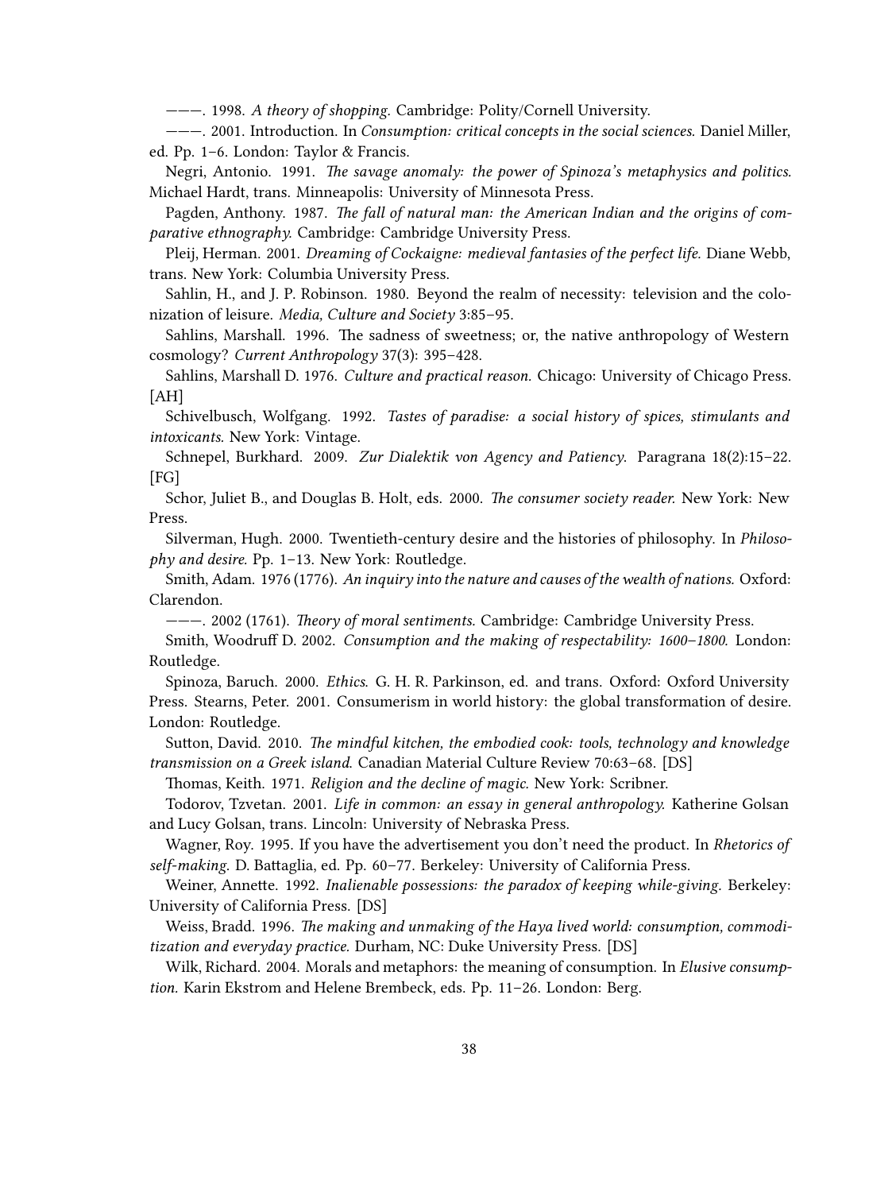———. 1998. *A theory of shopping.* Cambridge: Polity/Cornell University.

———. 2001. Introduction. In *Consumption: critical concepts in the social sciences.* Daniel Miller, ed. Pp. 1–6. London: Taylor & Francis.

Negri, Antonio. 1991. *The savage anomaly: the power of Spinoza's metaphysics and politics.* Michael Hardt, trans. Minneapolis: University of Minnesota Press.

Pagden, Anthony. 1987. *The fall of natural man: the American Indian and the origins of comparative ethnography.* Cambridge: Cambridge University Press.

Pleij, Herman. 2001. *Dreaming of Cockaigne: medieval fantasies of the perfect life.* Diane Webb, trans. New York: Columbia University Press.

Sahlin, H., and J. P. Robinson. 1980. Beyond the realm of necessity: television and the colonization of leisure. *Media, Culture and Society* 3:85–95.

Sahlins, Marshall. 1996. The sadness of sweetness; or, the native anthropology of Western cosmology? *Current Anthropology* 37(3): 395–428.

Sahlins, Marshall D. 1976. *Culture and practical reason.* Chicago: University of Chicago Press. [AH]

Schivelbusch, Wolfgang. 1992. *Tastes of paradise: a social history of spices, stimulants and intoxicants.* New York: Vintage.

Schnepel, Burkhard. 2009. *Zur Dialektik von Agency and Patiency.* Paragrana 18(2):15–22. [FG]

Schor, Juliet B., and Douglas B. Holt, eds. 2000. *The consumer society reader.* New York: New Press.

Silverman, Hugh. 2000. Twentieth-century desire and the histories of philosophy. In *Philosophy and desire.* Pp. 1–13. New York: Routledge.

Smith, Adam. 1976 (1776). *An inquiry into the nature and causes of the wealth of nations.* Oxford: Clarendon.

———. 2002 (1761). *Theory of moral sentiments.* Cambridge: Cambridge University Press.

Smith, Woodruff D. 2002. *Consumption and the making of respectability: 1600–1800.* London: Routledge.

Spinoza, Baruch. 2000. *Ethics.* G. H. R. Parkinson, ed. and trans. Oxford: Oxford University Press. Stearns, Peter. 2001. Consumerism in world history: the global transformation of desire. London: Routledge.

Sutton, David. 2010. *The mindful kitchen, the embodied cook: tools, technology and knowledge transmission on a Greek island.* Canadian Material Culture Review 70:63–68. [DS]

Thomas, Keith. 1971. *Religion and the decline of magic.* New York: Scribner.

Todorov, Tzvetan. 2001. *Life in common: an essay in general anthropology.* Katherine Golsan and Lucy Golsan, trans. Lincoln: University of Nebraska Press.

Wagner, Roy. 1995. If you have the advertisement you don't need the product. In *Rhetorics of self-making.* D. Battaglia, ed. Pp. 60–77. Berkeley: University of California Press.

Weiner, Annette. 1992. *Inalienable possessions: the paradox of keeping while-giving.* Berkeley: University of California Press. [DS]

Weiss, Bradd. 1996. *The making and unmaking of the Haya lived world: consumption, commoditization and everyday practice.* Durham, NC: Duke University Press. [DS]

Wilk, Richard. 2004. Morals and metaphors: the meaning of consumption. In *Elusive consumption.* Karin Ekstrom and Helene Brembeck, eds. Pp. 11–26. London: Berg.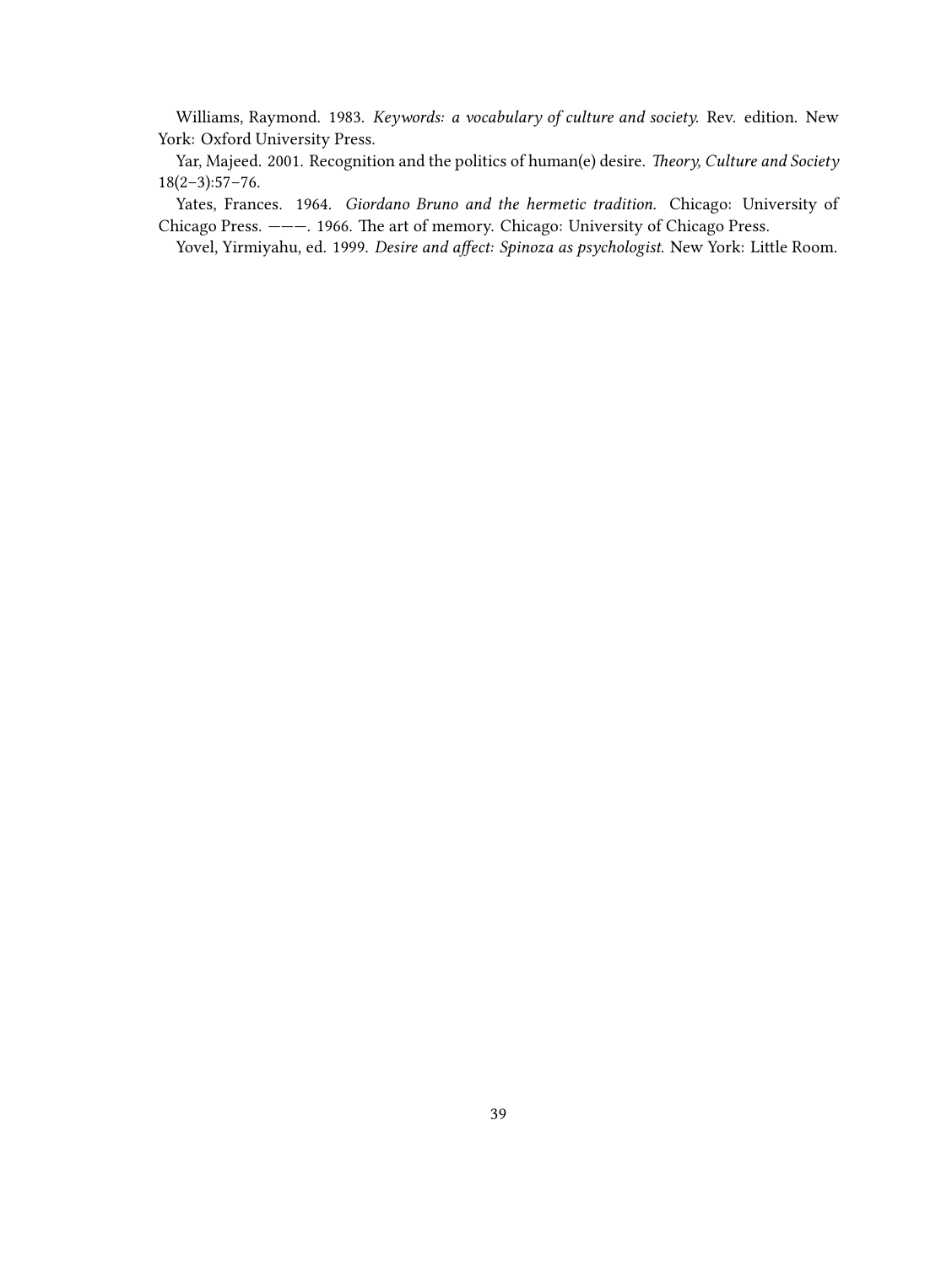Williams, Raymond. 1983. *Keywords: a vocabulary of culture and society.* Rev. edition. New York: Oxford University Press.

Yar, Majeed. 2001. Recognition and the politics of human(e) desire. *Theory, Culture and Society* 18(2–3):57–76.

Yates, Frances. 1964. *Giordano Bruno and the hermetic tradition.* Chicago: University of Chicago Press. ———. 1966. The art of memory. Chicago: University of Chicago Press.

Yovel, Yirmiyahu, ed. 1999. *Desire and affect: Spinoza as psychologist.* New York: Little Room.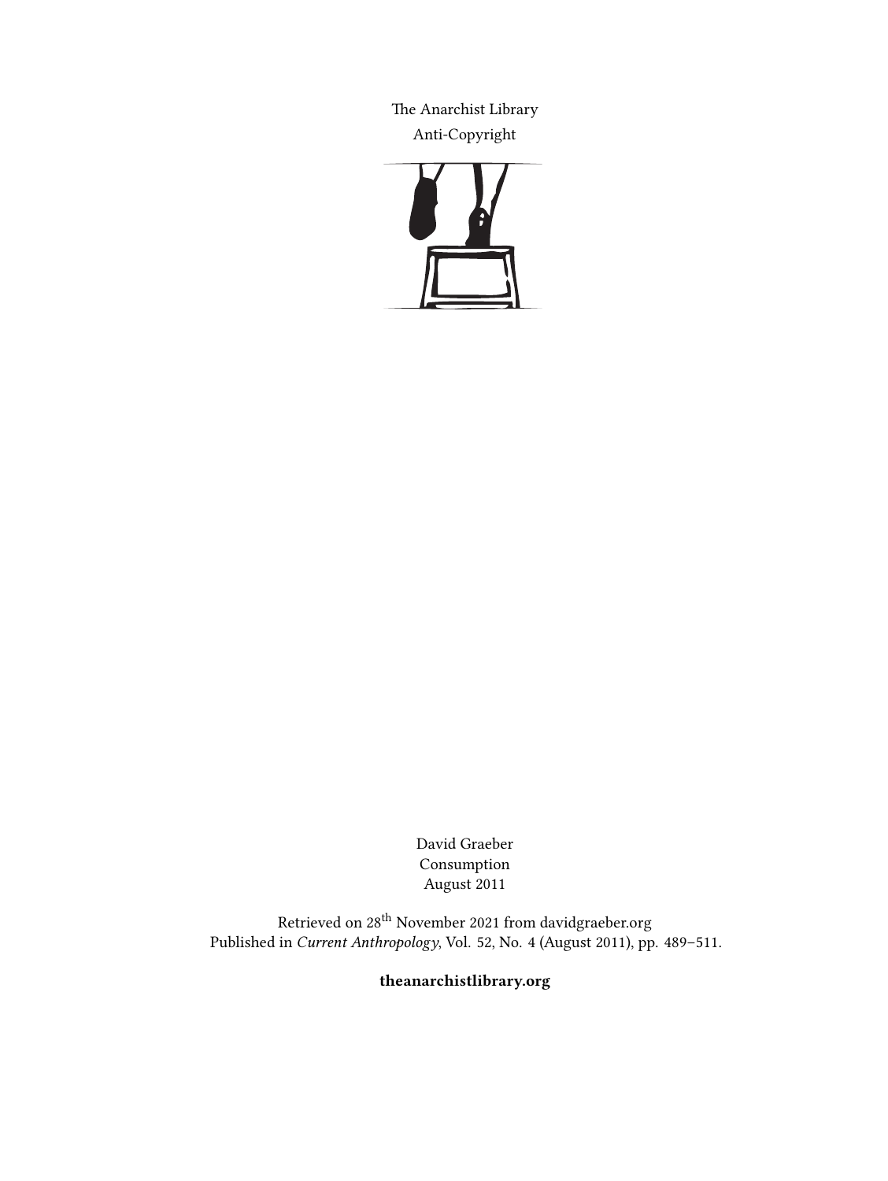The Anarchist Library

Anti-Copyright

David Graeber

Consumption

August 2011

Retrieved on 28th November 2021 from davidgraeber.org

Published in *Current Anthropology*, Vol. 52, No. 4 (August 2011), pp. 489–511.

**theanarchistlibrary.org**